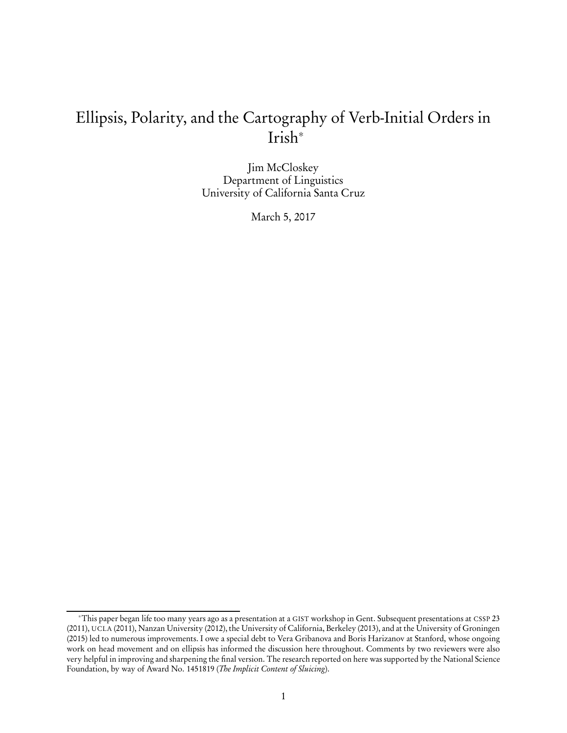# Ellipsis, Polarity, and the Cartography of Verb-Initial Orders in Irish*

Jim McCloskey
Department of Linguistics
University of California Santa Cruz

March 5, 2017

---

*This paper began life too many years ago as a presentation at a GIST workshop in Gent. Subsequent presentations at CSSP 23 (2011), UCLA (2011), Nanzan University (2012), the University of California, Berkeley (2013), and at the University of Groningen (2015) led to numerous improvements. I owe a special debt to Vera Gribanova and Boris Harizanov at Stanford, whose ongoing work on head movement and on ellipsis has informed the discussion here throughout. Comments by two reviewers were also very helpful in improving and sharpening the final version. The research reported on here was supported by the National Science Foundation, by way of Award No. 1451819 (*The Implicit Content of Sluicing*).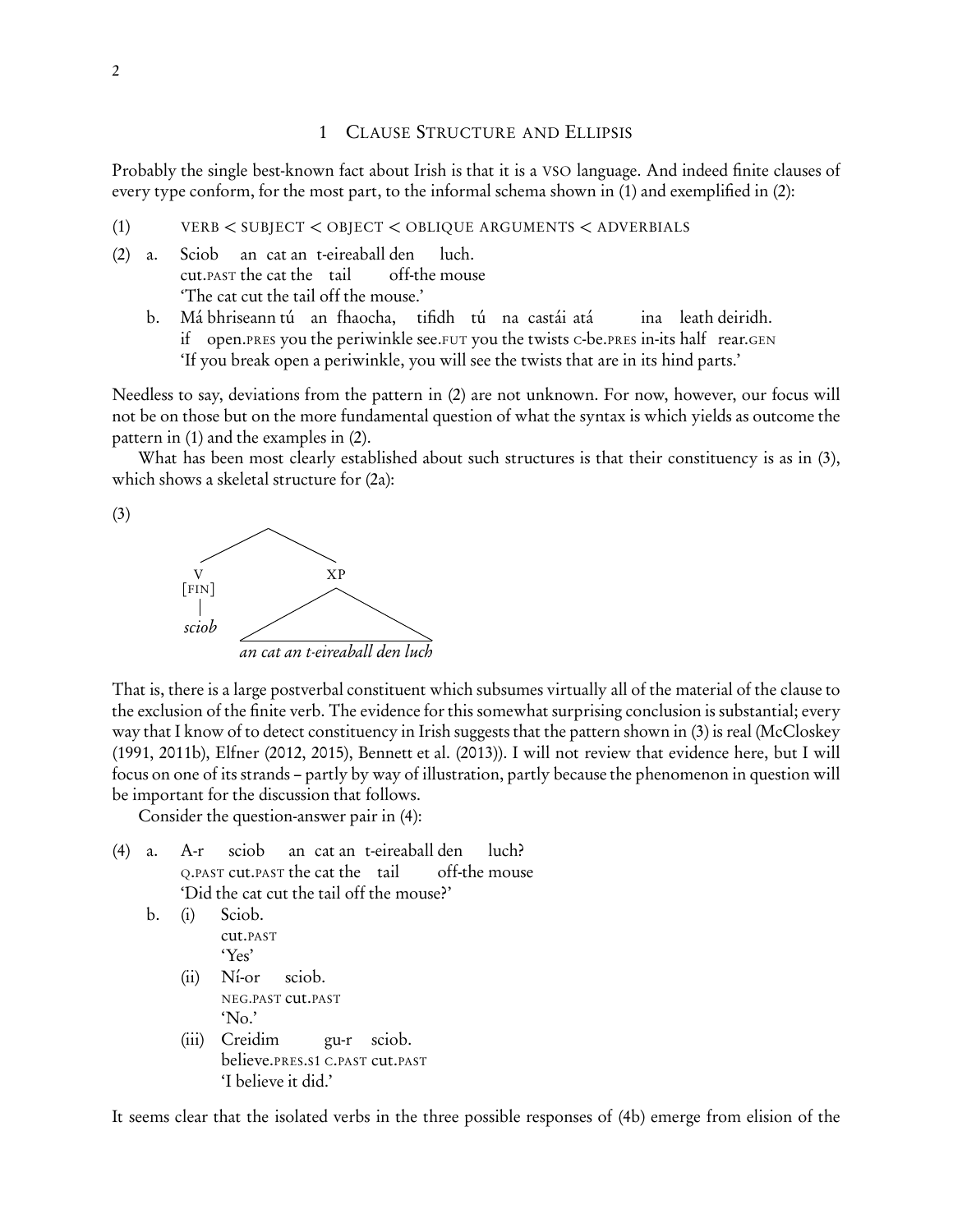## 1 Clause Structure and Ellipsis

Probably the single best-known fact about Irish is that it is a VSO language. And indeed finite clauses of every type conform, for the most part, to the informal schema shown in (1) and exemplified in (2):

(1) VERB < SUBJECT < OBJECT < OBLIQUE ARGUMENTS < ADVERBIALS

(2) a. Sciob an cat an t-eireaball den luch.
 cut.PAST the cat the tail off-the mouse
 'The cat cut the tail off the mouse.'

 b. Má bhriseann tú an fhaocha, tifidh tú na castái atá ina leath deiridh.
 if open.PRES you the periwinkle see.FUT you the twists C-be.PRES in-its half rear.GEN
 'If you break open a periwinkle, you will see the twists that are in its hind parts.'

Needless to say, deviations from the pattern in (2) are not unknown. For now, however, our focus will not be on those but on the more fundamental question of what the syntax is which yields as outcome the pattern in (1) and the examples in (2).

What has been most clearly established about such structures is that their constituency is as in (3), which shows a skeletal structure for (2a):

(3)

```
        /\
       /  \
      V    XP
   [FIN]   /\
     |    /  \
  sciob  /____\
   an cat an t-eireaball den luch
```

That is, there is a large postverbal constituent which subsumes virtually all of the material of the clause to the exclusion of the finite verb. The evidence for this somewhat surprising conclusion is substantial; every way that I know of to detect constituency in Irish suggests that the pattern shown in (3) is real (McCloskey (1991, 2011b), Elfner (2012, 2015), Bennett et al. (2013)). I will not review that evidence here, but I will focus on one of its strands – partly by way of illustration, partly because the phenomenon in question will be important for the discussion that follows.

Consider the question-answer pair in (4):

(4) a. A-r sciob an cat an t-eireaball den luch?
 Q.PAST cut.PAST the cat the tail off-the mouse
 'Did the cat cut the tail off the mouse?'

 b. (i) Sciob.
 cut.PAST
 'Yes'

 (ii) Ní-or sciob.
 NEG.PAST cut.PAST
 'No.'

 (iii) Creidim gu-r sciob.
 believe.PRES.S1 C.PAST cut.PAST
 'I believe it did.'

It seems clear that the isolated verbs in the three possible responses of (4b) emerge from elision of the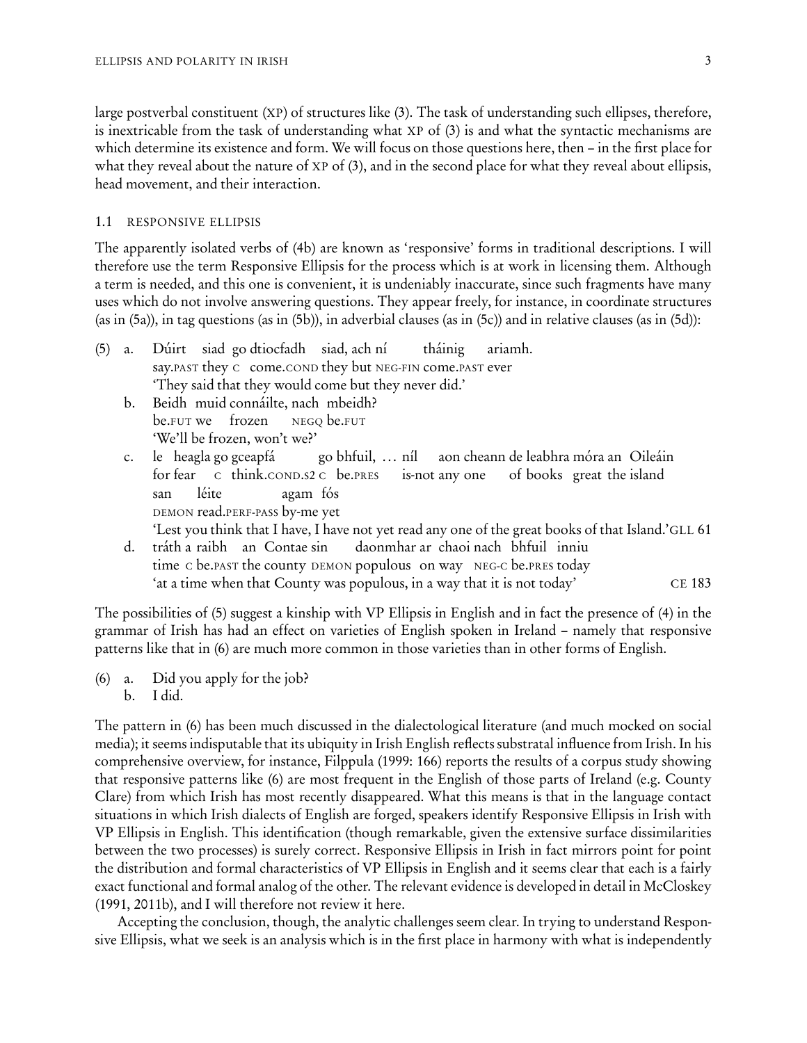large postverbal constituent (XP) of structures like (3). The task of understanding such ellipses, therefore, is inextricable from the task of understanding what XP of (3) is and what the syntactic mechanisms are which determine its existence and form. We will focus on those questions here, then – in the first place for what they reveal about the nature of XP of (3), and in the second place for what they reveal about ellipsis, head movement, and their interaction.

### 1.1 RESPONSIVE ELLIPSIS

The apparently isolated verbs of (4b) are known as 'responsive' forms in traditional descriptions. I will therefore use the term Responsive Ellipsis for the process which is at work in licensing them. Although a term is needed, and this one is convenient, it is undeniably inaccurate, since such fragments have many uses which do not involve answering questions. They appear freely, for instance, in coordinate structures (as in (5a)), in tag questions (as in (5b)), in adverbial clauses (as in (5c)) and in relative clauses (as in (5d)):

(5) a. Dúirt siad go dtiocfadh siad, ach ní tháinig ariamh.
say.PAST they C come.COND they but NEG-FIN come.PAST ever
'They said that they would come but they never did.'

b. Beidh muid connáilte, nach mbeidh?
be.FUT we frozen NEGQ be.FUT
'We'll be frozen, won't we?'

c. le heagla go gceapfá go bhfuil, … níl aon cheann de leabhra móra an Oileáin san léite agam fós
for fear C think.COND.S2 C be.PRES is-not any one of books great the island DEMON read.PERF-PASS by-me yet
'Lest you think that I have, I have not yet read any one of the great books of that Island.' GLL 61

d. tráth a raibh an Contae sin daonmhar ar chaoi nach bhfuil inniu
time C be.PAST the county DEMON populous on way NEG-C be.PRES today
'at a time when that County was populous, in a way that it is not today' CE 183

The possibilities of (5) suggest a kinship with VP Ellipsis in English and in fact the presence of (4) in the grammar of Irish has had an effect on varieties of English spoken in Ireland – namely that responsive patterns like that in (6) are much more common in those varieties than in other forms of English.

(6) a. Did you apply for the job?
b. I did.

The pattern in (6) has been much discussed in the dialectological literature (and much mocked on social media); it seems indisputable that its ubiquity in Irish English reflects substratal influence from Irish. In his comprehensive overview, for instance, Filppula (1999: 166) reports the results of a corpus study showing that responsive patterns like (6) are most frequent in the English of those parts of Ireland (e.g. County Clare) from which Irish has most recently disappeared. What this means is that in the language contact situations in which Irish dialects of English are forged, speakers identify Responsive Ellipsis in Irish with VP Ellipsis in English. This identification (though remarkable, given the extensive surface dissimilarities between the two processes) is surely correct. Responsive Ellipsis in Irish in fact mirrors point for point the distribution and formal characteristics of VP Ellipsis in English and it seems clear that each is a fairly exact functional and formal analog of the other. The relevant evidence is developed in detail in McCloskey (1991, 2011b), and I will therefore not review it here.

Accepting the conclusion, though, the analytic challenges seem clear. In trying to understand Responsive Ellipsis, what we seek is an analysis which is in the first place in harmony with what is independently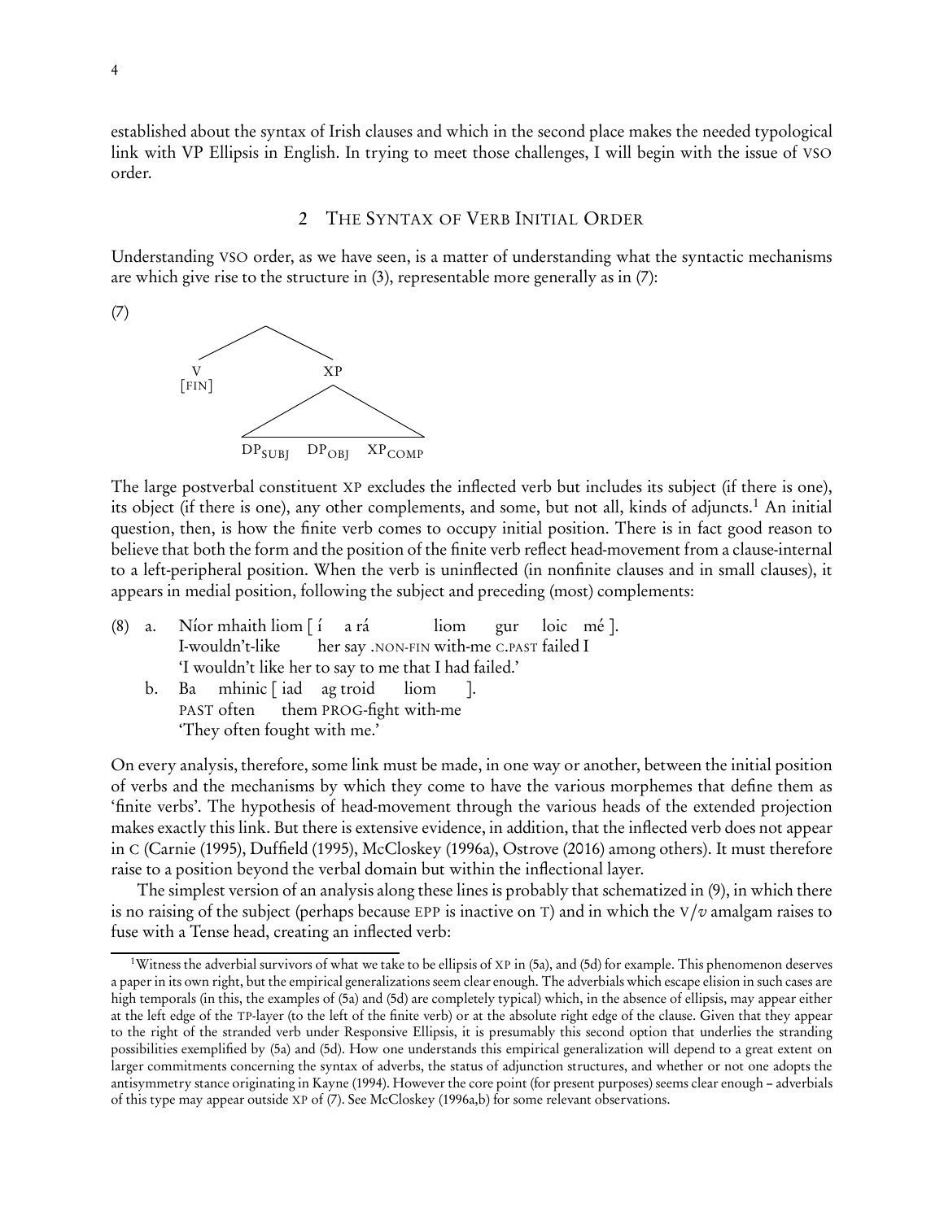established about the syntax of Irish clauses and which in the second place makes the needed typological link with VP Ellipsis in English. In trying to meet those challenges, I will begin with the issue of VSO order.

## 2 The Syntax of Verb Initial Order

Understanding VSO order, as we have seen, is a matter of understanding what the syntactic mechanisms are which give rise to the structure in (3), representable more generally as in (7):

(7)

```
        /\
       /  \
      V    XP
   [FIN]   /\
          /  \
  DP_SUBJ  DP_OBJ  XP_COMP
```

The large postverbal constituent XP excludes the inflected verb but includes its subject (if there is one), its object (if there is one), any other complements, and some, but not all, kinds of adjuncts.[1] An initial question, then, is how the finite verb comes to occupy initial position. There is in fact good reason to believe that both the form and the position of the finite verb reflect head-movement from a clause-internal to a left-peripheral position. When the verb is uninflected (in nonfinite clauses and in small clauses), it appears in medial position, following the subject and preceding (most) complements:

(8) a. Níor mhaith liom [ í a rá liom gur loic mé ].
I-wouldn't-like her say .NON-FIN with-me C.PAST failed I
'I wouldn't like her to say to me that I had failed.'

b. Ba mhinic [ iad ag troid liom ].
PAST often them PROG-fight with-me
'They often fought with me.'

On every analysis, therefore, some link must be made, in one way or another, between the initial position of verbs and the mechanisms by which they come to have the various morphemes that define them as 'finite verbs'. The hypothesis of head-movement through the various heads of the extended projection makes exactly this link. But there is extensive evidence, in addition, that the inflected verb does not appear in C (Carnie (1995), Duffield (1995), McCloskey (1996a), Ostrove (2016) among others). It must therefore raise to a position beyond the verbal domain but within the inflectional layer.

The simplest version of an analysis along these lines is probably that schematized in (9), in which there is no raising of the subject (perhaps because EPP is inactive on T) and in which the V/*v* amalgam raises to fuse with a Tense head, creating an inflected verb:

[1] Witness the adverbial survivors of what we take to be ellipsis of XP in (5a), and (5d) for example. This phenomenon deserves a paper in its own right, but the empirical generalizations seem clear enough. The adverbials which escape elision in such cases are high temporals (in this, the examples of (5a) and (5d) are completely typical) which, in the absence of ellipsis, may appear either at the left edge of the TP-layer (to the left of the finite verb) or at the absolute right edge of the clause. Given that they appear to the right of the stranded verb under Responsive Ellipsis, it is presumably this second option that underlies the stranding possibilities exemplified by (5a) and (5d). How one understands this empirical generalization will depend to a great extent on larger commitments concerning the syntax of adverbs, the status of adjunction structures, and whether or not one adopts the antisymmetry stance originating in Kayne (1994). However the core point (for present purposes) seems clear enough – adverbials of this type may appear outside XP of (7). See McCloskey (1996a,b) for some relevant observations.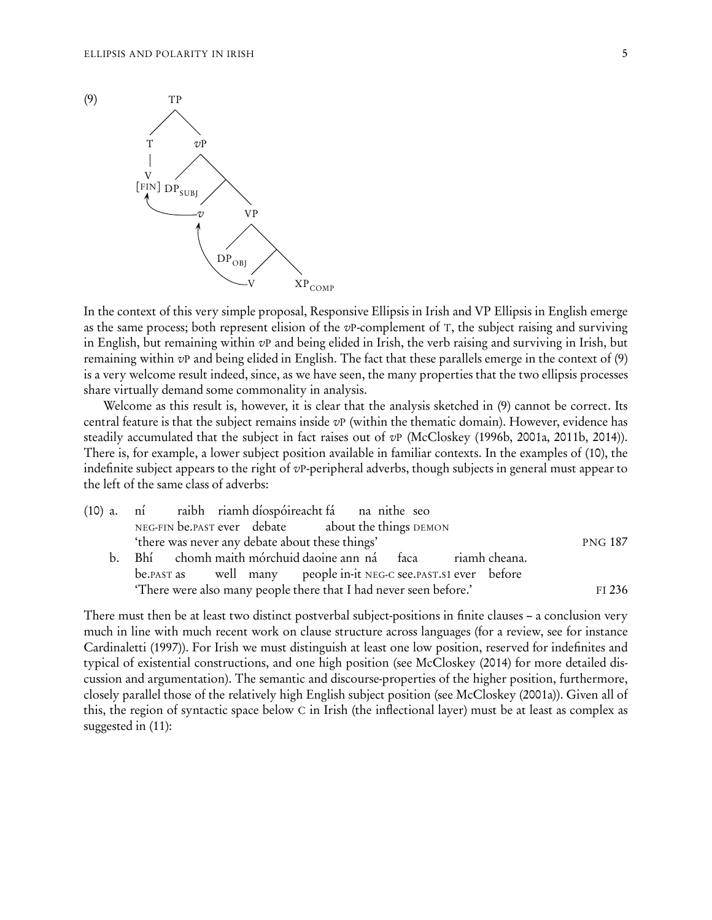(9) [tree diagram: [TP T [V [FIN]] [vP DP$_{SUBJ}$ [ v [VP DP$_{OBJ}$ [ V XP$_{COMP}$ ]]]]], with V raising to v and v raising to T]

In the context of this very simple proposal, Responsive Ellipsis in Irish and VP Ellipsis in English emerge as the same process; both represent elision of the *v*P-complement of T, the subject raising and surviving in English, but remaining within *v*P and being elided in Irish, the verb raising and surviving in Irish, but remaining within *v*P and being elided in English. The fact that these parallels emerge in the context of (9) is a very welcome result indeed, since, as we have seen, the many properties that the two ellipsis processes share virtually demand some commonality in analysis.

Welcome as this result is, however, it is clear that the analysis sketched in (9) cannot be correct. Its central feature is that the subject remains inside *v*P (within the thematic domain). However, evidence has steadily accumulated that the subject in fact raises out of *v*P (McCloskey (1996b, 2001a, 2011b, 2014)). There is, for example, a lower subject position available in familiar contexts. In the examples of (10), the indefinite subject appears to the right of *v*P-peripheral adverbs, though subjects in general must appear to the left of the same class of adverbs:

(10) a. ní raibh riamh díospóireacht fá na nithe seo
NEG-FIN be.PAST ever debate about the things DEMON
'there was never any debate about these things' PNG 187

b. Bhí chomh maith mórchuid daoine ann ná faca riamh cheana.
be.PAST as well many people in-it NEG-C see.PAST.S1 ever before
'There were also many people there that I had never seen before.' FI 236

There must then be at least two distinct postverbal subject-positions in finite clauses – a conclusion very much in line with much recent work on clause structure across languages (for a review, see for instance Cardinaletti (1997)). For Irish we must distinguish at least one low position, reserved for indefinites and typical of existential constructions, and one high position (see McCloskey (2014) for more detailed discussion and argumentation). The semantic and discourse-properties of the higher position, furthermore, closely parallel those of the relatively high English subject position (see McCloskey (2001a)). Given all of this, the region of syntactic space below C in Irish (the inflectional layer) must be at least as complex as suggested in (11):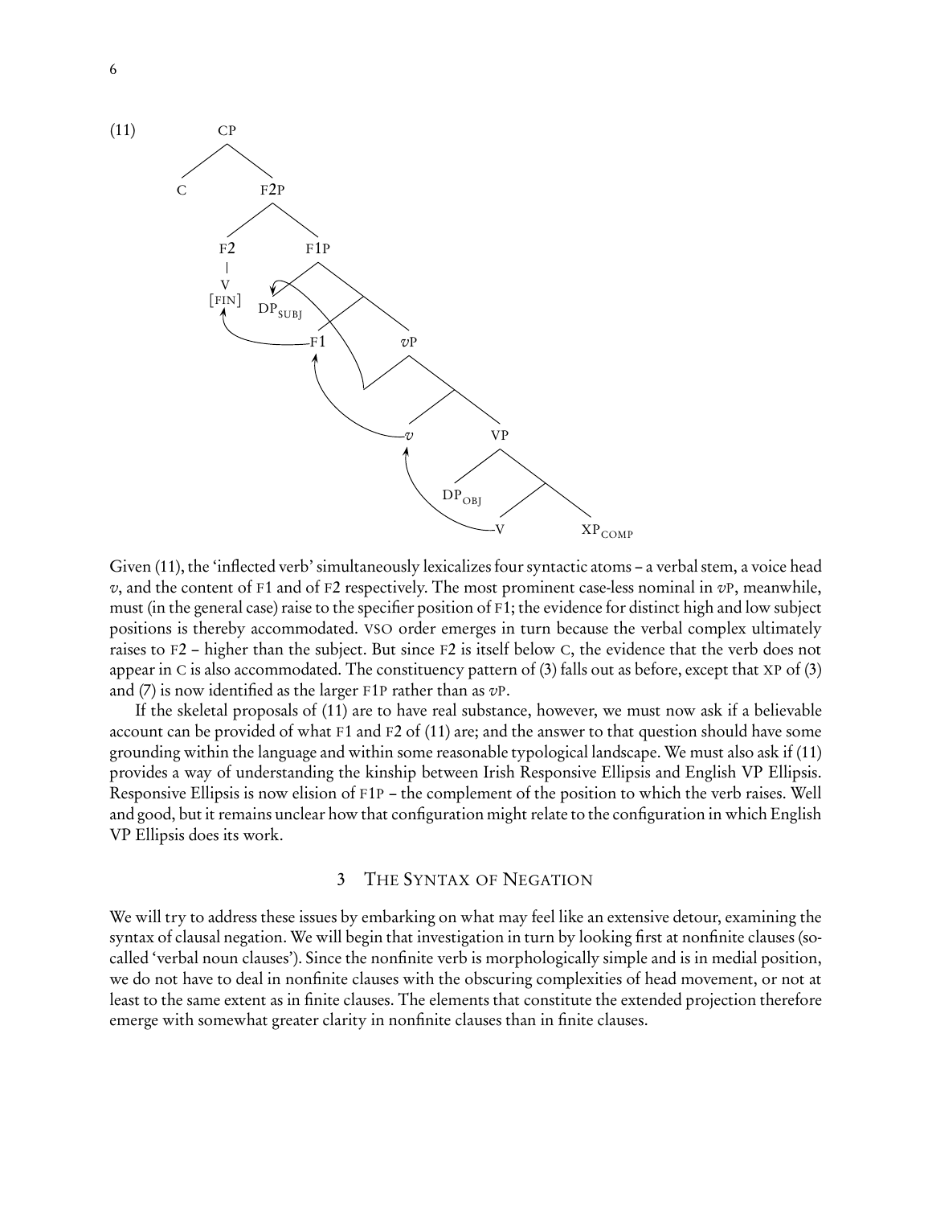(11)

```
[CP C [F2P [F2 V [FIN]] [F1P DP_SUBJ [F1 [vP [v [VP DP_OBJ [V XP_COMP]]]]]]]]
```

Given (11), the 'inflected verb' simultaneously lexicalizes four syntactic atoms – a verbal stem, a voice head *v*, and the content of F1 and of F2 respectively. The most prominent case-less nominal in *v*P, meanwhile, must (in the general case) raise to the specifier position of F1; the evidence for distinct high and low subject positions is thereby accommodated. VSO order emerges in turn because the verbal complex ultimately raises to F2 – higher than the subject. But since F2 is itself below C, the evidence that the verb does not appear in C is also accommodated. The constituency pattern of (3) falls out as before, except that XP of (3) and (7) is now identified as the larger F1P rather than as *v*P.

If the skeletal proposals of (11) are to have real substance, however, we must now ask if a believable account can be provided of what F1 and F2 of (11) are; and the answer to that question should have some grounding within the language and within some reasonable typological landscape. We must also ask if (11) provides a way of understanding the kinship between Irish Responsive Ellipsis and English VP Ellipsis. Responsive Ellipsis is now elision of F1P – the complement of the position to which the verb raises. Well and good, but it remains unclear how that configuration might relate to the configuration in which English VP Ellipsis does its work.

## 3 The Syntax of Negation

We will try to address these issues by embarking on what may feel like an extensive detour, examining the syntax of clausal negation. We will begin that investigation in turn by looking first at nonfinite clauses (so-called 'verbal noun clauses'). Since the nonfinite verb is morphologically simple and is in medial position, we do not have to deal in nonfinite clauses with the obscuring complexities of head movement, or not at least to the same extent as in finite clauses. The elements that constitute the extended projection therefore emerge with somewhat greater clarity in nonfinite clauses than in finite clauses.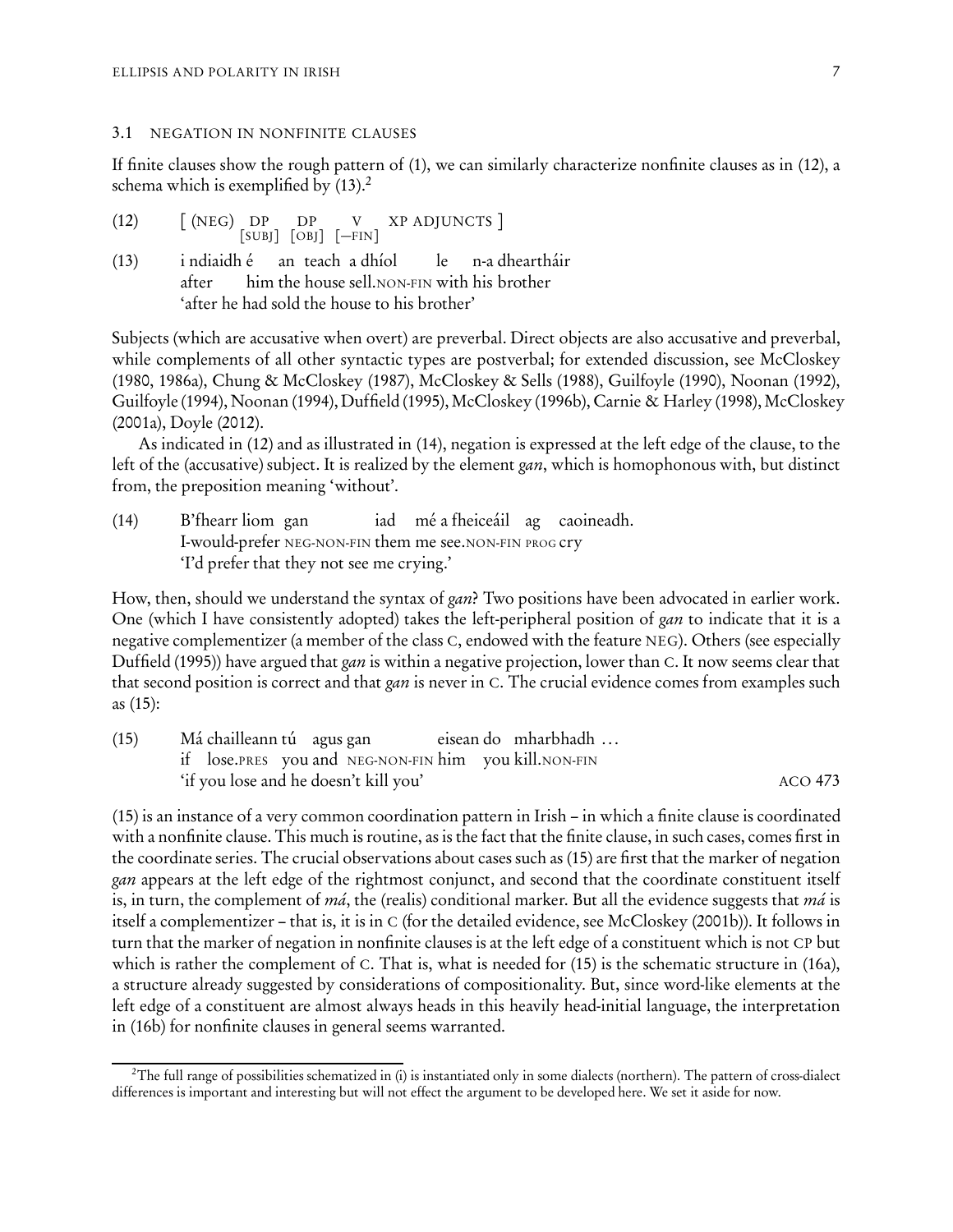### 3.1 NEGATION IN NONFINITE CLAUSES

If finite clauses show the rough pattern of (1), we can similarly characterize nonfinite clauses as in (12), a schema which is exemplified by (13).[2]

(12) [ (NEG) DP$_{\text{[SUBJ]}}$ DP$_{\text{[OBJ]}}$ V$_{\text{[−FIN]}}$ XP ADJUNCTS ]

(13) i ndiaidh é an teach a dhíol le n-a dheartháir
after him the house sell.NON-FIN with his brother
'after he had sold the house to his brother'

Subjects (which are accusative when overt) are preverbal. Direct objects are also accusative and preverbal, while complements of all other syntactic types are postverbal; for extended discussion, see McCloskey (1980, 1986a), Chung & McCloskey (1987), McCloskey & Sells (1988), Guilfoyle (1990), Noonan (1992), Guilfoyle (1994), Noonan (1994), Duffield (1995), McCloskey (1996b), Carnie & Harley (1998), McCloskey (2001a), Doyle (2012).

As indicated in (12) and as illustrated in (14), negation is expressed at the left edge of the clause, to the left of the (accusative) subject. It is realized by the element *gan*, which is homophonous with, but distinct from, the preposition meaning 'without'.

(14) B'fhearr liom gan iad mé a fheiceáil ag caoineadh.
I-would-prefer NEG-NON-FIN them me see.NON-FIN PROG cry
'I'd prefer that they not see me crying.'

How, then, should we understand the syntax of *gan*? Two positions have been advocated in earlier work. One (which I have consistently adopted) takes the left-peripheral position of *gan* to indicate that it is a negative complementizer (a member of the class C, endowed with the feature NEG). Others (see especially Duffield (1995)) have argued that *gan* is within a negative projection, lower than C. It now seems clear that that second position is correct and that *gan* is never in C. The crucial evidence comes from examples such as (15):

(15) Má chailleann tú agus gan eisean do mharbhadh …
if lose.PRES you and NEG-NON-FIN him you kill.NON-FIN
'if you lose and he doesn't kill you' ACO 473

(15) is an instance of a very common coordination pattern in Irish – in which a finite clause is coordinated with a nonfinite clause. This much is routine, as is the fact that the finite clause, in such cases, comes first in the coordinate series. The crucial observations about cases such as (15) are first that the marker of negation *gan* appears at the left edge of the rightmost conjunct, and second that the coordinate constituent itself is, in turn, the complement of *má*, the (realis) conditional marker. But all the evidence suggests that *má* is itself a complementizer – that is, it is in C (for the detailed evidence, see McCloskey (2001b)). It follows in turn that the marker of negation in nonfinite clauses is at the left edge of a constituent which is not CP but which is rather the complement of C. That is, what is needed for (15) is the schematic structure in (16a), a structure already suggested by considerations of compositionality. But, since word-like elements at the left edge of a constituent are almost always heads in this heavily head-initial language, the interpretation in (16b) for nonfinite clauses in general seems warranted.

[2] The full range of possibilities schematized in (i) is instantiated only in some dialects (northern). The pattern of cross-dialect differences is important and interesting but will not effect the argument to be developed here. We set it aside for now.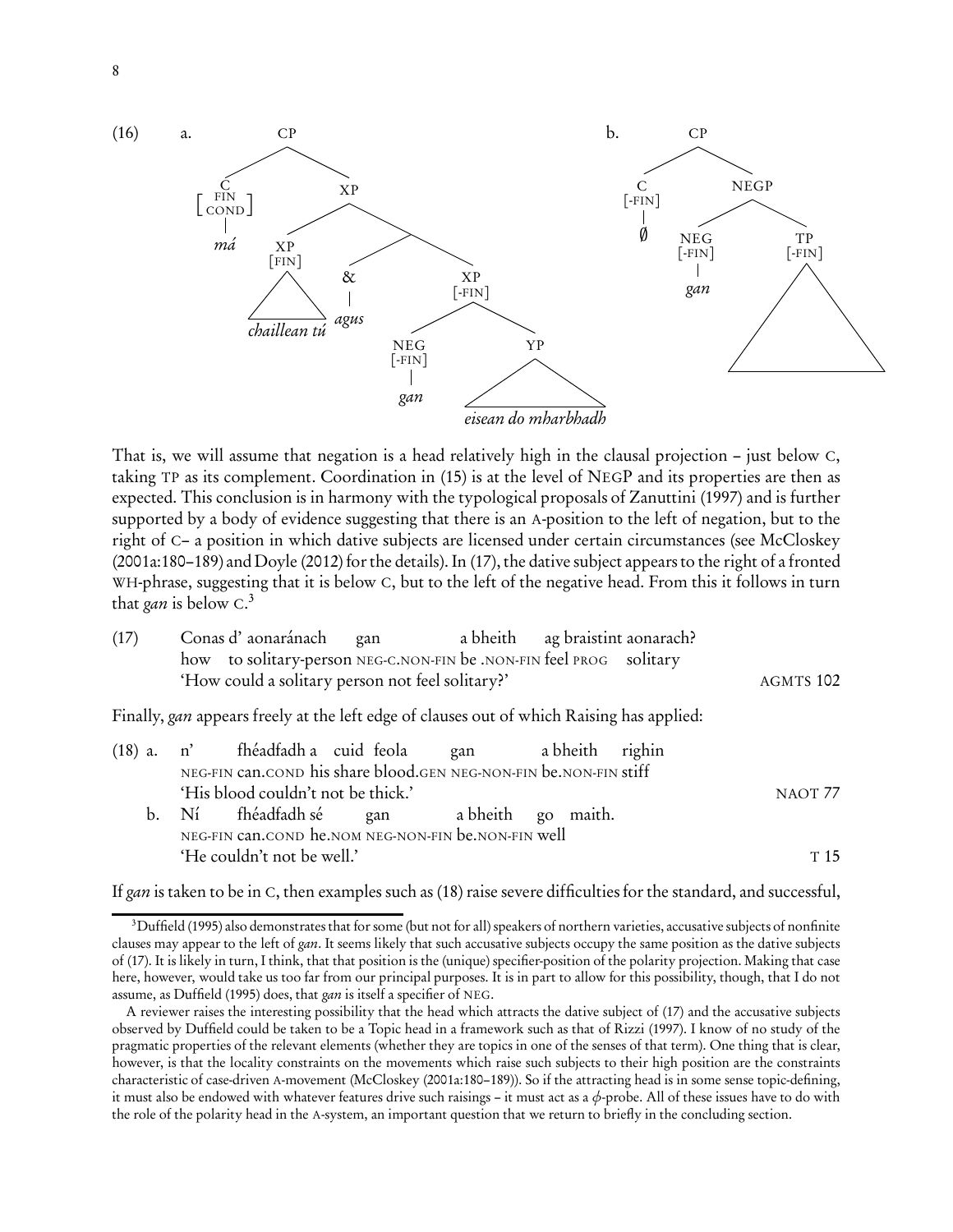(16) a. [CP [C [FIN, COND] *má*] [XP [XP [FIN] *chaillean tú*] [& *agus*] [XP [-FIN] [NEG [-FIN] *gan*] [YP *eisean do mharbhadh*]]]]

b. [CP [C [-FIN] ∅] [NEGP [NEG [-FIN] *gan*] [TP [-FIN] ]]]

That is, we will assume that negation is a head relatively high in the clausal projection – just below C, taking TP as its complement. Coordination in (15) is at the level of NEGP and its properties are then as expected. This conclusion is in harmony with the typological proposals of Zanuttini (1997) and is further supported by a body of evidence suggesting that there is an A-position to the left of negation, but to the right of C– a position in which dative subjects are licensed under certain circumstances (see McCloskey (2001a:180–189) and Doyle (2012) for the details). In (17), the dative subject appears to the right of a fronted WH-phrase, suggesting that it is below C, but to the left of the negative head. From this it follows in turn that *gan* is below C.[3]

(17) Conas d' aonaránach gan a bheith ag braistint aonarach?
how to solitary-person NEG-C.NON-FIN be .NON-FIN feel PROG solitary
'How could a solitary person not feel solitary?' AGMTS 102

Finally, *gan* appears freely at the left edge of clauses out of which Raising has applied:

(18) a. n' fhéadfadh a cuid feola gan a bheith righin
NEG-FIN can.COND his share blood.GEN NEG-NON-FIN be.NON-FIN stiff
'His blood couldn't not be thick.' NAOT 77

b. Ní fhéadfadh sé gan a bheith go maith.
NEG-FIN can.COND he.NOM NEG-NON-FIN be.NON-FIN well
'He couldn't not be well.' T 15

If *gan* is taken to be in C, then examples such as (18) raise severe difficulties for the standard, and successful,

[3] Duffield (1995) also demonstrates that for some (but not for all) speakers of northern varieties, accusative subjects of nonfinite clauses may appear to the left of *gan*. It seems likely that such accusative subjects occupy the same position as the dative subjects of (17). It is likely in turn, I think, that that position is the (unique) specifier-position of the polarity projection. Making that case here, however, would take us too far from our principal purposes. It is in part to allow for this possibility, though, that I do not assume, as Duffield (1995) does, that *gan* is itself a specifier of NEG.

A reviewer raises the interesting possibility that the head which attracts the dative subject of (17) and the accusative subjects observed by Duffield could be taken to be a Topic head in a framework such as that of Rizzi (1997). I know of no study of the pragmatic properties of the relevant elements (whether they are topics in one of the senses of that term). One thing that is clear, however, is that the locality constraints on the movements which raise such subjects to their high position are the constraints characteristic of case-driven A-movement (McCloskey (2001a:180–189)). So if the attracting head is in some sense topic-defining, it must also be endowed with whatever features drive such raisings – it must act as a $\phi$-probe. All of these issues have to do with the role of the polarity head in the A-system, an important question that we return to briefly in the concluding section.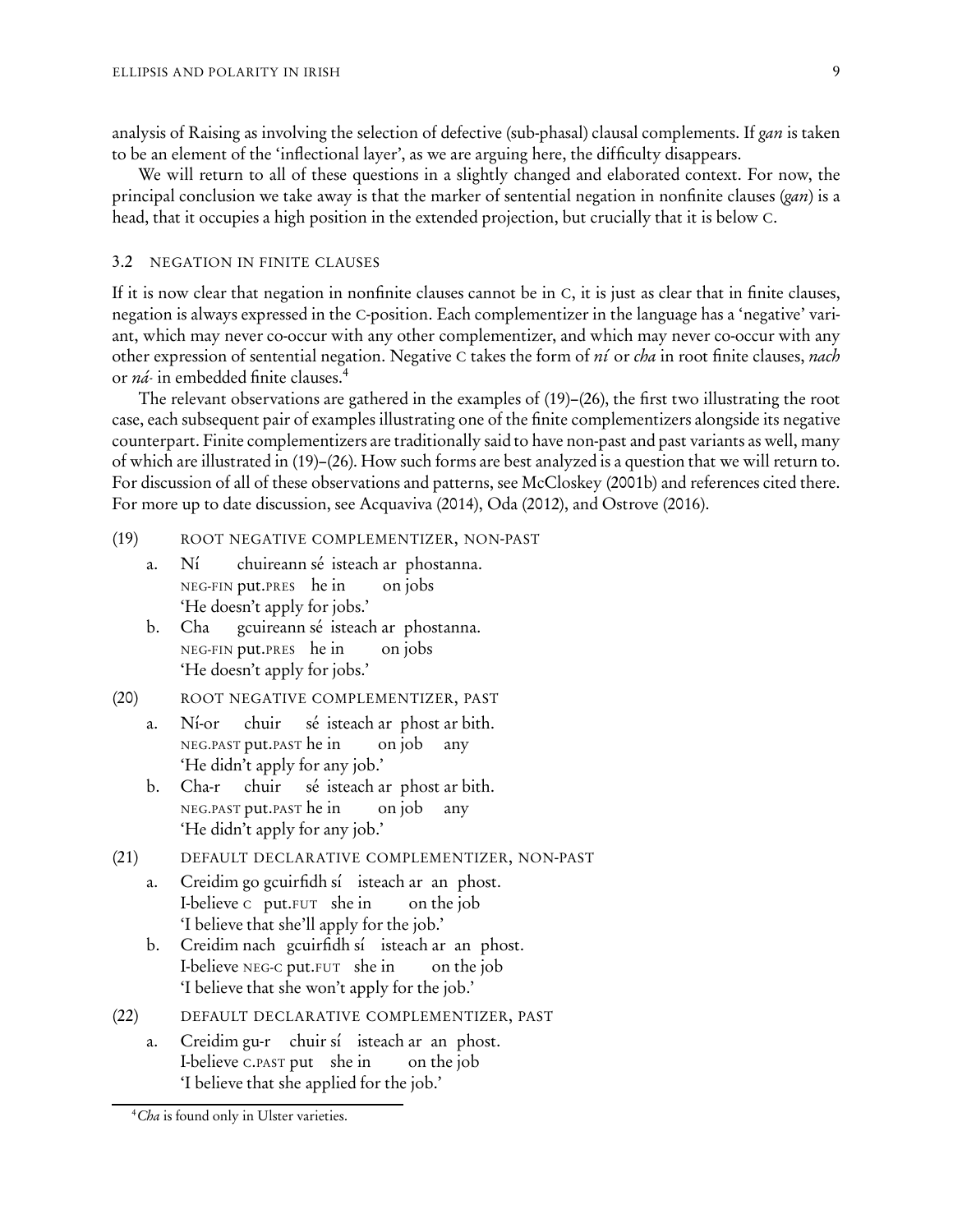analysis of Raising as involving the selection of defective (sub-phasal) clausal complements. If *gan* is taken to be an element of the 'inflectional layer', as we are arguing here, the difficulty disappears.

We will return to all of these questions in a slightly changed and elaborated context. For now, the principal conclusion we take away is that the marker of sentential negation in nonfinite clauses (*gan*) is a head, that it occupies a high position in the extended projection, but crucially that it is below C.

### 3.2 NEGATION IN FINITE CLAUSES

If it is now clear that negation in nonfinite clauses cannot be in C, it is just as clear that in finite clauses, negation is always expressed in the C-position. Each complementizer in the language has a 'negative' variant, which may never co-occur with any other complementizer, and which may never co-occur with any other expression of sentential negation. Negative C takes the form of *ní* or *cha* in root finite clauses, *nach* or *ná-* in embedded finite clauses.[4]

The relevant observations are gathered in the examples of (19)–(26), the first two illustrating the root case, each subsequent pair of examples illustrating one of the finite complementizers alongside its negative counterpart. Finite complementizers are traditionally said to have non-past and past variants as well, many of which are illustrated in (19)–(26). How such forms are best analyzed is a question that we will return to. For discussion of all of these observations and patterns, see McCloskey (2001b) and references cited there. For more up to date discussion, see Acquaviva (2014), Oda (2012), and Ostrove (2016).

(19) ROOT NEGATIVE COMPLEMENTIZER, NON-PAST

a. Ní chuireann sé isteach ar phostanna.
NEG-FIN put.PRES he in on jobs
'He doesn't apply for jobs.'

b. Cha gcuireann sé isteach ar phostanna.
NEG-FIN put.PRES he in on jobs
'He doesn't apply for jobs.'

(20) ROOT NEGATIVE COMPLEMENTIZER, PAST

a. Ní-or chuir sé isteach ar phost ar bith.
NEG.PAST put.PAST he in on job any
'He didn't apply for any job.'

b. Cha-r chuir sé isteach ar phost ar bith.
NEG.PAST put.PAST he in on job any
'He didn't apply for any job.'

(21) DEFAULT DECLARATIVE COMPLEMENTIZER, NON-PAST

a. Creidim go gcuirfidh sí isteach ar an phost.
I-believe C put.FUT she in on the job
'I believe that she'll apply for the job.'

b. Creidim nach gcuirfidh sí isteach ar an phost.
I-believe NEG-C put.FUT she in on the job
'I believe that she won't apply for the job.'

(22) DEFAULT DECLARATIVE COMPLEMENTIZER, PAST

a. Creidim gu-r chuir sí isteach ar an phost.
I-believe C.PAST put she in on the job
'I believe that she applied for the job.'

[4] *Cha* is found only in Ulster varieties.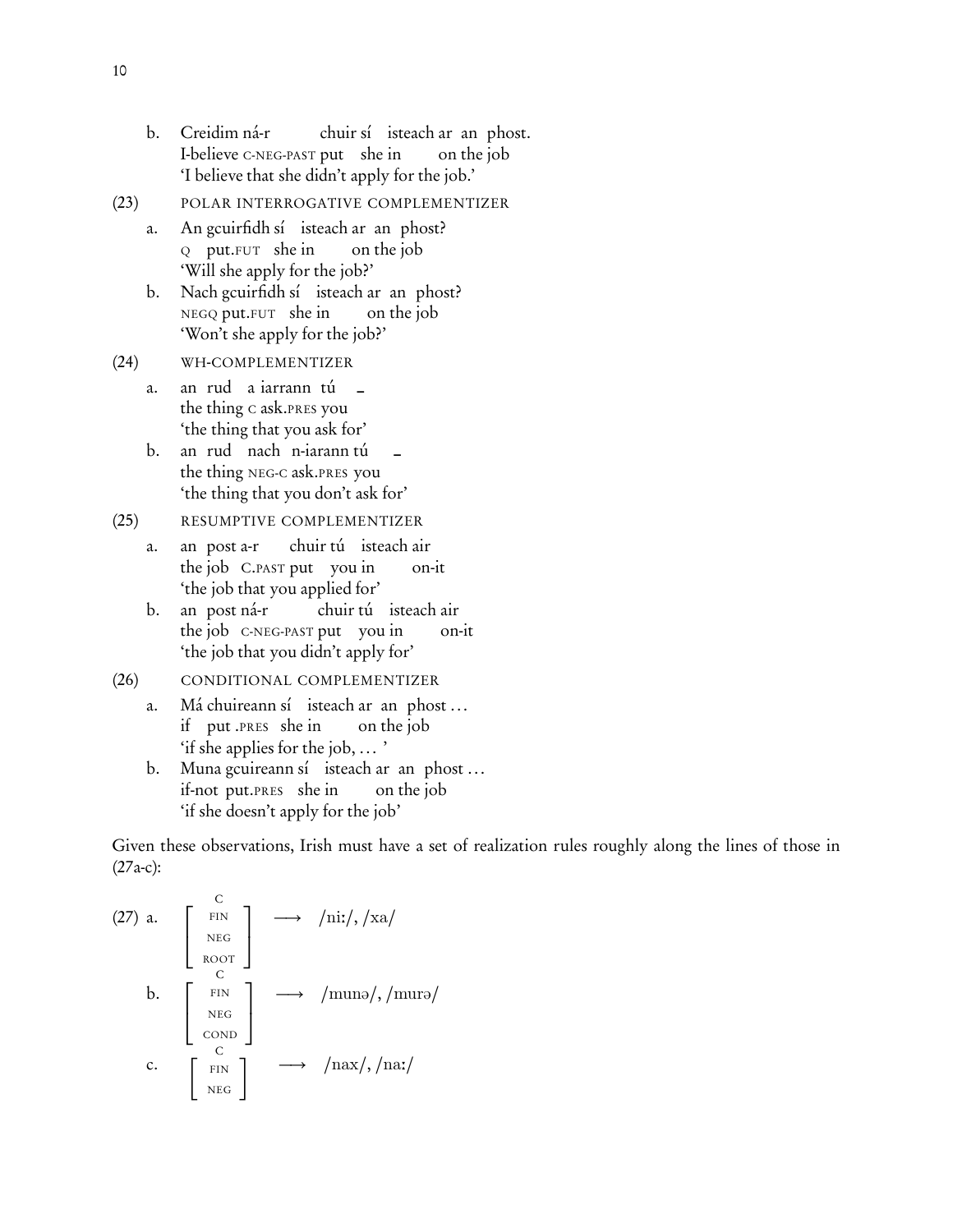b. Creidim ná-r chuir sí isteach ar an phost.
   I-believe C-NEG-PAST put she in on the job
   'I believe that she didn't apply for the job.'

(23) POLAR INTERROGATIVE COMPLEMENTIZER

a. An gcuirfidh sí isteach ar an phost?
   Q put.FUT she in on the job
   'Will she apply for the job?'

b. Nach gcuirfidh sí isteach ar an phost?
   NEGQ put.FUT she in on the job
   'Won't she apply for the job?'

(24) WH-COMPLEMENTIZER

a. an rud a iarrann tú _
   the thing C ask.PRES you
   'the thing that you ask for'

b. an rud nach n-iarann tú _
   the thing NEG-C ask.PRES you
   'the thing that you don't ask for'

(25) RESUMPTIVE COMPLEMENTIZER

a. an post a-r chuir tú isteach air
   the job C.PAST put you in on-it
   'the job that you applied for'

b. an post ná-r chuir tú isteach air
   the job C-NEG-PAST put you in on-it
   'the job that you didn't apply for'

(26) CONDITIONAL COMPLEMENTIZER

a. Má chuireann sí isteach ar an phost ...
   if put .PRES she in on the job
   'if she applies for the job, ... '

b. Muna gcuireann sí isteach ar an phost ...
   if-not put.PRES she in on the job
   'if she doesn't apply for the job'

Given these observations, Irish must have a set of realization rules roughly along the lines of those in (27a-c):

(27)

a. $\begin{bmatrix} \text{C} \\ \text{FIN} \\ \text{NEG} \\ \text{ROOT} \end{bmatrix} \longrightarrow$ /niː/, /xa/

b. $\begin{bmatrix} \text{C} \\ \text{FIN} \\ \text{NEG} \\ \text{COND} \end{bmatrix} \longrightarrow$ /munə/, /murə/

c. $\begin{bmatrix} \text{C} \\ \text{FIN} \\ \text{NEG} \end{bmatrix} \longrightarrow$ /nax/, /naː/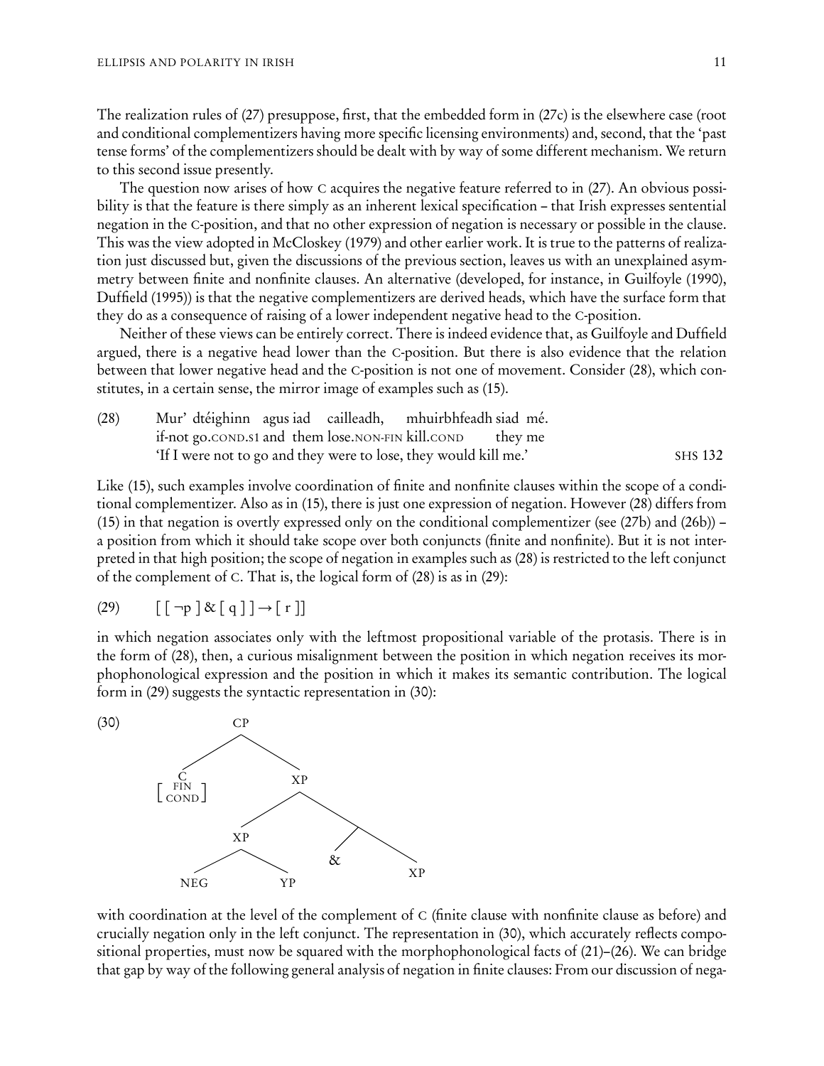The realization rules of (27) presuppose, first, that the embedded form in (27c) is the elsewhere case (root and conditional complementizers having more specific licensing environments) and, second, that the 'past tense forms' of the complementizers should be dealt with by way of some different mechanism. We return to this second issue presently.

The question now arises of how C acquires the negative feature referred to in (27). An obvious possibility is that the feature is there simply as an inherent lexical specification – that Irish expresses sentential negation in the C-position, and that no other expression of negation is necessary or possible in the clause. This was the view adopted in McCloskey (1979) and other earlier work. It is true to the patterns of realization just discussed but, given the discussions of the previous section, leaves us with an unexplained asymmetry between finite and nonfinite clauses. An alternative (developed, for instance, in Guilfoyle (1990), Duffield (1995)) is that the negative complementizers are derived heads, which have the surface form that they do as a consequence of raising of a lower independent negative head to the C-position.

Neither of these views can be entirely correct. There is indeed evidence that, as Guilfoyle and Duffield argued, there is a negative head lower than the C-position. But there is also evidence that the relation between that lower negative head and the C-position is not one of movement. Consider (28), which constitutes, in a certain sense, the mirror image of examples such as (15).

(28) Mur' dtéighinn agus iad cailleadh, mhuirbhfeadh siad mé.
if-not go.COND.S1 and them lose.NON-FIN kill.COND they me
'If I were not to go and they were to lose, they would kill me.' SHS 132

Like (15), such examples involve coordination of finite and nonfinite clauses within the scope of a conditional complementizer. Also as in (15), there is just one expression of negation. However (28) differs from (15) in that negation is overtly expressed only on the conditional complementizer (see (27b) and (26b)) – a position from which it should take scope over both conjuncts (finite and nonfinite). But it is not interpreted in that high position; the scope of negation in examples such as (28) is restricted to the left conjunct of the complement of C. That is, the logical form of (28) is as in (29):

(29) $[\,[\,\neg p\,]\,\&\,[\,q\,]\,] \rightarrow [\,r\,]]$

in which negation associates only with the leftmost propositional variable of the protasis. There is in the form of (28), then, a curious misalignment between the position in which negation receives its morphophonological expression and the position in which it makes its semantic contribution. The logical form in (29) suggests the syntactic representation in (30):

(30)

```
            CP
           /  \
          C    XP
      [ FIN ] /  \
      [ COND]XP   \
            / \   / \
          NEG YP &  XP
```

with coordination at the level of the complement of C (finite clause with nonfinite clause as before) and crucially negation only in the left conjunct. The representation in (30), which accurately reflects compositional properties, must now be squared with the morphophonological facts of (21)–(26). We can bridge that gap by way of the following general analysis of negation in finite clauses: From our discussion of nega-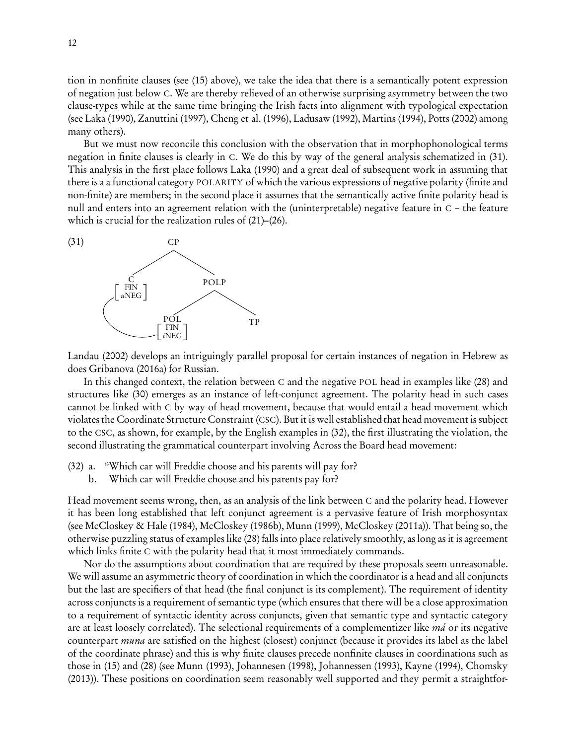tion in nonfinite clauses (see (15) above), we take the idea that there is a semantically potent expression of negation just below C. We are thereby relieved of an otherwise surprising asymmetry between the two clause-types while at the same time bringing the Irish facts into alignment with typological expectation (see Laka (1990), Zanuttini (1997), Cheng et al. (1996), Ladusaw (1992), Martins (1994), Potts (2002) among many others).

But we must now reconcile this conclusion with the observation that in morphophonological terms negation in finite clauses is clearly in C. We do this by way of the general analysis schematized in (31). This analysis in the first place follows Laka (1990) and a great deal of subsequent work in assuming that there is a a functional category POLARITY of which the various expressions of negative polarity (finite and non-finite) are members; in the second place it assumes that the semantically active finite polarity head is null and enters into an agreement relation with the (uninterpretable) negative feature in C – the feature which is crucial for the realization rules of (21)–(26).

(31)

```
              CP
            /    \
     C [FIN, uNEG]   POLP
                    /    \
      POL [FIN, iNEG]     TP
```
(C [FIN, *u*NEG] linked to POL [FIN, *i*NEG])

Landau (2002) develops an intriguingly parallel proposal for certain instances of negation in Hebrew as does Gribanova (2016a) for Russian.

In this changed context, the relation between C and the negative POL head in examples like (28) and structures like (30) emerges as an instance of left-conjunct agreement. The polarity head in such cases cannot be linked with C by way of head movement, because that would entail a head movement which violates the Coordinate Structure Constraint (CSC). But it is well established that head movement is subject to the CSC, as shown, for example, by the English examples in (32), the first illustrating the violation, the second illustrating the grammatical counterpart involving Across the Board head movement:

(32) a. *Which car will Freddie choose and his parents will pay for?
 b. Which car will Freddie choose and his parents pay for?

Head movement seems wrong, then, as an analysis of the link between C and the polarity head. However it has been long established that left conjunct agreement is a pervasive feature of Irish morphosyntax (see McCloskey & Hale (1984), McCloskey (1986b), Munn (1999), McCloskey (2011a)). That being so, the otherwise puzzling status of examples like (28) falls into place relatively smoothly, as long as it is agreement which links finite C with the polarity head that it most immediately commands.

Nor do the assumptions about coordination that are required by these proposals seem unreasonable. We will assume an asymmetric theory of coordination in which the coordinator is a head and all conjuncts but the last are specifiers of that head (the final conjunct is its complement). The requirement of identity across conjuncts is a requirement of semantic type (which ensures that there will be a close approximation to a requirement of syntactic identity across conjuncts, given that semantic type and syntactic category are at least loosely correlated). The selectional requirements of a complementizer like *má* or its negative counterpart *muna* are satisfied on the highest (closest) conjunct (because it provides its label as the label of the coordinate phrase) and this is why finite clauses precede nonfinite clauses in coordinations such as those in (15) and (28) (see Munn (1993), Johannesen (1998), Johannessen (1993), Kayne (1994), Chomsky (2013)). These positions on coordination seem reasonably well supported and they permit a straightfor-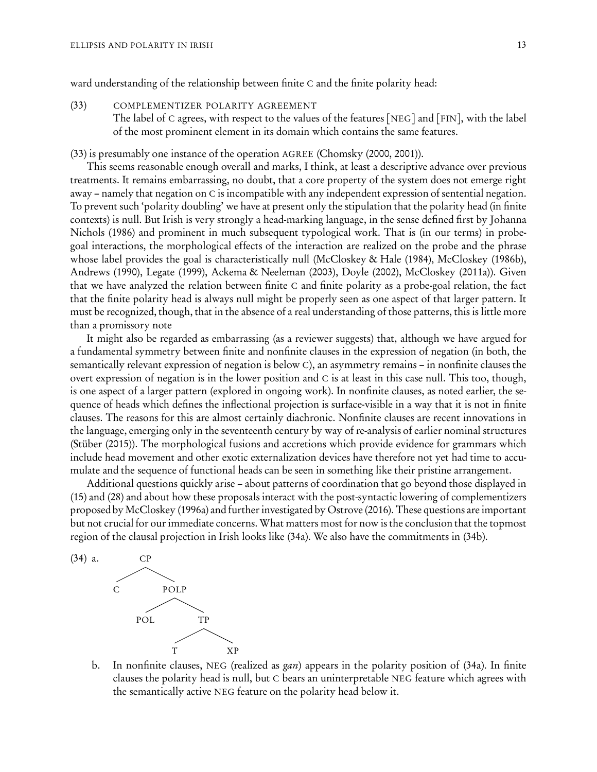ward understanding of the relationship between finite C and the finite polarity head:

(33) COMPLEMENTIZER POLARITY AGREEMENT
The label of C agrees, with respect to the values of the features [NEG] and [FIN], with the label of the most prominent element in its domain which contains the same features.

(33) is presumably one instance of the operation AGREE (Chomsky (2000, 2001)).

This seems reasonable enough overall and marks, I think, at least a descriptive advance over previous treatments. It remains embarrassing, no doubt, that a core property of the system does not emerge right away – namely that negation on C is incompatible with any independent expression of sentential negation. To prevent such 'polarity doubling' we have at present only the stipulation that the polarity head (in finite contexts) is null. But Irish is very strongly a head-marking language, in the sense defined first by Johanna Nichols (1986) and prominent in much subsequent typological work. That is (in our terms) in probe-goal interactions, the morphological effects of the interaction are realized on the probe and the phrase whose label provides the goal is characteristically null (McCloskey & Hale (1984), McCloskey (1986b), Andrews (1990), Legate (1999), Ackema & Neeleman (2003), Doyle (2002), McCloskey (2011a)). Given that we have analyzed the relation between finite C and finite polarity as a probe-goal relation, the fact that the finite polarity head is always null might be properly seen as one aspect of that larger pattern. It must be recognized, though, that in the absence of a real understanding of those patterns, this is little more than a promissory note

It might also be regarded as embarrassing (as a reviewer suggests) that, although we have argued for a fundamental symmetry between finite and nonfinite clauses in the expression of negation (in both, the semantically relevant expression of negation is below C), an asymmetry remains – in nonfinite clauses the overt expression of negation is in the lower position and C is at least in this case null. This too, though, is one aspect of a larger pattern (explored in ongoing work). In nonfinite clauses, as noted earlier, the sequence of heads which defines the inflectional projection is surface-visible in a way that it is not in finite clauses. The reasons for this are almost certainly diachronic. Nonfinite clauses are recent innovations in the language, emerging only in the seventeenth century by way of re-analysis of earlier nominal structures (Stüber (2015)). The morphological fusions and accretions which provide evidence for grammars which include head movement and other exotic externalization devices have therefore not yet had time to accumulate and the sequence of functional heads can be seen in something like their pristine arrangement.

Additional questions quickly arise – about patterns of coordination that go beyond those displayed in (15) and (28) and about how these proposals interact with the post-syntactic lowering of complementizers proposed by McCloskey (1996a) and further investigated by Ostrove (2016). These questions are important but not crucial for our immediate concerns. What matters most for now is the conclusion that the topmost region of the clausal projection in Irish looks like (34a). We also have the commitments in (34b).

(34) a.

```
CP
├── C
└── POLP
    ├── POL
    └── TP
        ├── T
        └── XP
```

b. In nonfinite clauses, NEG (realized as *gan*) appears in the polarity position of (34a). In finite clauses the polarity head is null, but C bears an uninterpretable NEG feature which agrees with the semantically active NEG feature on the polarity head below it.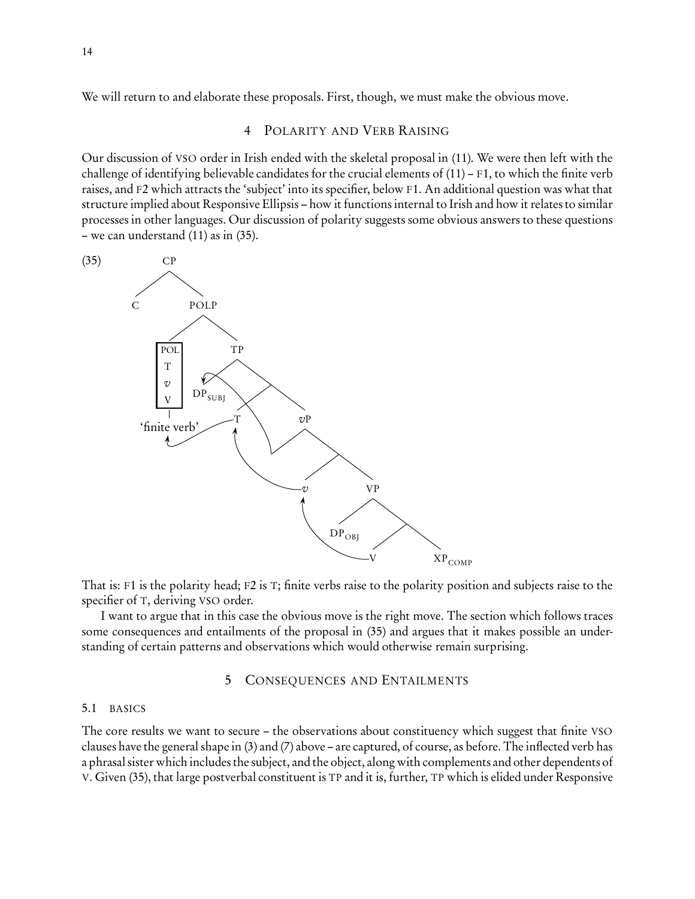We will return to and elaborate these proposals. First, though, we must make the obvious move.

## 4 POLARITY AND VERB RAISING

Our discussion of VSO order in Irish ended with the skeletal proposal in (11). We were then left with the challenge of identifying believable candidates for the crucial elements of (11) – F1, to which the finite verb raises, and F2 which attracts the 'subject' into its specifier, below F1. An additional question was what that structure implied about Responsive Ellipsis – how it functions internal to Irish and how it relates to similar processes in other languages. Our discussion of polarity suggests some obvious answers to these questions – we can understand (11) as in (35).

(35)

```
CP
├── C
└── POLP
    ├── [POL T v V]  ('finite verb')
    └── TP
        ├── DP_SUBJ
        └── T'
            ├── T
            └── vP
                ├── (subject trace)
                └── v'
                    ├── v
                    └── VP
                        ├── DP_OBJ
                        └── V'
                            ├── V
                            └── XP_COMP
```

That is: F1 is the polarity head; F2 is T; finite verbs raise to the polarity position and subjects raise to the specifier of T, deriving VSO order.

I want to argue that in this case the obvious move is the right move. The section which follows traces some consequences and entailments of the proposal in (35) and argues that it makes possible an understanding of certain patterns and observations which would otherwise remain surprising.

## 5 CONSEQUENCES AND ENTAILMENTS

### 5.1 BASICS

The core results we want to secure – the observations about constituency which suggest that finite VSO clauses have the general shape in (3) and (7) above – are captured, of course, as before. The inflected verb has a phrasal sister which includes the subject, and the object, along with complements and other dependents of V. Given (35), that large postverbal constituent is TP and it is, further, TP which is elided under Responsive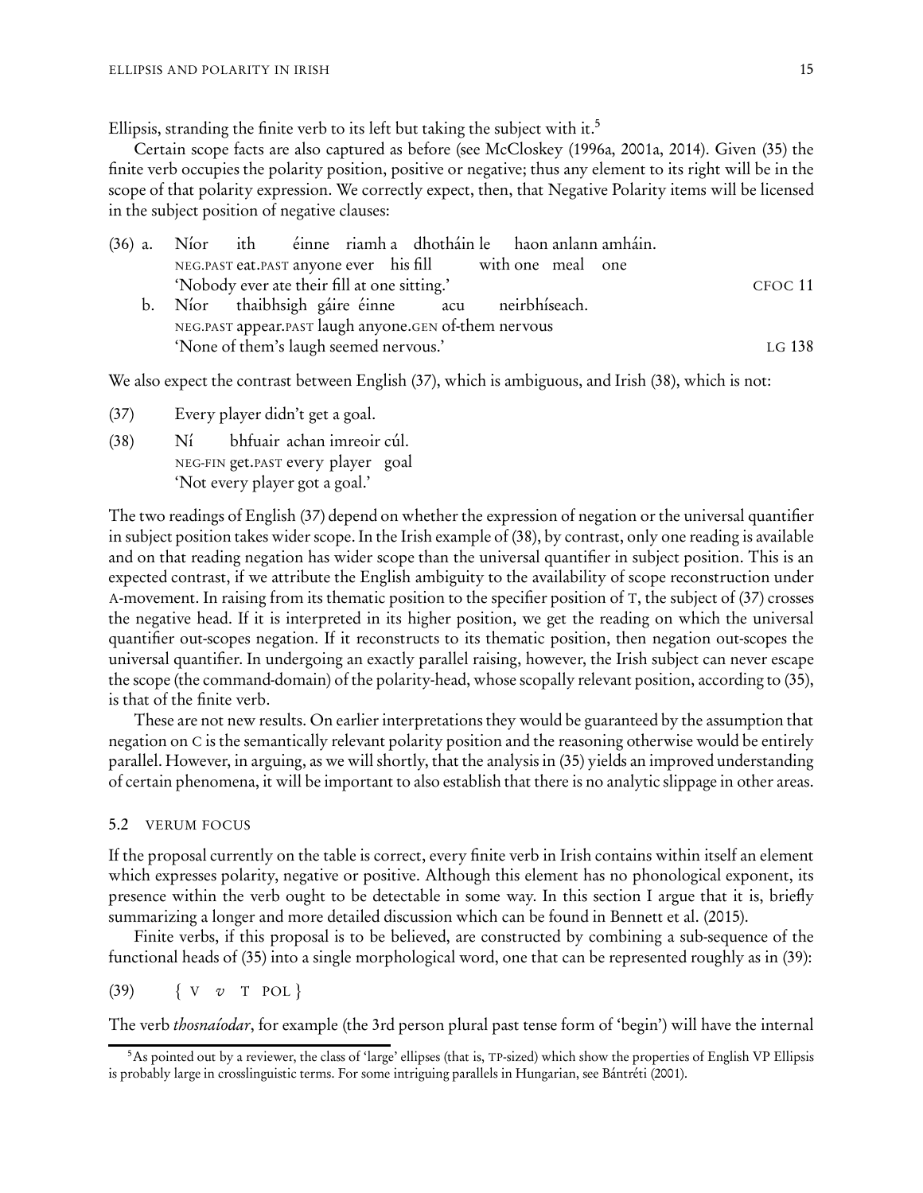Ellipsis, stranding the finite verb to its left but taking the subject with it.[5]

Certain scope facts are also captured as before (see McCloskey (1996a, 2001a, 2014). Given (35) the finite verb occupies the polarity position, positive or negative; thus any element to its right will be in the scope of that polarity expression. We correctly expect, then, that Negative Polarity items will be licensed in the subject position of negative clauses:

(36) a. Níor ith éinne riamh a dhotháin le haon anlann amháin.
NEG.PAST eat.PAST anyone ever his fill with one meal one
'Nobody ever ate their fill at one sitting.' CFOC 11

b. Níor thaibhsigh gáire éinne acu neirbhíseach.
NEG.PAST appear.PAST laugh anyone.GEN of-them nervous
'None of them's laugh seemed nervous.' LG 138

We also expect the contrast between English (37), which is ambiguous, and Irish (38), which is not:

(37) Every player didn't get a goal.

(38) Ní bhfuair achan imreoir cúl.
NEG-FIN get.PAST every player goal
'Not every player got a goal.'

The two readings of English (37) depend on whether the expression of negation or the universal quantifier in subject position takes wider scope. In the Irish example of (38), by contrast, only one reading is available and on that reading negation has wider scope than the universal quantifier in subject position. This is an expected contrast, if we attribute the English ambiguity to the availability of scope reconstruction under A-movement. In raising from its thematic position to the specifier position of T, the subject of (37) crosses the negative head. If it is interpreted in its higher position, we get the reading on which the universal quantifier out-scopes negation. If it reconstructs to its thematic position, then negation out-scopes the universal quantifier. In undergoing an exactly parallel raising, however, the Irish subject can never escape the scope (the command-domain) of the polarity-head, whose scopally relevant position, according to (35), is that of the finite verb.

These are not new results. On earlier interpretations they would be guaranteed by the assumption that negation on C is the semantically relevant polarity position and the reasoning otherwise would be entirely parallel. However, in arguing, as we will shortly, that the analysis in (35) yields an improved understanding of certain phenomena, it will be important to also establish that there is no analytic slippage in other areas.

## 5.2 VERUM FOCUS

If the proposal currently on the table is correct, every finite verb in Irish contains within itself an element which expresses polarity, negative or positive. Although this element has no phonological exponent, its presence within the verb ought to be detectable in some way. In this section I argue that it is, briefly summarizing a longer and more detailed discussion which can be found in Bennett et al. (2015).

Finite verbs, if this proposal is to be believed, are constructed by combining a sub-sequence of the functional heads of (35) into a single morphological word, one that can be represented roughly as in (39):

(39) { V *v* T POL }

The verb *thosnaíodar*, for example (the 3rd person plural past tense form of 'begin') will have the internal

[5] As pointed out by a reviewer, the class of 'large' ellipses (that is, TP-sized) which show the properties of English VP Ellipsis is probably large in crosslinguistic terms. For some intriguing parallels in Hungarian, see Bántréti (2001).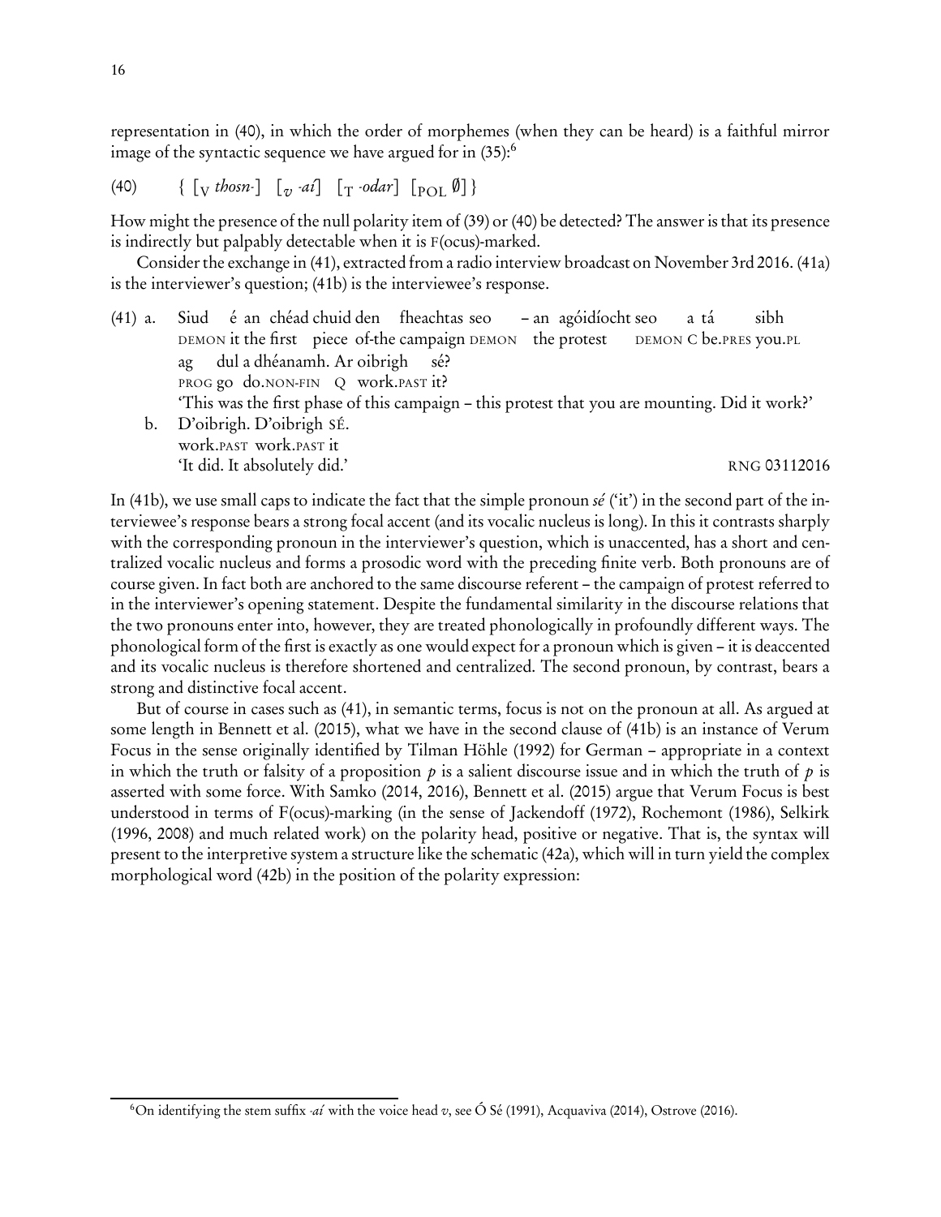representation in (40), in which the order of morphemes (when they can be heard) is a faithful mirror image of the syntactic sequence we have argued for in (35):[6]

(40) { [$_{\text{V}}$ *thosn-*] [$_{v}$ *-aí*] [$_{\text{T}}$ *-odar*] [$_{\text{POL}}$ ∅] }

How might the presence of the null polarity item of (39) or (40) be detected? The answer is that its presence is indirectly but palpably detectable when it is F(ocus)-marked.

Consider the exchange in (41), extracted from a radio interview broadcast on November 3rd 2016. (41a) is the interviewer's question; (41b) is the interviewee's response.

(41) a. Siud é an chéad chuid den fheachtas seo – an agóidíocht seo a tá sibh ag dul a dhéanamh. Ar oibrigh sé?
DEMON it the first piece of-the campaign DEMON the protest DEMON C be.PRES you.PL PROG go do.NON-FIN Q work.PAST it?
'This was the first phase of this campaign – this protest that you are mounting. Did it work?'

b. D'oibrigh. D'oibrigh SÉ.
work.PAST work.PAST it
'It did. It absolutely did.' RNG 03112016

In (41b), we use small caps to indicate the fact that the simple pronoun *sé* ('it') in the second part of the interviewee's response bears a strong focal accent (and its vocalic nucleus is long). In this it contrasts sharply with the corresponding pronoun in the interviewer's question, which is unaccented, has a short and centralized vocalic nucleus and forms a prosodic word with the preceding finite verb. Both pronouns are of course given. In fact both are anchored to the same discourse referent – the campaign of protest referred to in the interviewer's opening statement. Despite the fundamental similarity in the discourse relations that the two pronouns enter into, however, they are treated phonologically in profoundly different ways. The phonological form of the first is exactly as one would expect for a pronoun which is given – it is deaccented and its vocalic nucleus is therefore shortened and centralized. The second pronoun, by contrast, bears a strong and distinctive focal accent.

But of course in cases such as (41), in semantic terms, focus is not on the pronoun at all. As argued at some length in Bennett et al. (2015), what we have in the second clause of (41b) is an instance of Verum Focus in the sense originally identified by Tilman Höhle (1992) for German – appropriate in a context in which the truth or falsity of a proposition $p$ is a salient discourse issue and in which the truth of $p$ is asserted with some force. With Samko (2014, 2016), Bennett et al. (2015) argue that Verum Focus is best understood in terms of F(ocus)-marking (in the sense of Jackendoff (1972), Rochemont (1986), Selkirk (1996, 2008) and much related work) on the polarity head, positive or negative. That is, the syntax will present to the interpretive system a structure like the schematic (42a), which will in turn yield the complex morphological word (42b) in the position of the polarity expression:

[6] On identifying the stem suffix *-aí* with the voice head $v$, see Ó Sé (1991), Acquaviva (2014), Ostrove (2016).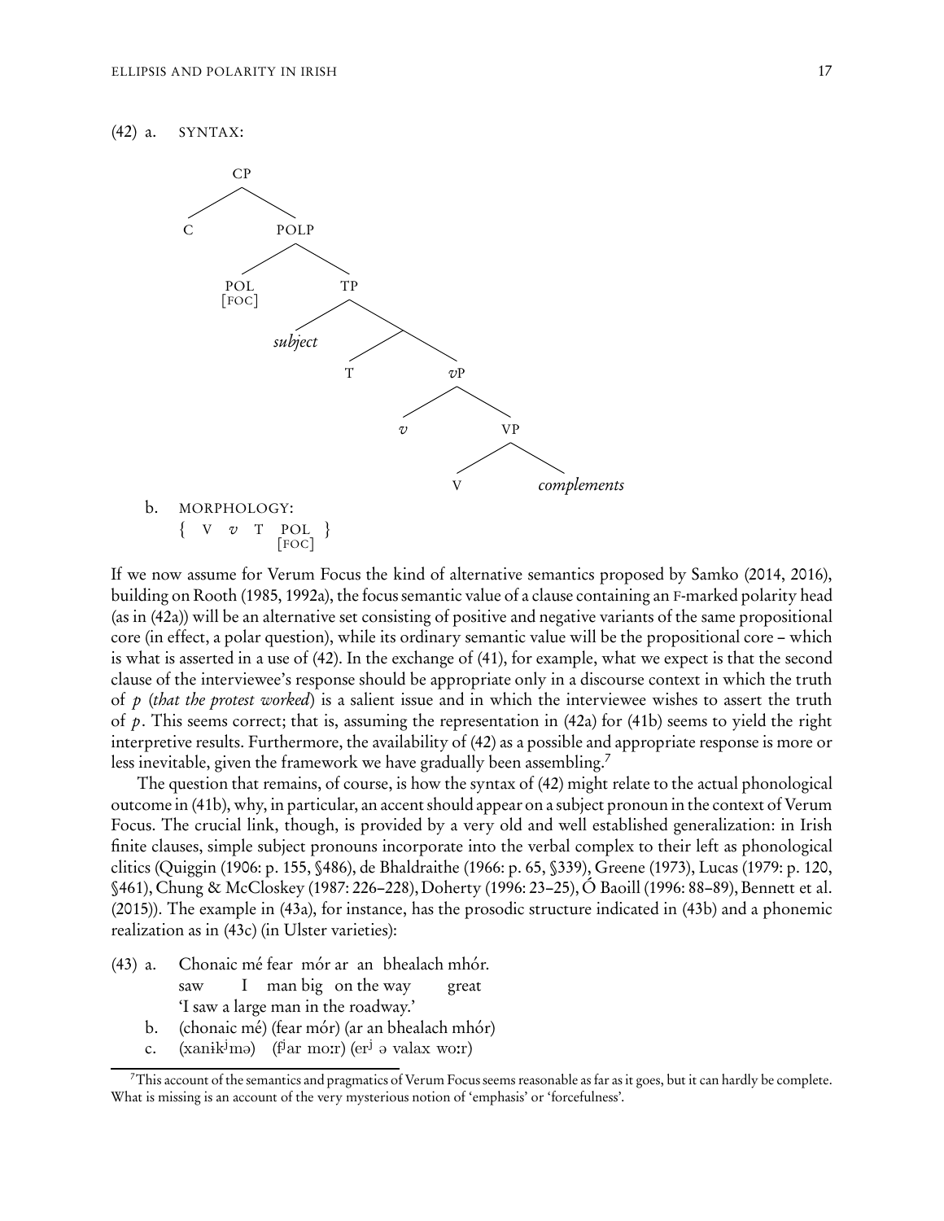(42) a. SYNTAX:

```
CP
├── C
└── POLP
    ├── POL [FOC]
    └── TP
        ├── subject
        └── 
            ├── T
            └── vP
                ├── v
                └── VP
                    ├── V
                    └── complements
```

b. MORPHOLOGY:
{ V *v* T POL [FOC] }

If we now assume for Verum Focus the kind of alternative semantics proposed by Samko (2014, 2016), building on Rooth (1985, 1992a), the focus semantic value of a clause containing an F-marked polarity head (as in (42a)) will be an alternative set consisting of positive and negative variants of the same propositional core (in effect, a polar question), while its ordinary semantic value will be the propositional core – which is what is asserted in a use of (42). In the exchange of (41), for example, what we expect is that the second clause of the interviewee's response should be appropriate only in a discourse context in which the truth of *p* (*that the protest worked*) is a salient issue and in which the interviewee wishes to assert the truth of *p*. This seems correct; that is, assuming the representation in (42a) for (41b) seems to yield the right interpretive results. Furthermore, the availability of (42) as a possible and appropriate response is more or less inevitable, given the framework we have gradually been assembling.[7]

The question that remains, of course, is how the syntax of (42) might relate to the actual phonological outcome in (41b), why, in particular, an accent should appear on a subject pronoun in the context of Verum Focus. The crucial link, though, is provided by a very old and well established generalization: in Irish finite clauses, simple subject pronouns incorporate into the verbal complex to their left as phonological clitics (Quiggin (1906: p. 155, §486), de Bhaldraithe (1966: p. 65, §339), Greene (1973), Lucas (1979: p. 120, §461), Chung & McCloskey (1987: 226–228), Doherty (1996: 23–25), Ó Baoill (1996: 88–89), Bennett et al. (2015)). The example in (43a), for instance, has the prosodic structure indicated in (43b) and a phonemic realization as in (43c) (in Ulster varieties):

(43) a. Chonaic mé fear mór ar an bhealach mhór.
saw I man big on the way great
'I saw a large man in the roadway.'

b. (chonaic mé) (fear mór) (ar an bhealach mhór)

c. (xanɨkʲmə) (fʲar moːr) (erʲ ə valax woːr)

[7] This account of the semantics and pragmatics of Verum Focus seems reasonable as far as it goes, but it can hardly be complete. What is missing is an account of the very mysterious notion of 'emphasis' or 'forcefulness'.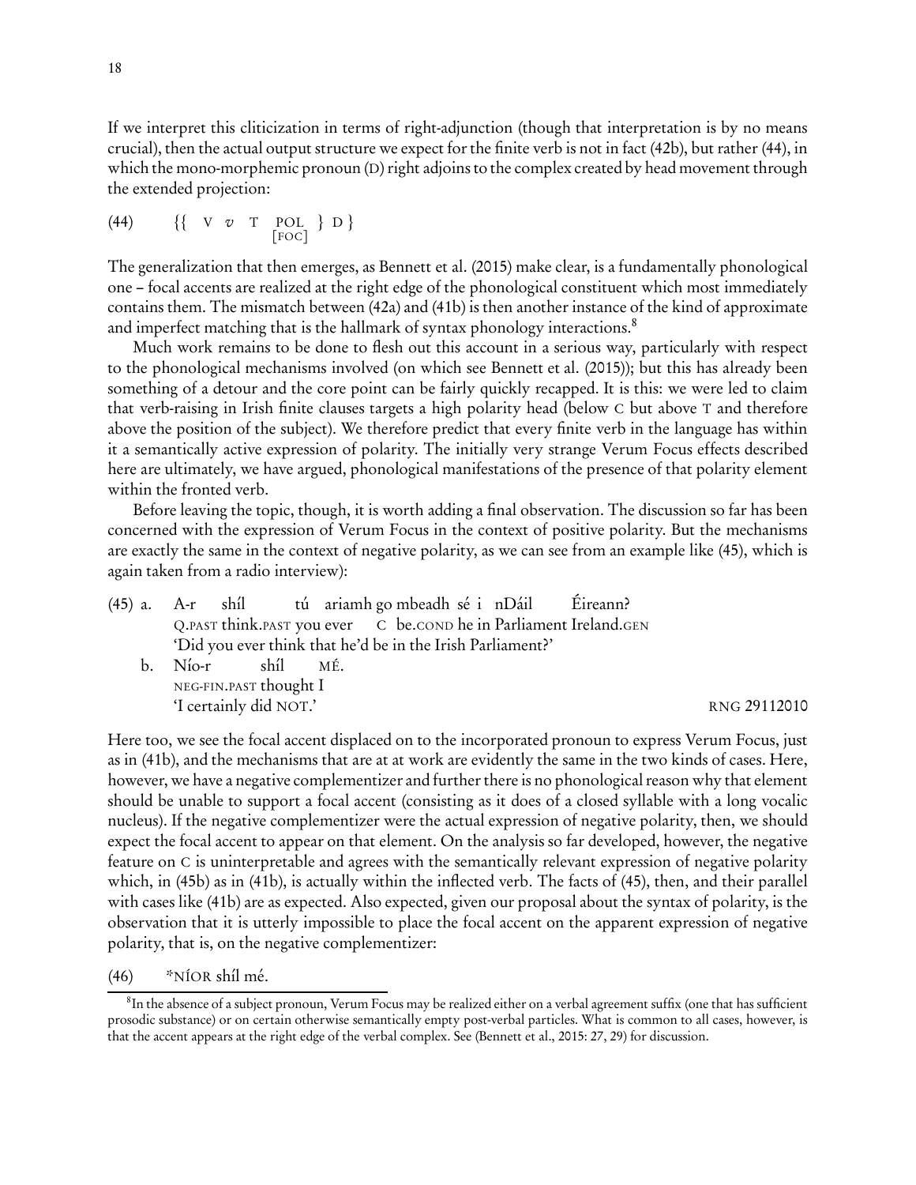If we interpret this cliticization in terms of right-adjunction (though that interpretation is by no means crucial), then the actual output structure we expect for the finite verb is not in fact (42b), but rather (44), in which the mono-morphemic pronoun (D) right adjoins to the complex created by head movement through the extended projection:

(44) {{ V *v* T $\underset{[\text{FOC}]}{\text{POL}}$ } D }

The generalization that then emerges, as Bennett et al. (2015) make clear, is a fundamentally phonological one – focal accents are realized at the right edge of the phonological constituent which most immediately contains them. The mismatch between (42a) and (41b) is then another instance of the kind of approximate and imperfect matching that is the hallmark of syntax phonology interactions.[8]

Much work remains to be done to flesh out this account in a serious way, particularly with respect to the phonological mechanisms involved (on which see Bennett et al. (2015)); but this has already been something of a detour and the core point can be fairly quickly recapped. It is this: we were led to claim that verb-raising in Irish finite clauses targets a high polarity head (below C but above T and therefore above the position of the subject). We therefore predict that every finite verb in the language has within it a semantically active expression of polarity. The initially very strange Verum Focus effects described here are ultimately, we have argued, phonological manifestations of the presence of that polarity element within the fronted verb.

Before leaving the topic, though, it is worth adding a final observation. The discussion so far has been concerned with the expression of Verum Focus in the context of positive polarity. But the mechanisms are exactly the same in the context of negative polarity, as we can see from an example like (45), which is again taken from a radio interview):

(45) a. A-r shíl tú ariamh go mbeadh sé i nDáil Éireann?
Q.PAST think.PAST you ever C be.COND he in Parliament Ireland.GEN
'Did you ever think that he'd be in the Irish Parliament?'

b. Nío-r shíl MÉ.
NEG-FIN.PAST thought I
'I certainly did NOT.' RNG 29112010

Here too, we see the focal accent displaced on to the incorporated pronoun to express Verum Focus, just as in (41b), and the mechanisms that are at at work are evidently the same in the two kinds of cases. Here, however, we have a negative complementizer and further there is no phonological reason why that element should be unable to support a focal accent (consisting as it does of a closed syllable with a long vocalic nucleus). If the negative complementizer were the actual expression of negative polarity, then, we should expect the focal accent to appear on that element. On the analysis so far developed, however, the negative feature on C is uninterpretable and agrees with the semantically relevant expression of negative polarity which, in (45b) as in (41b), is actually within the inflected verb. The facts of (45), then, and their parallel with cases like (41b) are as expected. Also expected, given our proposal about the syntax of polarity, is the observation that it is utterly impossible to place the focal accent on the apparent expression of negative polarity, that is, on the negative complementizer:

(46) *NÍOR shíl mé.

---

[8] In the absence of a subject pronoun, Verum Focus may be realized either on a verbal agreement suffix (one that has sufficient prosodic substance) or on certain otherwise semantically empty post-verbal particles. What is common to all cases, however, is that the accent appears at the right edge of the verbal complex. See (Bennett et al., 2015: 27, 29) for discussion.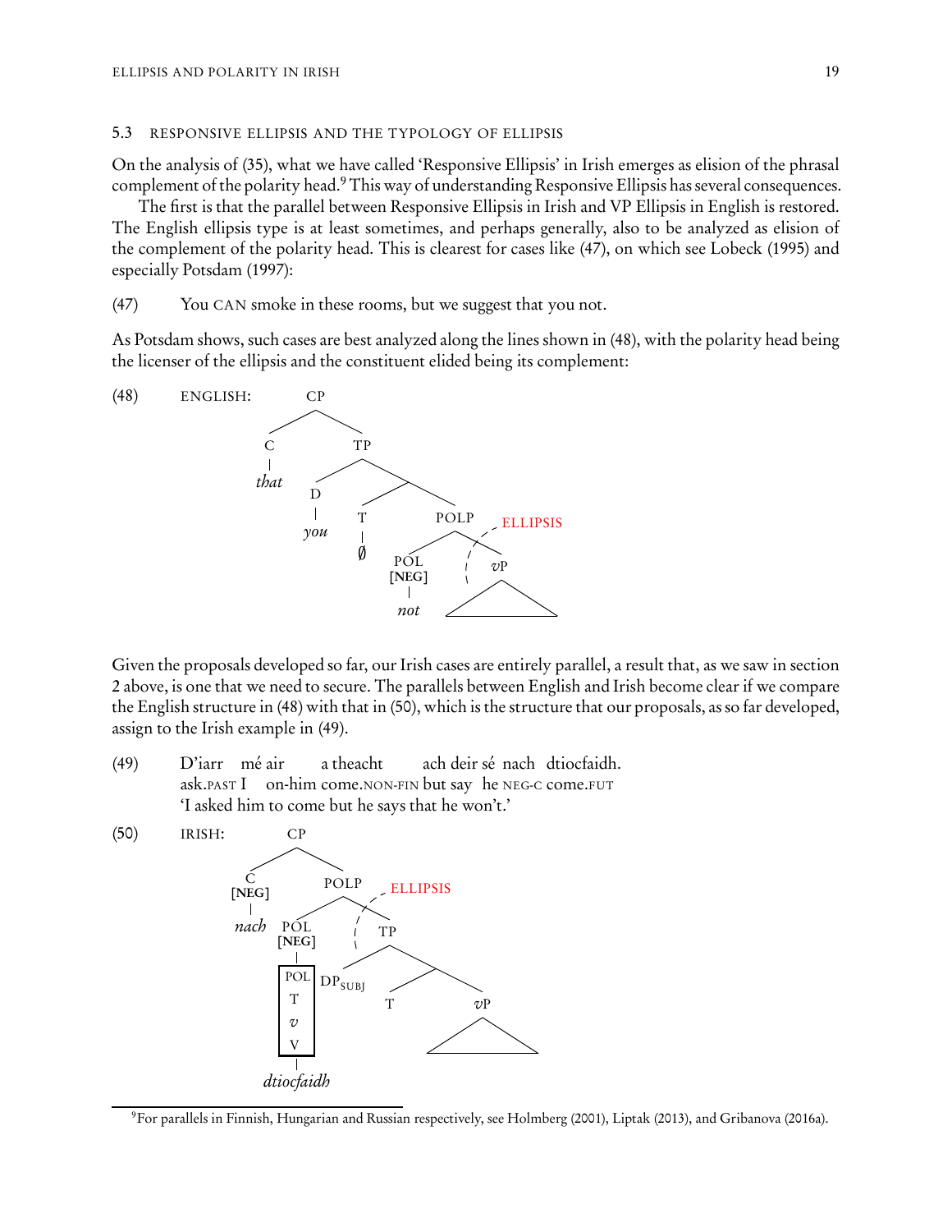## 5.3 RESPONSIVE ELLIPSIS AND THE TYPOLOGY OF ELLIPSIS

On the analysis of (35), what we have called 'Responsive Ellipsis' in Irish emerges as elision of the phrasal complement of the polarity head.[9] This way of understanding Responsive Ellipsis has several consequences.

The first is that the parallel between Responsive Ellipsis in Irish and VP Ellipsis in English is restored. The English ellipsis type is at least sometimes, and perhaps generally, also to be analyzed as elision of the complement of the polarity head. This is clearest for cases like (47), on which see Lobeck (1995) and especially Potsdam (1997):

(47) You CAN smoke in these rooms, but we suggest that you not.

As Potsdam shows, such cases are best analyzed along the lines shown in (48), with the polarity head being the licenser of the ellipsis and the constituent elided being its complement:

(48) ENGLISH:

```
CP
├── C
│   └── that
└── TP
    ├── D
    │   └── you
    └── 
        ├── T
        │   └── ∅
        └── POLP
            ├── POL [NEG]
            │   └── not
            └── vP   ← ELLIPSIS
```

Given the proposals developed so far, our Irish cases are entirely parallel, a result that, as we saw in section 2 above, is one that we need to secure. The parallels between English and Irish become clear if we compare the English structure in (48) with that in (50), which is the structure that our proposals, as so far developed, assign to the Irish example in (49).

(49) D'iarr mé air a theacht ach deir sé nach dtiocfaidh.
ask.PAST I on-him come.NON-FIN but say he NEG-C come.FUT
'I asked him to come but he says that he won't.'

(50) IRISH:

```
CP
├── C [NEG]
│   └── nach
└── POLP
    ├── POL [NEG]
    │   └── [POL T v V]
    │       └── dtiocfaidh
    └── TP   ← ELLIPSIS
        ├── DP_SUBJ
        └── 
            ├── T
            └── vP
```

[9] For parallels in Finnish, Hungarian and Russian respectively, see Holmberg (2001), Liptak (2013), and Gribanova (2016a).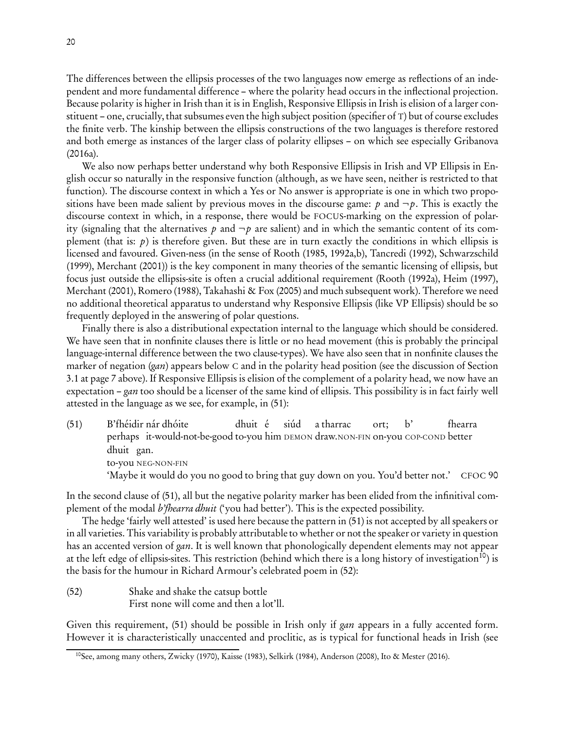The differences between the ellipsis processes of the two languages now emerge as reflections of an independent and more fundamental difference – where the polarity head occurs in the inflectional projection. Because polarity is higher in Irish than it is in English, Responsive Ellipsis in Irish is elision of a larger constituent – one, crucially, that subsumes even the high subject position (specifier of T) but of course excludes the finite verb. The kinship between the ellipsis constructions of the two languages is therefore restored and both emerge as instances of the larger class of polarity ellipses – on which see especially Gribanova (2016a).

We also now perhaps better understand why both Responsive Ellipsis in Irish and VP Ellipsis in English occur so naturally in the responsive function (although, as we have seen, neither is restricted to that function). The discourse context in which a Yes or No answer is appropriate is one in which two propositions have been made salient by previous moves in the discourse game: $p$ and $\neg p$. This is exactly the discourse context in which, in a response, there would be FOCUS-marking on the expression of polarity (signaling that the alternatives $p$ and $\neg p$ are salient) and in which the semantic content of its complement (that is: $p$) is therefore given. But these are in turn exactly the conditions in which ellipsis is licensed and favoured. Given-ness (in the sense of Rooth (1985, 1992a,b), Tancredi (1992), Schwarzschild (1999), Merchant (2001)) is the key component in many theories of the semantic licensing of ellipsis, but focus just outside the ellipsis-site is often a crucial additional requirement (Rooth (1992a), Heim (1997), Merchant (2001), Romero (1988), Takahashi & Fox (2005) and much subsequent work). Therefore we need no additional theoretical apparatus to understand why Responsive Ellipsis (like VP Ellipsis) should be so frequently deployed in the answering of polar questions.

Finally there is also a distributional expectation internal to the language which should be considered. We have seen that in nonfinite clauses there is little or no head movement (this is probably the principal language-internal difference between the two clause-types). We have also seen that in nonfinite clauses the marker of negation (*gan*) appears below C and in the polarity head position (see the discussion of Section 3.1 at page 7 above). If Responsive Ellipsis is elision of the complement of a polarity head, we now have an expectation – *gan* too should be a licenser of the same kind of ellipsis. This possibility is in fact fairly well attested in the language as we see, for example, in (51):

(51) B'fhéidir nár dhóite dhuit é siúd a tharrac ort; b' fhearra dhuit gan.
perhaps it-would-not-be-good to-you him DEMON draw.NON-FIN on-you COP-COND better to-you NEG-NON-FIN
'Maybe it would do you no good to bring that guy down on you. You'd better not.' CFOC 90

In the second clause of (51), all but the negative polarity marker has been elided from the infinitival complement of the modal *b'fhearra dhuit* ('you had better'). This is the expected possibility.

The hedge 'fairly well attested' is used here because the pattern in (51) is not accepted by all speakers or in all varieties. This variability is probably attributable to whether or not the speaker or variety in question has an accented version of *gan*. It is well known that phonologically dependent elements may not appear at the left edge of ellipsis-sites. This restriction (behind which there is a long history of investigation[10]) is the basis for the humour in Richard Armour's celebrated poem in (52):

(52) Shake and shake the catsup bottle
First none will come and then a lot'll.

Given this requirement, (51) should be possible in Irish only if *gan* appears in a fully accented form. However it is characteristically unaccented and proclitic, as is typical for functional heads in Irish (see

[10] See, among many others, Zwicky (1970), Kaisse (1983), Selkirk (1984), Anderson (2008), Ito & Mester (2016).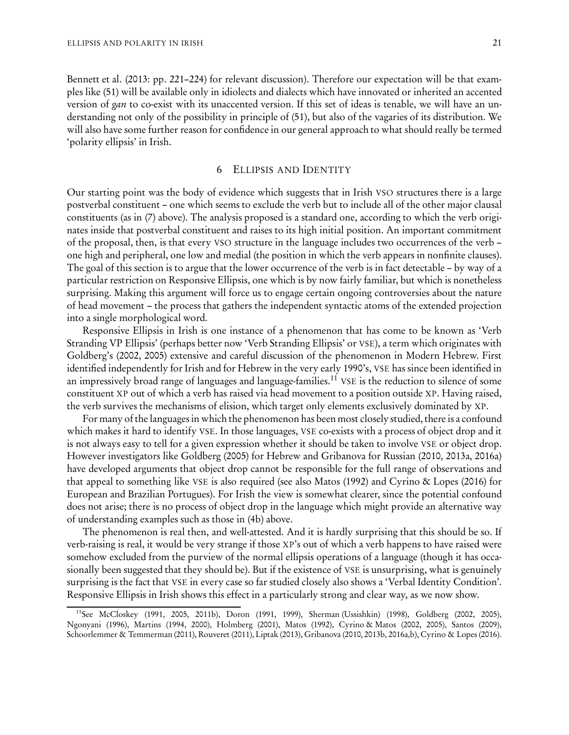Bennett et al. (2013: pp. 221–224) for relevant discussion). Therefore our expectation will be that examples like (51) will be available only in idiolects and dialects which have innovated or inherited an accented version of *gan* to co-exist with its unaccented version. If this set of ideas is tenable, we will have an understanding not only of the possibility in principle of (51), but also of the vagaries of its distribution. We will also have some further reason for confidence in our general approach to what should really be termed 'polarity ellipsis' in Irish.

## 6 Ellipsis and Identity

Our starting point was the body of evidence which suggests that in Irish VSO structures there is a large postverbal constituent – one which seems to exclude the verb but to include all of the other major clausal constituents (as in (7) above). The analysis proposed is a standard one, according to which the verb originates inside that postverbal constituent and raises to its high initial position. An important commitment of the proposal, then, is that every VSO structure in the language includes two occurrences of the verb – one high and peripheral, one low and medial (the position in which the verb appears in nonfinite clauses). The goal of this section is to argue that the lower occurrence of the verb is in fact detectable – by way of a particular restriction on Responsive Ellipsis, one which is by now fairly familiar, but which is nonetheless surprising. Making this argument will force us to engage certain ongoing controversies about the nature of head movement – the process that gathers the independent syntactic atoms of the extended projection into a single morphological word.

Responsive Ellipsis in Irish is one instance of a phenomenon that has come to be known as 'Verb Stranding VP Ellipsis' (perhaps better now 'Verb Stranding Ellipsis' or VSE), a term which originates with Goldberg's (2002, 2005) extensive and careful discussion of the phenomenon in Modern Hebrew. First identified independently for Irish and for Hebrew in the very early 1990's, VSE has since been identified in an impressively broad range of languages and language-families.[11] VSE is the reduction to silence of some constituent XP out of which a verb has raised via head movement to a position outside XP. Having raised, the verb survives the mechanisms of elision, which target only elements exclusively dominated by XP.

For many of the languages in which the phenomenon has been most closely studied, there is a confound which makes it hard to identify VSE. In those languages, VSE co-exists with a process of object drop and it is not always easy to tell for a given expression whether it should be taken to involve VSE or object drop. However investigators like Goldberg (2005) for Hebrew and Gribanova for Russian (2010, 2013a, 2016a) have developed arguments that object drop cannot be responsible for the full range of observations and that appeal to something like VSE is also required (see also Matos (1992) and Cyrino & Lopes (2016) for European and Brazilian Portugues). For Irish the view is somewhat clearer, since the potential confound does not arise; there is no process of object drop in the language which might provide an alternative way of understanding examples such as those in (4b) above.

The phenomenon is real then, and well-attested. And it is hardly surprising that this should be so. If verb-raising is real, it would be very strange if those XP's out of which a verb happens to have raised were somehow excluded from the purview of the normal ellipsis operations of a language (though it has occasionally been suggested that they should be). But if the existence of VSE is unsurprising, what is genuinely surprising is the fact that VSE in every case so far studied closely also shows a 'Verbal Identity Condition'. Responsive Ellipsis in Irish shows this effect in a particularly strong and clear way, as we now show.

[11] See McCloskey (1991, 2005, 2011b), Doron (1991, 1999), Sherman (Ussishkin) (1998), Goldberg (2002, 2005), Ngonyani (1996), Martins (1994, 2000), Holmberg (2001), Matos (1992), Cyrino & Matos (2002, 2005), Santos (2009), Schoorlemmer & Temmerman (2011), Rouveret (2011), Liptak (2013), Gribanova (2010, 2013b, 2016a,b), Cyrino & Lopes (2016).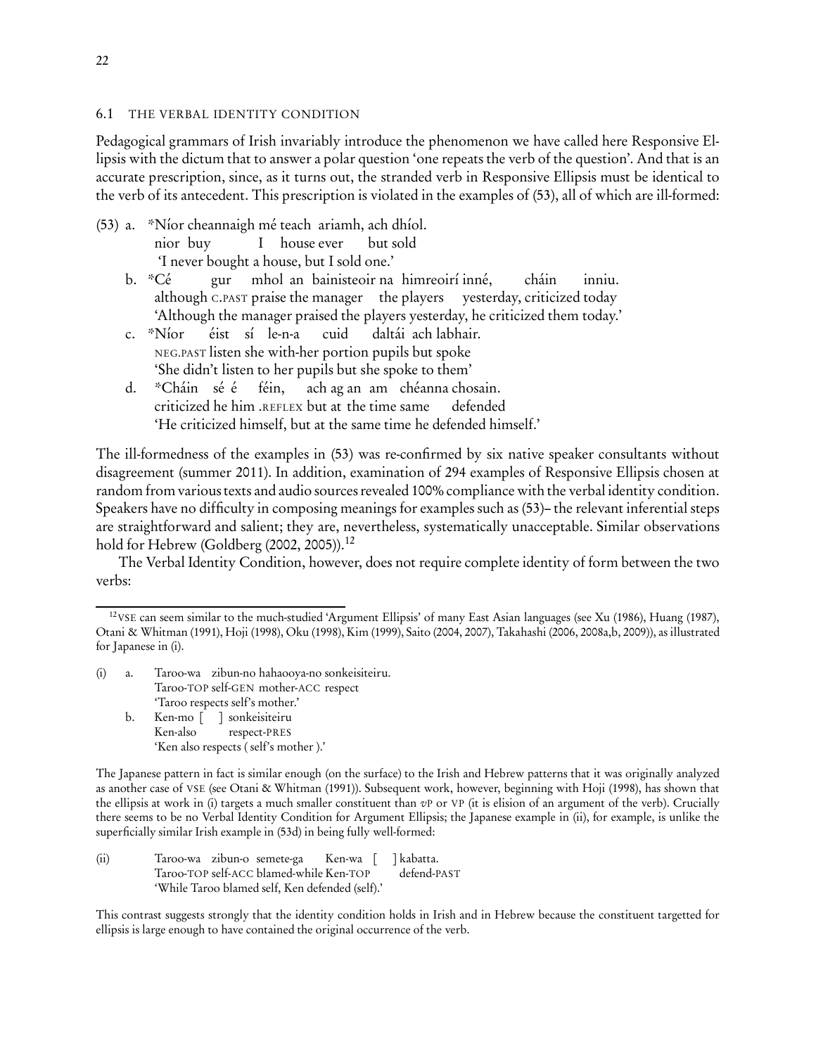### 6.1 THE VERBAL IDENTITY CONDITION

Pedagogical grammars of Irish invariably introduce the phenomenon we have called here Responsive Ellipsis with the dictum that to answer a polar question 'one repeats the verb of the question'. And that is an accurate prescription, since, as it turns out, the stranded verb in Responsive Ellipsis must be identical to the verb of its antecedent. This prescription is violated in the examples of (53), all of which are ill-formed:

(53) a. *Níor cheannaigh mé teach ariamh, ach dhíol.
nior buy I house ever but sold
'I never bought a house, but I sold one.'

b. *Cé gur mhol an bainisteoir na himreoirí inné, cháin inniu.
although C.PAST praise the manager the players yesterday, criticized today
'Although the manager praised the players yesterday, he criticized them today.'

c. *Níor éist sí le-n-a cuid daltái ach labhair.
NEG.PAST listen she with-her portion pupils but spoke
'She didn't listen to her pupils but she spoke to them'

d. *Cháin sé é féin, ach ag an am chéanna chosain.
criticized he him .REFLEX but at the time same defended
'He criticized himself, but at the same time he defended himself.'

The ill-formedness of the examples in (53) was re-confirmed by six native speaker consultants without disagreement (summer 2011). In addition, examination of 294 examples of Responsive Ellipsis chosen at random from various texts and audio sources revealed 100% compliance with the verbal identity condition. Speakers have no difficulty in composing meanings for examples such as (53)– the relevant inferential steps are straightforward and salient; they are, nevertheless, systematically unacceptable. Similar observations hold for Hebrew (Goldberg (2002, 2005)).[12]

The Verbal Identity Condition, however, does not require complete identity of form between the two verbs:

---

[12] VSE can seem similar to the much-studied 'Argument Ellipsis' of many East Asian languages (see Xu (1986), Huang (1987), Otani & Whitman (1991), Hoji (1998), Oku (1998), Kim (1999), Saito (2004, 2007), Takahashi (2006, 2008a,b, 2009)), as illustrated for Japanese in (i).

(i) a. Taroo-wa zibun-no hahaooya-no sonkeisiteiru.
Taroo-TOP self-GEN mother-ACC respect
'Taroo respects self's mother.'

b. Ken-mo [ ] sonkeisiteiru
Ken-also respect-PRES
'Ken also respects ( self's mother ).'

The Japanese pattern in fact is similar enough (on the surface) to the Irish and Hebrew patterns that it was originally analyzed as another case of VSE (see Otani & Whitman (1991)). Subsequent work, however, beginning with Hoji (1998), has shown that the ellipsis at work in (i) targets a much smaller constituent than *v*P or VP (it is elision of an argument of the verb). Crucially there seems to be no Verbal Identity Condition for Argument Ellipsis; the Japanese example in (ii), for example, is unlike the superficially similar Irish example in (53d) in being fully well-formed:

(ii) Taroo-wa zibun-o semete-ga Ken-wa [ ] kabatta.
Taroo-TOP self-ACC blamed-while Ken-TOP defend-PAST
'While Taroo blamed self, Ken defended (self).'

This contrast suggests strongly that the identity condition holds in Irish and in Hebrew because the constituent targetted for ellipsis is large enough to have contained the original occurrence of the verb.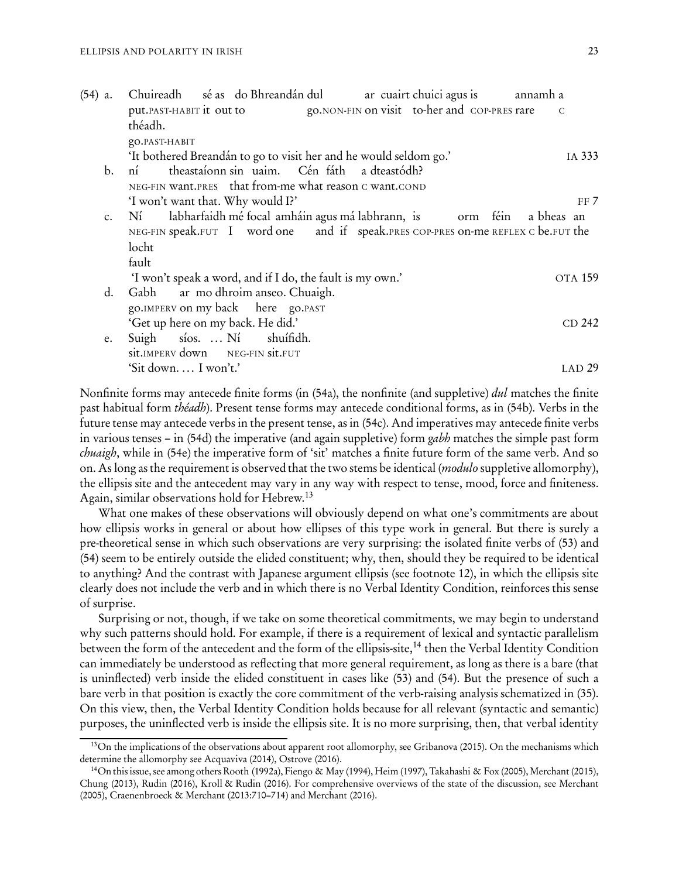(54) a. Chuireadh sé as do Bhreandán dul ar cuairt chuici agus is annamh a théadh.
put.PAST-HABIT it out to go.NON-FIN on visit to-her and COP-PRES rare C go.PAST-HABIT
'It bothered Breandán to go to visit her and he would seldom go.' IA 333

b. ní theastaíonn sin uaim. Cén fáth a dteastódh?
NEG-FIN want.PRES that from-me what reason C want.COND
'I won't want that. Why would I?' FF 7

c. Ní labharfaidh mé focal amháin agus má labhrann, is orm féin a bheas an locht
NEG-FIN speak.FUT I word one and if speak.PRES COP-PRES on-me REFLEX C be.FUT the fault
'I won't speak a word, and if I do, the fault is my own.' OTA 159

d. Gabh ar mo dhroim anseo. Chuaigh.
go.IMPERV on my back here go.PAST
'Get up here on my back. He did.' CD 242

e. Suigh síos. … Ní shuífidh.
sit.IMPERV down NEG-FIN sit.FUT
'Sit down. … I won't.' LAD 29

Nonfinite forms may antecede finite forms (in (54a), the nonfinite (and suppletive) *dul* matches the finite past habitual form *théadh*). Present tense forms may antecede conditional forms, as in (54b). Verbs in the future tense may antecede verbs in the present tense, as in (54c). And imperatives may antecede finite verbs in various tenses – in (54d) the imperative (and again suppletive) form *gabh* matches the simple past form *chuaigh*, while in (54e) the imperative form of 'sit' matches a finite future form of the same verb. And so on. As long as the requirement is observed that the two stems be identical (*modulo* suppletive allomorphy), the ellipsis site and the antecedent may vary in any way with respect to tense, mood, force and finiteness. Again, similar observations hold for Hebrew.[13]

What one makes of these observations will obviously depend on what one's commitments are about how ellipsis works in general or about how ellipses of this type work in general. But there is surely a pre-theoretical sense in which such observations are very surprising: the isolated finite verbs of (53) and (54) seem to be entirely outside the elided constituent; why, then, should they be required to be identical to anything? And the contrast with Japanese argument ellipsis (see footnote 12), in which the ellipsis site clearly does not include the verb and in which there is no Verbal Identity Condition, reinforces this sense of surprise.

Surprising or not, though, if we take on some theoretical commitments, we may begin to understand why such patterns should hold. For example, if there is a requirement of lexical and syntactic parallelism between the form of the antecedent and the form of the ellipsis-site,[14] then the Verbal Identity Condition can immediately be understood as reflecting that more general requirement, as long as there is a bare (that is uninflected) verb inside the elided constituent in cases like (53) and (54). But the presence of such a bare verb in that position is exactly the core commitment of the verb-raising analysis schematized in (35). On this view, then, the Verbal Identity Condition holds because for all relevant (syntactic and semantic) purposes, the uninflected verb is inside the ellipsis site. It is no more surprising, then, that verbal identity

[13] On the implications of the observations about apparent root allomorphy, see Gribanova (2015). On the mechanisms which determine the allomorphy see Acquaviva (2014), Ostrove (2016).

[14] On this issue, see among others Rooth (1992a), Fiengo & May (1994), Heim (1997), Takahashi & Fox (2005), Merchant (2015), Chung (2013), Rudin (2016), Kroll & Rudin (2016). For comprehensive overviews of the state of the discussion, see Merchant (2005), Craenenbroeck & Merchant (2013:710–714) and Merchant (2016).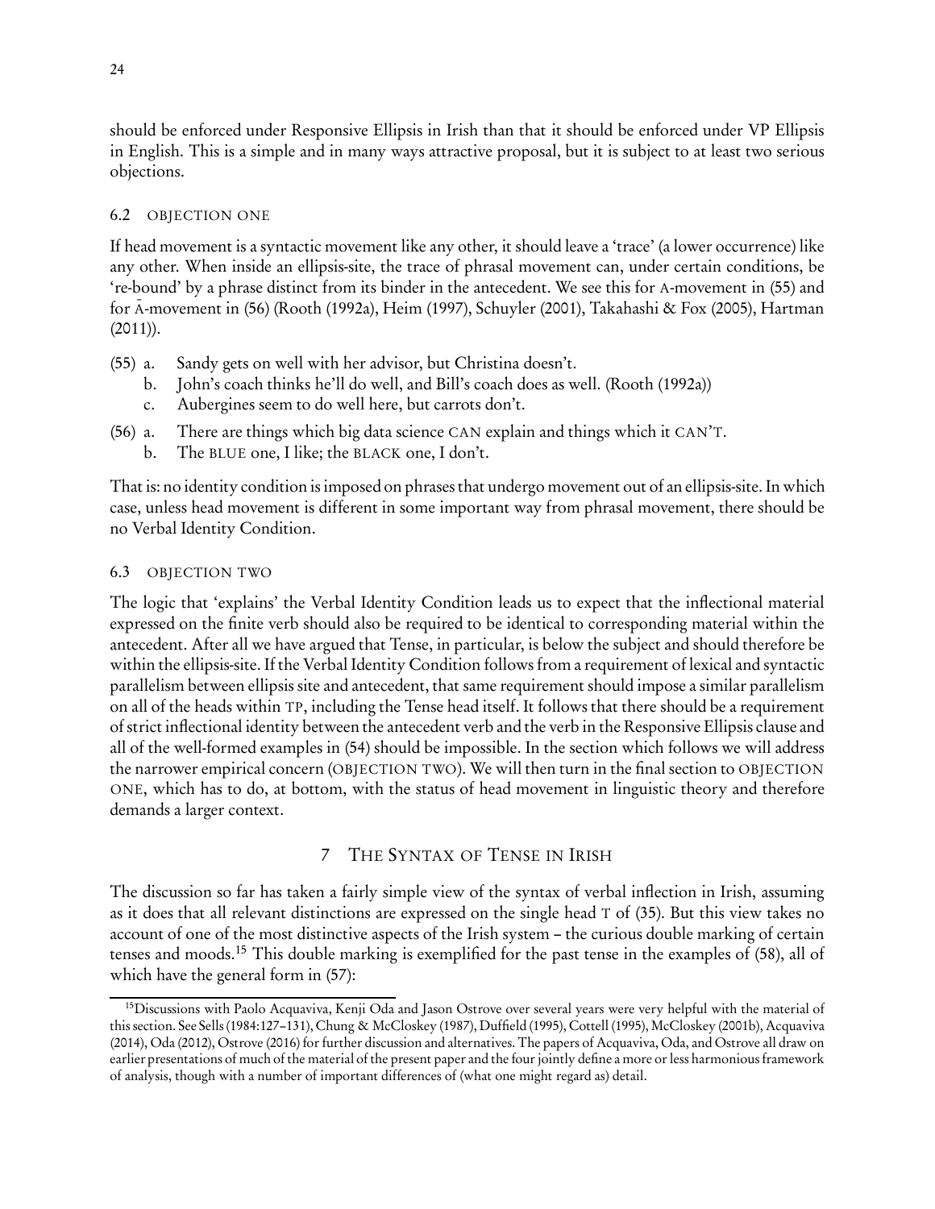should be enforced under Responsive Ellipsis in Irish than that it should be enforced under VP Ellipsis in English. This is a simple and in many ways attractive proposal, but it is subject to at least two serious objections.

### 6.2 Objection One

If head movement is a syntactic movement like any other, it should leave a 'trace' (a lower occurrence) like any other. When inside an ellipsis-site, the trace of phrasal movement can, under certain conditions, be 're-bound' by a phrase distinct from its binder in the antecedent. We see this for A-movement in (55) and for Ā-movement in (56) (Rooth (1992a), Heim (1997), Schuyler (2001), Takahashi & Fox (2005), Hartman (2011)).

(55) a. Sandy gets on well with her advisor, but Christina doesn't.
 b. John's coach thinks he'll do well, and Bill's coach does as well. (Rooth (1992a))
 c. Aubergines seem to do well here, but carrots don't.

(56) a. There are things which big data science CAN explain and things which it CAN'T.
 b. The BLUE one, I like; the BLACK one, I don't.

That is: no identity condition is imposed on phrases that undergo movement out of an ellipsis-site. In which case, unless head movement is different in some important way from phrasal movement, there should be no Verbal Identity Condition.

### 6.3 Objection Two

The logic that 'explains' the Verbal Identity Condition leads us to expect that the inflectional material expressed on the finite verb should also be required to be identical to corresponding material within the antecedent. After all we have argued that Tense, in particular, is below the subject and should therefore be within the ellipsis-site. If the Verbal Identity Condition follows from a requirement of lexical and syntactic parallelism between ellipsis site and antecedent, that same requirement should impose a similar parallelism on all of the heads within TP, including the Tense head itself. It follows that there should be a requirement of strict inflectional identity between the antecedent verb and the verb in the Responsive Ellipsis clause and all of the well-formed examples in (54) should be impossible. In the section which follows we will address the narrower empirical concern (OBJECTION TWO). We will then turn in the final section to OBJECTION ONE, which has to do, at bottom, with the status of head movement in linguistic theory and therefore demands a larger context.

## 7 The Syntax of Tense in Irish

The discussion so far has taken a fairly simple view of the syntax of verbal inflection in Irish, assuming as it does that all relevant distinctions are expressed on the single head T of (35). But this view takes no account of one of the most distinctive aspects of the Irish system – the curious double marking of certain tenses and moods.[15] This double marking is exemplified for the past tense in the examples of (58), all of which have the general form in (57):

[15] Discussions with Paolo Acquaviva, Kenji Oda and Jason Ostrove over several years were very helpful with the material of this section. See Sells (1984:127–131), Chung & McCloskey (1987), Duffield (1995), Cottell (1995), McCloskey (2001b), Acquaviva (2014), Oda (2012), Ostrove (2016) for further discussion and alternatives. The papers of Acquaviva, Oda, and Ostrove all draw on earlier presentations of much of the material of the present paper and the four jointly define a more or less harmonious framework of analysis, though with a number of important differences of (what one might regard as) detail.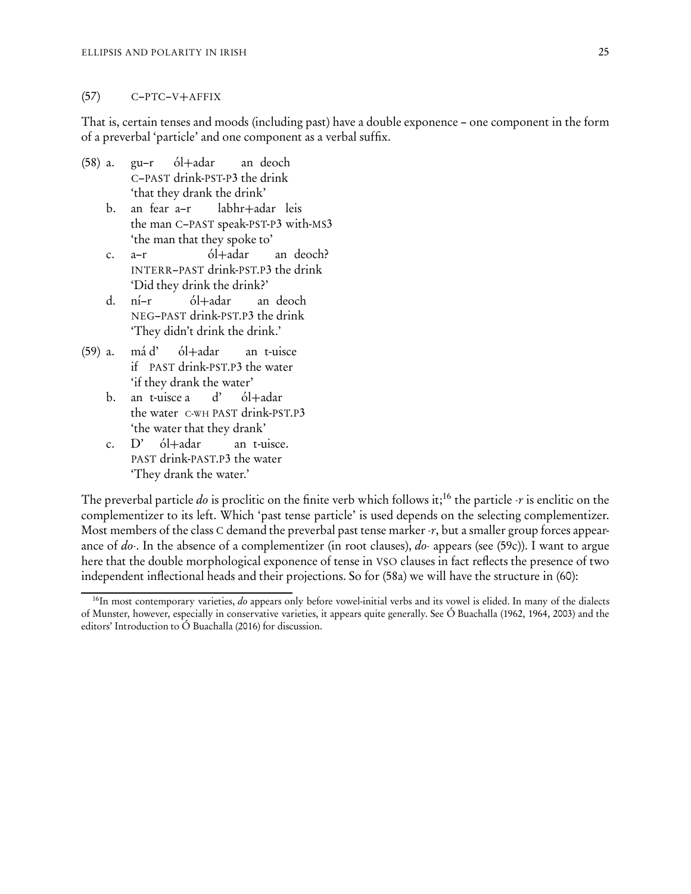(57)  C–PTC–V+AFFIX

That is, certain tenses and moods (including past) have a double exponence – one component in the form of a preverbal 'particle' and one component as a verbal suffix.

(58) a. gu–r ól+adar an deoch
 C–PAST drink-PST-P3 the drink
 'that they drank the drink'

 b. an fear a–r labhr+adar leis
 the man C–PAST speak-PST-P3 with-MS3
 'the man that they spoke to'

 c. a–r ól+adar an deoch?
 INTERR–PAST drink-PST.P3 the drink
 'Did they drink the drink?'

 d. ní–r ól+adar an deoch
 NEG–PAST drink-PST.P3 the drink
 'They didn't drink the drink.'

(59) a. má d' ól+adar an t-uisce
 if PAST drink-PST.P3 the water
 'if they drank the water'

 b. an t-uisce a d' ól+adar
 the water C-WH PAST drink-PST.P3
 'the water that they drank'

 c. D' ól+adar an t-uisce.
 PAST drink-PAST.P3 the water
 'They drank the water.'

The preverbal particle *do* is proclitic on the finite verb which follows it;[16] the particle *-r* is enclitic on the complementizer to its left. Which 'past tense particle' is used depends on the selecting complementizer. Most members of the class C demand the preverbal past tense marker *-r*, but a smaller group forces appearance of *do-*. In the absence of a complementizer (in root clauses), *do-* appears (see (59c)). I want to argue here that the double morphological exponence of tense in VSO clauses in fact reflects the presence of two independent inflectional heads and their projections. So for (58a) we will have the structure in (60):

[16] In most contemporary varieties, *do* appears only before vowel-initial verbs and its vowel is elided. In many of the dialects of Munster, however, especially in conservative varieties, it appears quite generally. See Ó Buachalla (1962, 1964, 2003) and the editors' Introduction to Ó Buachalla (2016) for discussion.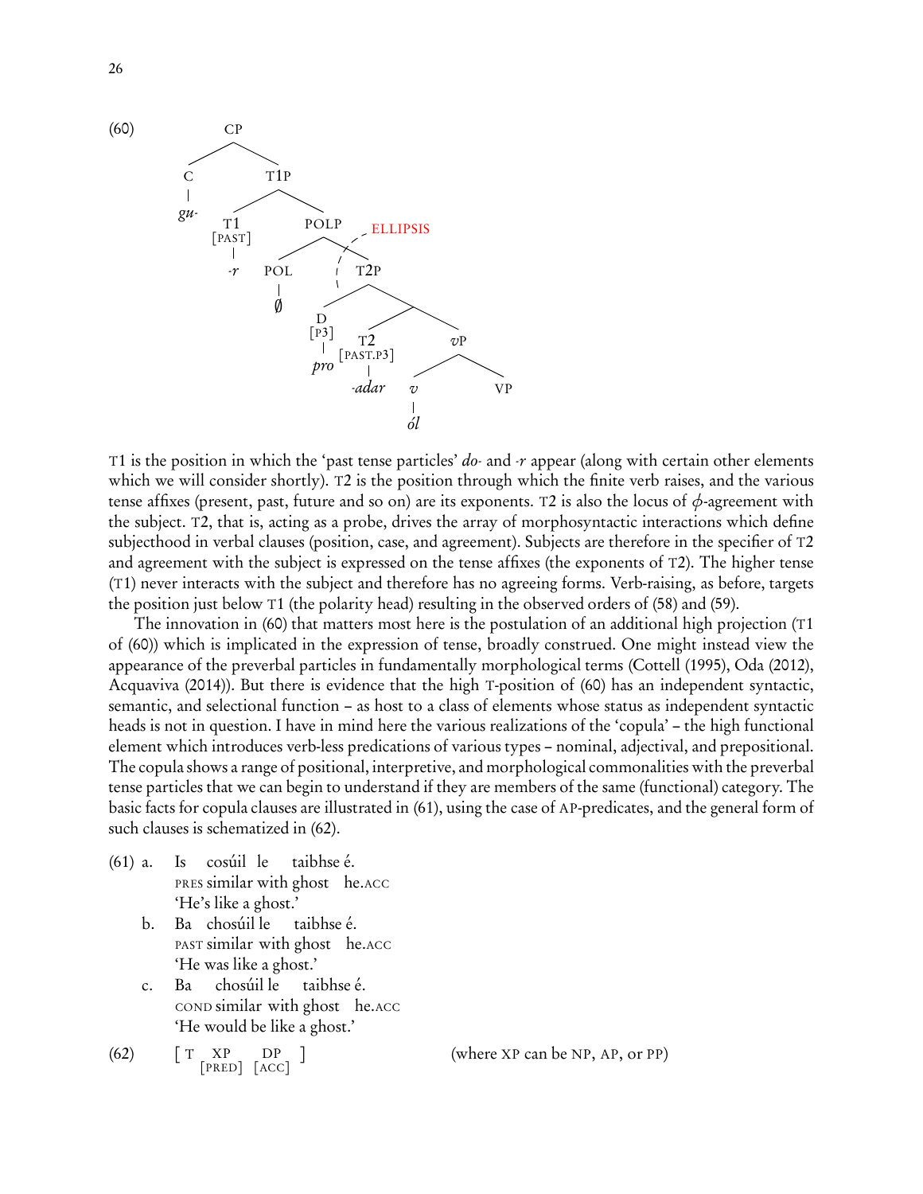(60) [syntax tree]

```
CP
├── C
│   └── gu-
└── T1P
    ├── T1 [PAST]
    │   └── -r
    └── POLP
        ├── POL
        │   └── ∅
        └── T2P   (ELLIPSIS)
            ├── D [P3]
            │   └── pro
            └── 
                ├── T2 [PAST.P3]
                │   └── -adar
                └── vP
                    ├── v
                    │   └── ól
                    └── VP
```

T1 is the position in which the 'past tense particles' *do-* and *-r* appear (along with certain other elements which we will consider shortly). T2 is the position through which the finite verb raises, and the various tense affixes (present, past, future and so on) are its exponents. T2 is also the locus of $\phi$-agreement with the subject. T2, that is, acting as a probe, drives the array of morphosyntactic interactions which define subjecthood in verbal clauses (position, case, and agreement). Subjects are therefore in the specifier of T2 and agreement with the subject is expressed on the tense affixes (the exponents of T2). The higher tense (T1) never interacts with the subject and therefore has no agreeing forms. Verb-raising, as before, targets the position just below T1 (the polarity head) resulting in the observed orders of (58) and (59).

The innovation in (60) that matters most here is the postulation of an additional high projection (T1 of (60)) which is implicated in the expression of tense, broadly construed. One might instead view the appearance of the preverbal particles in fundamentally morphological terms (Cottell (1995), Oda (2012), Acquaviva (2014)). But there is evidence that the high T-position of (60) has an independent syntactic, semantic, and selectional function – as host to a class of elements whose status as independent syntactic heads is not in question. I have in mind here the various realizations of the 'copula' – the high functional element which introduces verb-less predications of various types – nominal, adjectival, and prepositional. The copula shows a range of positional, interpretive, and morphological commonalities with the preverbal tense particles that we can begin to understand if they are members of the same (functional) category. The basic facts for copula clauses are illustrated in (61), using the case of AP-predicates, and the general form of such clauses is schematized in (62).

(61) a. Is cosúil le taibhse é.
PRES similar with ghost he.ACC
'He's like a ghost.'

b. Ba chosúil le taibhse é.
PAST similar with ghost he.ACC
'He was like a ghost.'

c. Ba chosúil le taibhse é.
COND similar with ghost he.ACC
'He would be like a ghost.'

(62) [ T XP[PRED] DP[ACC] ] (where XP can be NP, AP, or PP)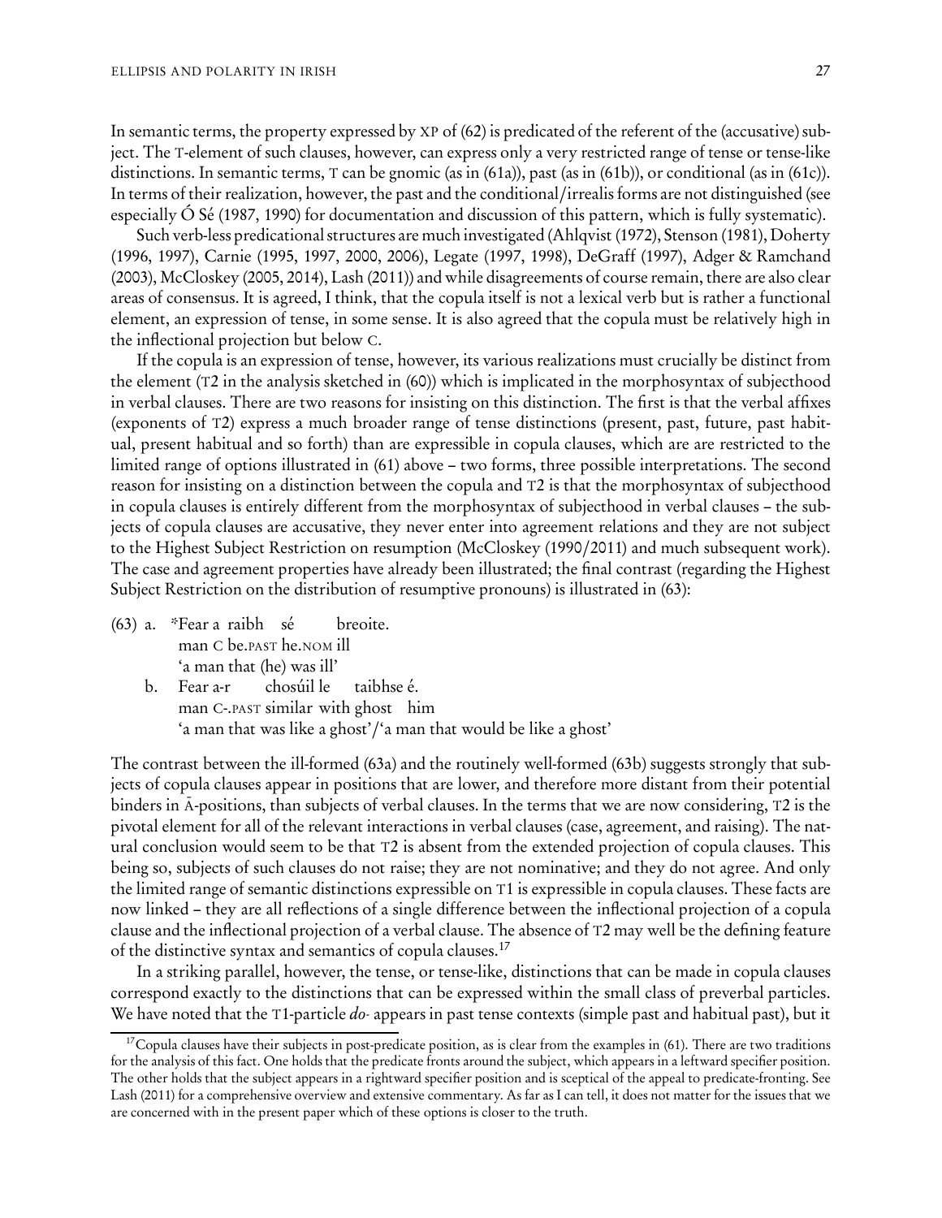In semantic terms, the property expressed by XP of (62) is predicated of the referent of the (accusative) subject. The T-element of such clauses, however, can express only a very restricted range of tense or tense-like distinctions. In semantic terms, T can be gnomic (as in (61a)), past (as in (61b)), or conditional (as in (61c)). In terms of their realization, however, the past and the conditional/irrealis forms are not distinguished (see especially Ó Sé (1987, 1990) for documentation and discussion of this pattern, which is fully systematic).

Such verb-less predicational structures are much investigated (Ahlqvist (1972), Stenson (1981), Doherty (1996, 1997), Carnie (1995, 1997, 2000, 2006), Legate (1997, 1998), DeGraff (1997), Adger & Ramchand (2003), McCloskey (2005, 2014), Lash (2011)) and while disagreements of course remain, there are also clear areas of consensus. It is agreed, I think, that the copula itself is not a lexical verb but is rather a functional element, an expression of tense, in some sense. It is also agreed that the copula must be relatively high in the inflectional projection but below C.

If the copula is an expression of tense, however, its various realizations must crucially be distinct from the element (T2 in the analysis sketched in (60)) which is implicated in the morphosyntax of subjecthood in verbal clauses. There are two reasons for insisting on this distinction. The first is that the verbal affixes (exponents of T2) express a much broader range of tense distinctions (present, past, future, past habitual, present habitual and so forth) than are expressible in copula clauses, which are are restricted to the limited range of options illustrated in (61) above – two forms, three possible interpretations. The second reason for insisting on a distinction between the copula and T2 is that the morphosyntax of subjecthood in copula clauses is entirely different from the morphosyntax of subjecthood in verbal clauses – the subjects of copula clauses are accusative, they never enter into agreement relations and they are not subject to the Highest Subject Restriction on resumption (McCloskey (1990/2011) and much subsequent work). The case and agreement properties have already been illustrated; the final contrast (regarding the Highest Subject Restriction on the distribution of resumptive pronouns) is illustrated in (63):

(63) a. \*Fear a raibh sé breoite.
man C be.PAST he.NOM ill
'a man that (he) was ill'

b. Fear a-r chosúil le taibhse é.
man C-.PAST similar with ghost him
'a man that was like a ghost'/'a man that would be like a ghost'

The contrast between the ill-formed (63a) and the routinely well-formed (63b) suggests strongly that subjects of copula clauses appear in positions that are lower, and therefore more distant from their potential binders in Ā-positions, than subjects of verbal clauses. In the terms that we are now considering, T2 is the pivotal element for all of the relevant interactions in verbal clauses (case, agreement, and raising). The natural conclusion would seem to be that T2 is absent from the extended projection of copula clauses. This being so, subjects of such clauses do not raise; they are not nominative; and they do not agree. And only the limited range of semantic distinctions expressible on T1 is expressible in copula clauses. These facts are now linked – they are all reflections of a single difference between the inflectional projection of a copula clause and the inflectional projection of a verbal clause. The absence of T2 may well be the defining feature of the distinctive syntax and semantics of copula clauses.[17]

In a striking parallel, however, the tense, or tense-like, distinctions that can be made in copula clauses correspond exactly to the distinctions that can be expressed within the small class of preverbal particles. We have noted that the T1-particle *do-* appears in past tense contexts (simple past and habitual past), but it

[17] Copula clauses have their subjects in post-predicate position, as is clear from the examples in (61). There are two traditions for the analysis of this fact. One holds that the predicate fronts around the subject, which appears in a leftward specifier position. The other holds that the subject appears in a rightward specifier position and is sceptical of the appeal to predicate-fronting. See Lash (2011) for a comprehensive overview and extensive commentary. As far as I can tell, it does not matter for the issues that we are concerned with in the present paper which of these options is closer to the truth.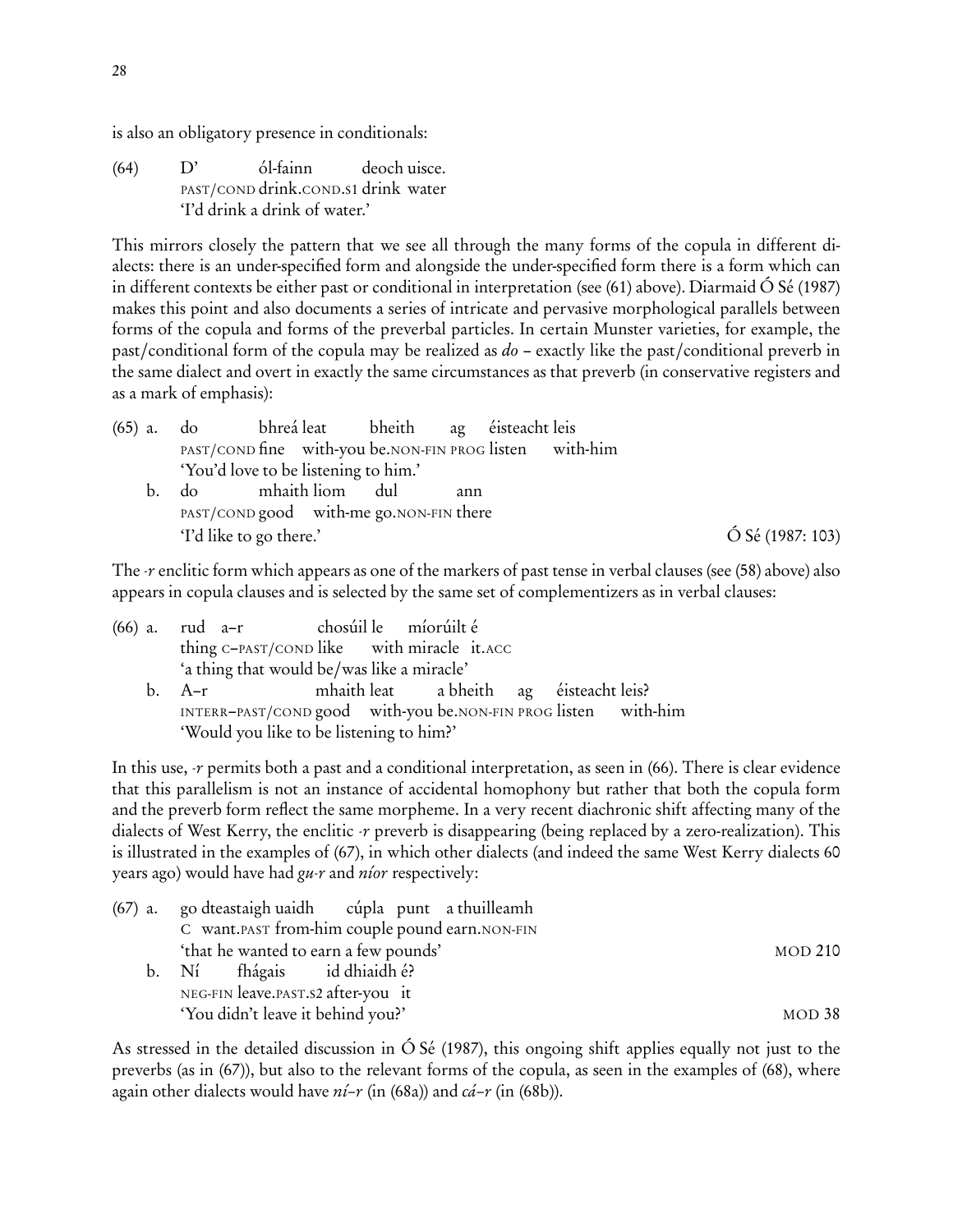is also an obligatory presence in conditionals:

(64) D' ól-fainn deoch uisce.
PAST/COND drink.COND.S1 drink water
'I'd drink a drink of water.'

This mirrors closely the pattern that we see all through the many forms of the copula in different dialects: there is an under-specified form and alongside the under-specified form there is a form which can in different contexts be either past or conditional in interpretation (see (61) above). Diarmaid Ó Sé (1987) makes this point and also documents a series of intricate and pervasive morphological parallels between forms of the copula and forms of the preverbal particles. In certain Munster varieties, for example, the past/conditional form of the copula may be realized as *do* – exactly like the past/conditional preverb in the same dialect and overt in exactly the same circumstances as that preverb (in conservative registers and as a mark of emphasis):

(65) a. do bhreá leat bheith ag éisteacht leis
PAST/COND fine with-you be.NON-FIN PROG listen with-him
'You'd love to be listening to him.'

b. do mhaith liom dul ann
PAST/COND good with-me go.NON-FIN there
'I'd like to go there.' Ó Sé (1987: 103)

The *-r* enclitic form which appears as one of the markers of past tense in verbal clauses (see (58) above) also appears in copula clauses and is selected by the same set of complementizers as in verbal clauses:

(66) a. rud a–r chosúil le míorúilt é
thing C–PAST/COND like with miracle it.ACC
'a thing that would be/was like a miracle'

b. A–r mhaith leat a bheith ag éisteacht leis?
INTERR–PAST/COND good with-you be.NON-FIN PROG listen with-him
'Would you like to be listening to him?'

In this use, *-r* permits both a past and a conditional interpretation, as seen in (66). There is clear evidence that this parallelism is not an instance of accidental homophony but rather that both the copula form and the preverb form reflect the same morpheme. In a very recent diachronic shift affecting many of the dialects of West Kerry, the enclitic *-r* preverb is disappearing (being replaced by a zero-realization). This is illustrated in the examples of (67), in which other dialects (and indeed the same West Kerry dialects 60 years ago) would have had *gu-r* and *níor* respectively:

(67) a. go dteastaigh uaidh cúpla punt a thuilleamh
C want.PAST from-him couple pound earn.NON-FIN
'that he wanted to earn a few pounds' MOD 210

b. Ní fhágais id dhiaidh é?
NEG-FIN leave.PAST.S2 after-you it
'You didn't leave it behind you?' MOD 38

As stressed in the detailed discussion in Ó Sé (1987), this ongoing shift applies equally not just to the preverbs (as in (67)), but also to the relevant forms of the copula, as seen in the examples of (68), where again other dialects would have *ní–r* (in (68a)) and *cá–r* (in (68b)).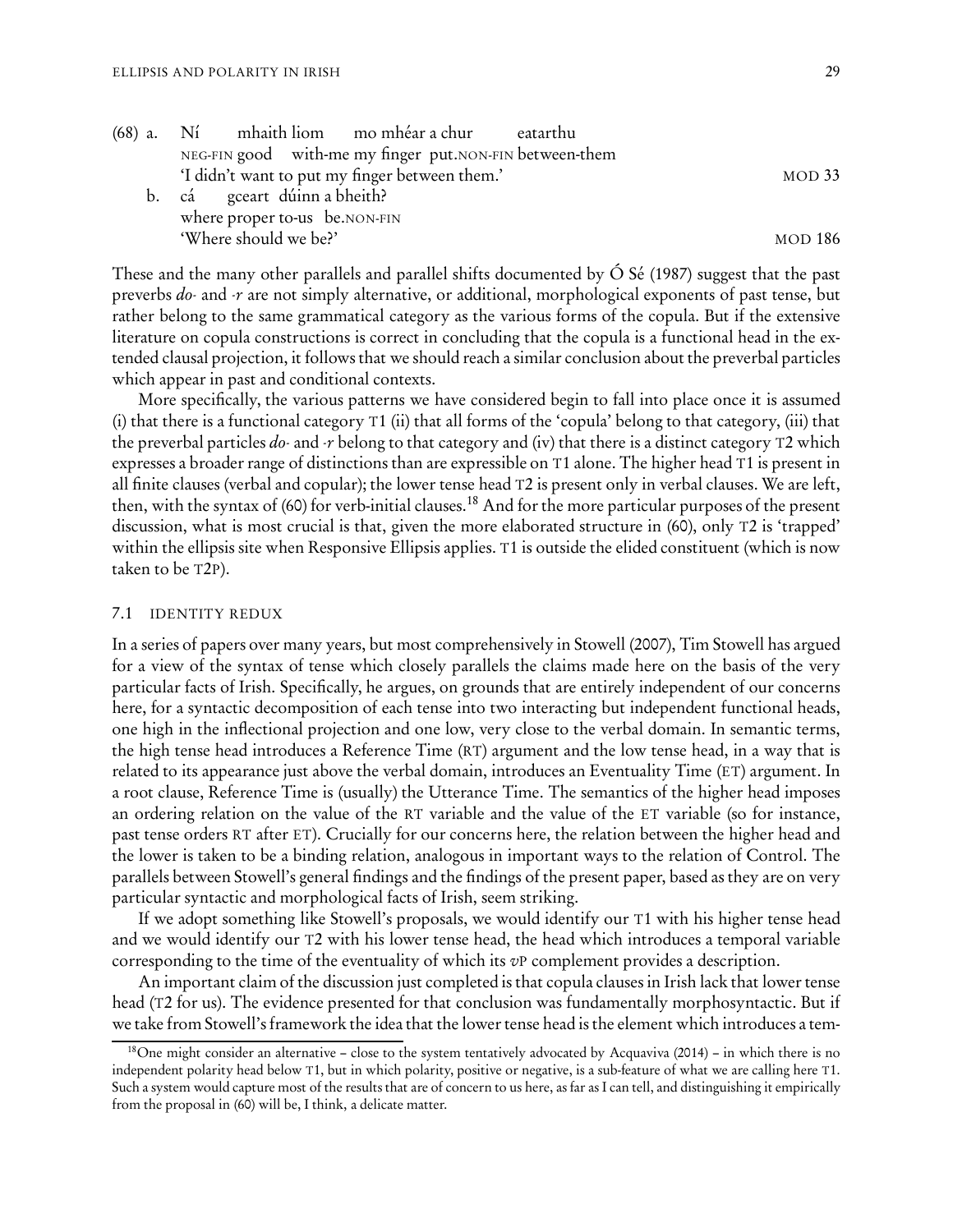(68) a. Ní mhaith liom mo mhéar a chur eatarthu
NEG-FIN good with-me my finger put.NON-FIN between-them
'I didn't want to put my finger between them.' MOD 33

b. cá gceart dúinn a bheith?
where proper to-us be.NON-FIN
'Where should we be?' MOD 186

These and the many other parallels and parallel shifts documented by Ó Sé (1987) suggest that the past preverbs *do-* and *-r* are not simply alternative, or additional, morphological exponents of past tense, but rather belong to the same grammatical category as the various forms of the copula. But if the extensive literature on copula constructions is correct in concluding that the copula is a functional head in the extended clausal projection, it follows that we should reach a similar conclusion about the preverbal particles which appear in past and conditional contexts.

More specifically, the various patterns we have considered begin to fall into place once it is assumed (i) that there is a functional category T1 (ii) that all forms of the 'copula' belong to that category, (iii) that the preverbal particles *do-* and *-r* belong to that category and (iv) that there is a distinct category T2 which expresses a broader range of distinctions than are expressible on T1 alone. The higher head T1 is present in all finite clauses (verbal and copular); the lower tense head T2 is present only in verbal clauses. We are left, then, with the syntax of (60) for verb-initial clauses.[18] And for the more particular purposes of the present discussion, what is most crucial is that, given the more elaborated structure in (60), only T2 is 'trapped' within the ellipsis site when Responsive Ellipsis applies. T1 is outside the elided constituent (which is now taken to be T2P).

## 7.1 IDENTITY REDUX

In a series of papers over many years, but most comprehensively in Stowell (2007), Tim Stowell has argued for a view of the syntax of tense which closely parallels the claims made here on the basis of the very particular facts of Irish. Specifically, he argues, on grounds that are entirely independent of our concerns here, for a syntactic decomposition of each tense into two interacting but independent functional heads, one high in the inflectional projection and one low, very close to the verbal domain. In semantic terms, the high tense head introduces a Reference Time (RT) argument and the low tense head, in a way that is related to its appearance just above the verbal domain, introduces an Eventuality Time (ET) argument. In a root clause, Reference Time is (usually) the Utterance Time. The semantics of the higher head imposes an ordering relation on the value of the RT variable and the value of the ET variable (so for instance, past tense orders RT after ET). Crucially for our concerns here, the relation between the higher head and the lower is taken to be a binding relation, analogous in important ways to the relation of Control. The parallels between Stowell's general findings and the findings of the present paper, based as they are on very particular syntactic and morphological facts of Irish, seem striking.

If we adopt something like Stowell's proposals, we would identify our T1 with his higher tense head and we would identify our T2 with his lower tense head, the head which introduces a temporal variable corresponding to the time of the eventuality of which its *v*P complement provides a description.

An important claim of the discussion just completed is that copula clauses in Irish lack that lower tense head (T2 for us). The evidence presented for that conclusion was fundamentally morphosyntactic. But if we take from Stowell's framework the idea that the lower tense head is the element which introduces a tem-

[18] One might consider an alternative – close to the system tentatively advocated by Acquaviva (2014) – in which there is no independent polarity head below T1, but in which polarity, positive or negative, is a sub-feature of what we are calling here T1. Such a system would capture most of the results that are of concern to us here, as far as I can tell, and distinguishing it empirically from the proposal in (60) will be, I think, a delicate matter.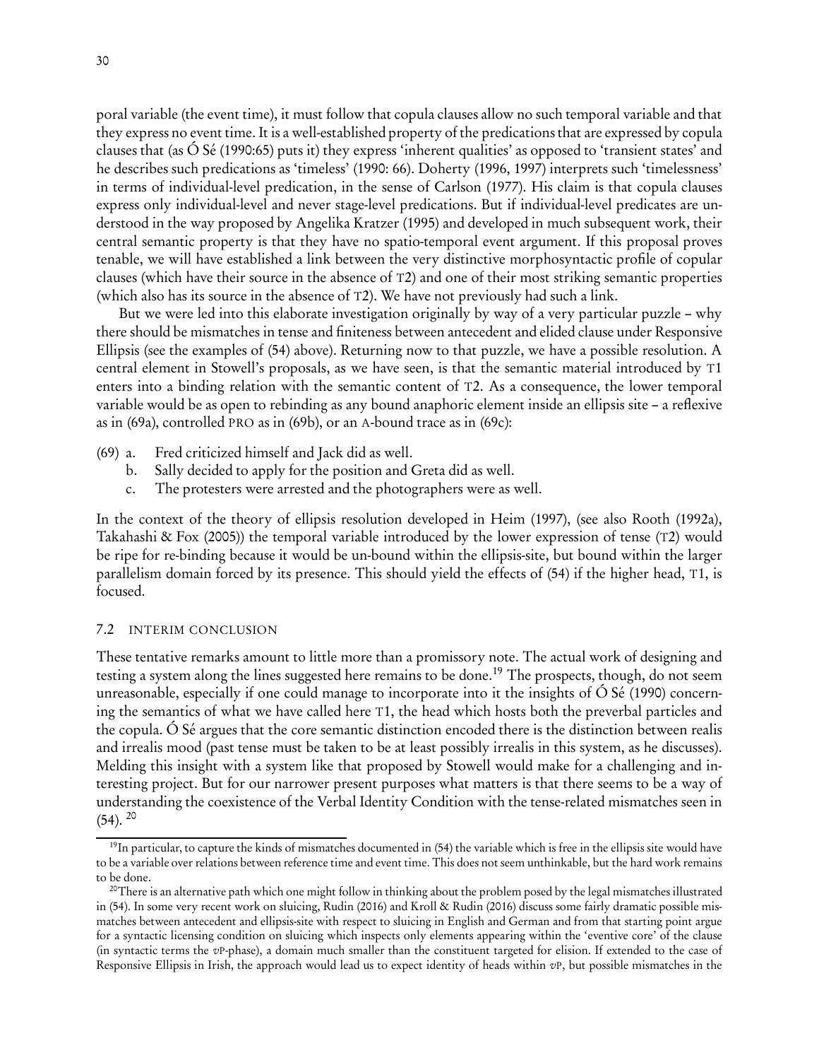poral variable (the event time), it must follow that copula clauses allow no such temporal variable and that they express no event time. It is a well-established property of the predications that are expressed by copula clauses that (as Ó Sé (1990:65) puts it) they express 'inherent qualities' as opposed to 'transient states' and he describes such predications as 'timeless' (1990: 66). Doherty (1996, 1997) interprets such 'timelessness' in terms of individual-level predication, in the sense of Carlson (1977). His claim is that copula clauses express only individual-level and never stage-level predications. But if individual-level predicates are understood in the way proposed by Angelika Kratzer (1995) and developed in much subsequent work, their central semantic property is that they have no spatio-temporal event argument. If this proposal proves tenable, we will have established a link between the very distinctive morphosyntactic profile of copular clauses (which have their source in the absence of T2) and one of their most striking semantic properties (which also has its source in the absence of T2). We have not previously had such a link.

But we were led into this elaborate investigation originally by way of a very particular puzzle – why there should be mismatches in tense and finiteness between antecedent and elided clause under Responsive Ellipsis (see the examples of (54) above). Returning now to that puzzle, we have a possible resolution. A central element in Stowell's proposals, as we have seen, is that the semantic material introduced by T1 enters into a binding relation with the semantic content of T2. As a consequence, the lower temporal variable would be as open to rebinding as any bound anaphoric element inside an ellipsis site – a reflexive as in (69a), controlled PRO as in (69b), or an A-bound trace as in (69c):

(69) a. Fred criticized himself and Jack did as well.
 b. Sally decided to apply for the position and Greta did as well.
 c. The protesters were arrested and the photographers were as well.

In the context of the theory of ellipsis resolution developed in Heim (1997), (see also Rooth (1992a), Takahashi & Fox (2005)) the temporal variable introduced by the lower expression of tense (T2) would be ripe for re-binding because it would be un-bound within the ellipsis-site, but bound within the larger parallelism domain forced by its presence. This should yield the effects of (54) if the higher head, T1, is focused.

### 7.2 Interim Conclusion

These tentative remarks amount to little more than a promissory note. The actual work of designing and testing a system along the lines suggested here remains to be done.[19] The prospects, though, do not seem unreasonable, especially if one could manage to incorporate into it the insights of Ó Sé (1990) concerning the semantics of what we have called here T1, the head which hosts both the preverbal particles and the copula. Ó Sé argues that the core semantic distinction encoded there is the distinction between realis and irrealis mood (past tense must be taken to be at least possibly irrealis in this system, as he discusses). Melding this insight with a system like that proposed by Stowell would make for a challenging and interesting project. But for our narrower present purposes what matters is that there seems to be a way of understanding the coexistence of the Verbal Identity Condition with the tense-related mismatches seen in (54).[20]

[19] In particular, to capture the kinds of mismatches documented in (54) the variable which is free in the ellipsis site would have to be a variable over relations between reference time and event time. This does not seem unthinkable, but the hard work remains to be done.

[20] There is an alternative path which one might follow in thinking about the problem posed by the legal mismatches illustrated in (54). In some very recent work on sluicing, Rudin (2016) and Kroll & Rudin (2016) discuss some fairly dramatic possible mismatches between antecedent and ellipsis-site with respect to sluicing in English and German and from that starting point argue for a syntactic licensing condition on sluicing which inspects only elements appearing within the 'eventive core' of the clause (in syntactic terms the *v*P-phase), a domain much smaller than the constituent targeted for elision. If extended to the case of Responsive Ellipsis in Irish, the approach would lead us to expect identity of heads within *v*P, but possible mismatches in the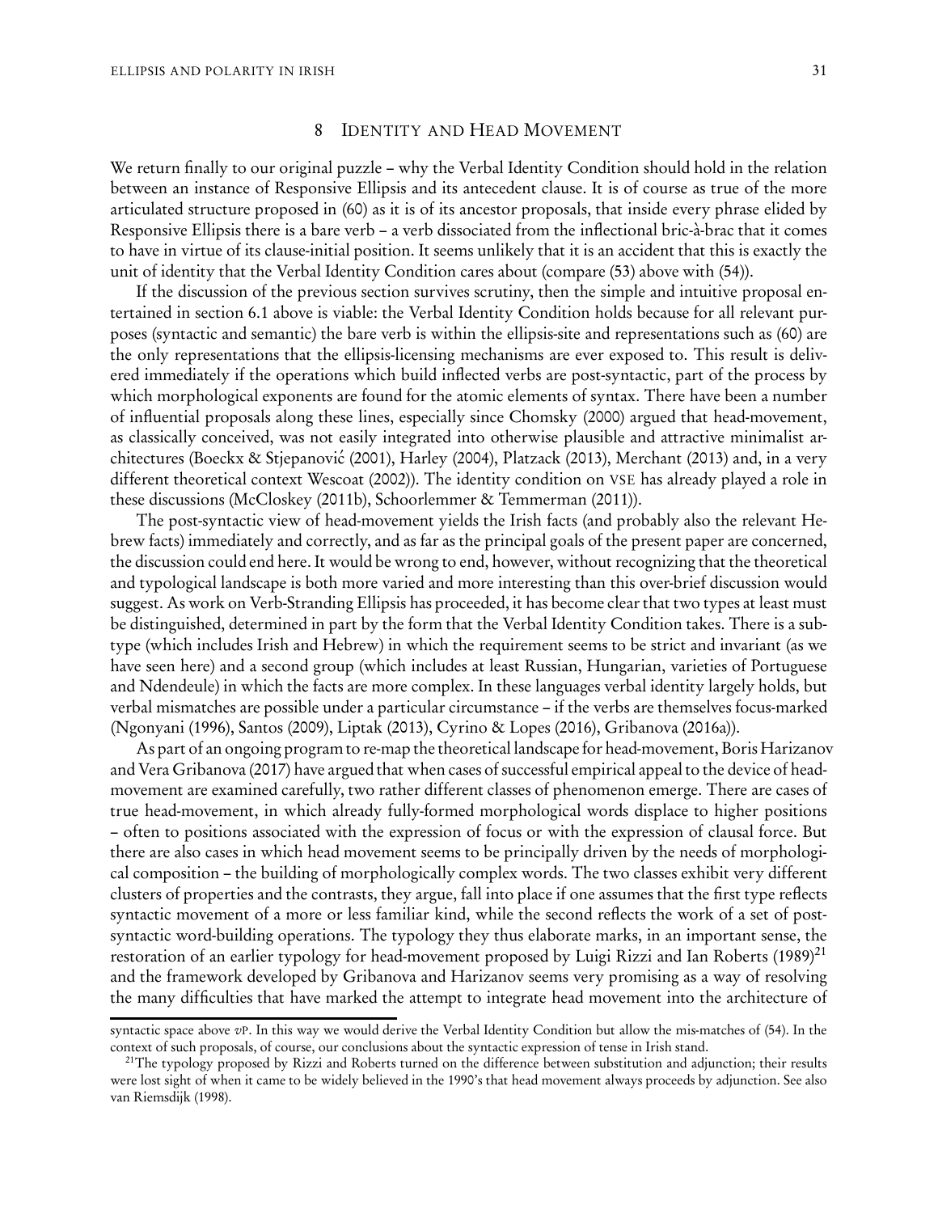## 8 Identity and Head Movement

We return finally to our original puzzle – why the Verbal Identity Condition should hold in the relation between an instance of Responsive Ellipsis and its antecedent clause. It is of course as true of the more articulated structure proposed in (60) as it is of its ancestor proposals, that inside every phrase elided by Responsive Ellipsis there is a bare verb – a verb dissociated from the inflectional bric-à-brac that it comes to have in virtue of its clause-initial position. It seems unlikely that it is an accident that this is exactly the unit of identity that the Verbal Identity Condition cares about (compare (53) above with (54)).

If the discussion of the previous section survives scrutiny, then the simple and intuitive proposal entertained in section 6.1 above is viable: the Verbal Identity Condition holds because for all relevant purposes (syntactic and semantic) the bare verb is within the ellipsis-site and representations such as (60) are the only representations that the ellipsis-licensing mechanisms are ever exposed to. This result is delivered immediately if the operations which build inflected verbs are post-syntactic, part of the process by which morphological exponents are found for the atomic elements of syntax. There have been a number of influential proposals along these lines, especially since Chomsky (2000) argued that head-movement, as classically conceived, was not easily integrated into otherwise plausible and attractive minimalist architectures (Boeckx & Stjepanović (2001), Harley (2004), Platzack (2013), Merchant (2013) and, in a very different theoretical context Wescoat (2002)). The identity condition on VSE has already played a role in these discussions (McCloskey (2011b), Schoorlemmer & Temmerman (2011)).

The post-syntactic view of head-movement yields the Irish facts (and probably also the relevant Hebrew facts) immediately and correctly, and as far as the principal goals of the present paper are concerned, the discussion could end here. It would be wrong to end, however, without recognizing that the theoretical and typological landscape is both more varied and more interesting than this over-brief discussion would suggest. As work on Verb-Stranding Ellipsis has proceeded, it has become clear that two types at least must be distinguished, determined in part by the form that the Verbal Identity Condition takes. There is a subtype (which includes Irish and Hebrew) in which the requirement seems to be strict and invariant (as we have seen here) and a second group (which includes at least Russian, Hungarian, varieties of Portuguese and Ndendeule) in which the facts are more complex. In these languages verbal identity largely holds, but verbal mismatches are possible under a particular circumstance – if the verbs are themselves focus-marked (Ngonyani (1996), Santos (2009), Liptak (2013), Cyrino & Lopes (2016), Gribanova (2016a)).

As part of an ongoing program to re-map the theoretical landscape for head-movement, Boris Harizanov and Vera Gribanova (2017) have argued that when cases of successful empirical appeal to the device of head-movement are examined carefully, two rather different classes of phenomenon emerge. There are cases of true head-movement, in which already fully-formed morphological words displace to higher positions – often to positions associated with the expression of focus or with the expression of clausal force. But there are also cases in which head movement seems to be principally driven by the needs of morphological composition – the building of morphologically complex words. The two classes exhibit very different clusters of properties and the contrasts, they argue, fall into place if one assumes that the first type reflects syntactic movement of a more or less familiar kind, while the second reflects the work of a set of post-syntactic word-building operations. The typology they thus elaborate marks, in an important sense, the restoration of an earlier typology for head-movement proposed by Luigi Rizzi and Ian Roberts (1989)[21] and the framework developed by Gribanova and Harizanov seems very promising as a way of resolving the many difficulties that have marked the attempt to integrate head movement into the architecture of

---

syntactic space above *v*P. In this way we would derive the Verbal Identity Condition but allow the mis-matches of (54). In the context of such proposals, of course, our conclusions about the syntactic expression of tense in Irish stand.

[21] The typology proposed by Rizzi and Roberts turned on the difference between substitution and adjunction; their results were lost sight of when it came to be widely believed in the 1990's that head movement always proceeds by adjunction. See also van Riemsdijk (1998).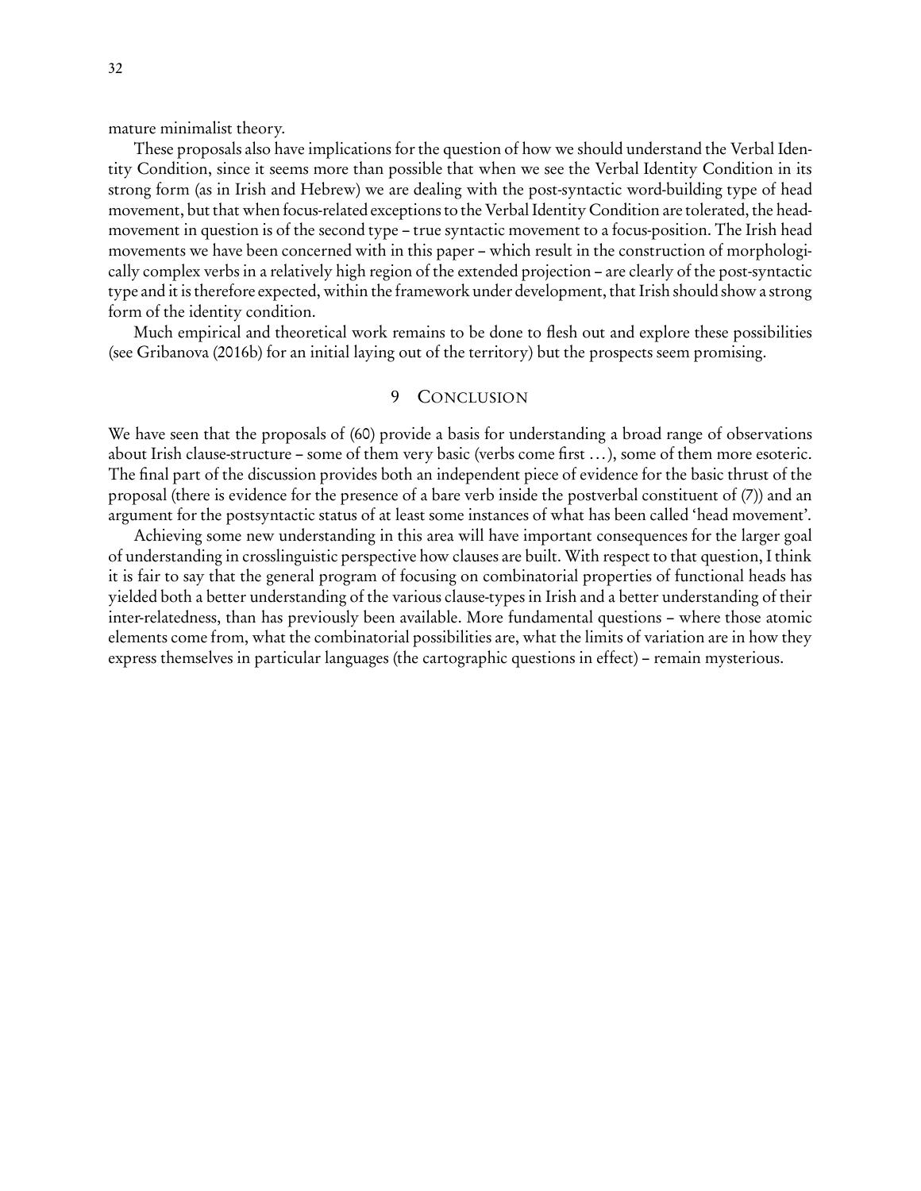mature minimalist theory.

These proposals also have implications for the question of how we should understand the Verbal Identity Condition, since it seems more than possible that when we see the Verbal Identity Condition in its strong form (as in Irish and Hebrew) we are dealing with the post-syntactic word-building type of head movement, but that when focus-related exceptions to the Verbal Identity Condition are tolerated, the head-movement in question is of the second type – true syntactic movement to a focus-position. The Irish head movements we have been concerned with in this paper – which result in the construction of morphologically complex verbs in a relatively high region of the extended projection – are clearly of the post-syntactic type and it is therefore expected, within the framework under development, that Irish should show a strong form of the identity condition.

Much empirical and theoretical work remains to be done to flesh out and explore these possibilities (see Gribanova (2016b) for an initial laying out of the territory) but the prospects seem promising.

## 9 Conclusion

We have seen that the proposals of (60) provide a basis for understanding a broad range of observations about Irish clause-structure – some of them very basic (verbs come first ...), some of them more esoteric. The final part of the discussion provides both an independent piece of evidence for the basic thrust of the proposal (there is evidence for the presence of a bare verb inside the postverbal constituent of (7)) and an argument for the postsyntactic status of at least some instances of what has been called 'head movement'.

Achieving some new understanding in this area will have important consequences for the larger goal of understanding in crosslinguistic perspective how clauses are built. With respect to that question, I think it is fair to say that the general program of focusing on combinatorial properties of functional heads has yielded both a better understanding of the various clause-types in Irish and a better understanding of their inter-relatedness, than has previously been available. More fundamental questions – where those atomic elements come from, what the combinatorial possibilities are, what the limits of variation are in how they express themselves in particular languages (the cartographic questions in effect) – remain mysterious.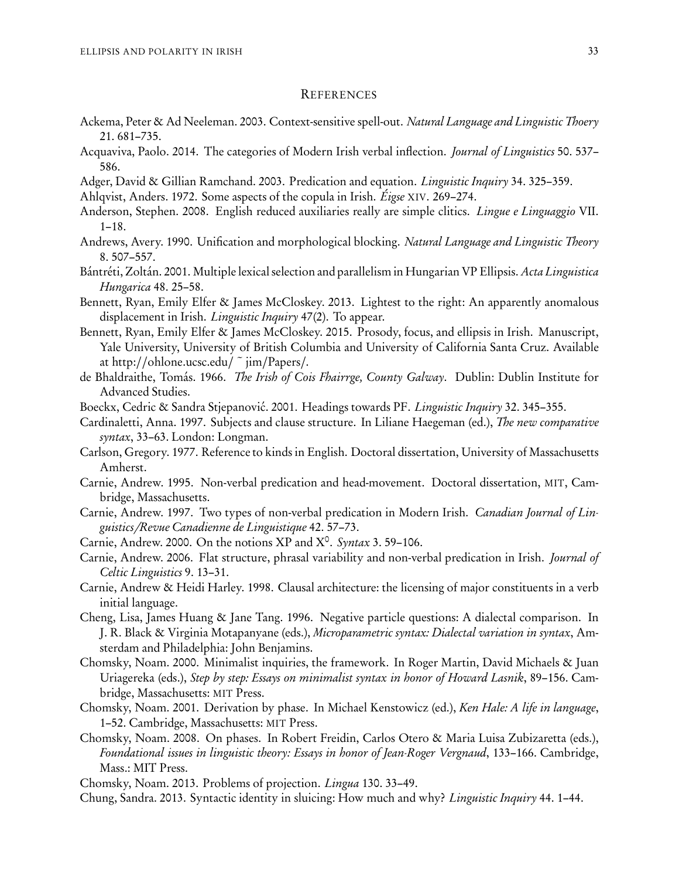## References

Ackema, Peter & Ad Neeleman. 2003. Context-sensitive spell-out. *Natural Language and Linguistic Thoery* 21. 681–735.

Acquaviva, Paolo. 2014. The categories of Modern Irish verbal inflection. *Journal of Linguistics* 50. 537–586.

Adger, David & Gillian Ramchand. 2003. Predication and equation. *Linguistic Inquiry* 34. 325–359.

Ahlqvist, Anders. 1972. Some aspects of the copula in Irish. *Éigse* XIV. 269–274.

Anderson, Stephen. 2008. English reduced auxiliaries really are simple clitics. *Lingue e Linguaggio* VII. 1–18.

Andrews, Avery. 1990. Unification and morphological blocking. *Natural Language and Linguistic Theory* 8. 507–557.

Bántréti, Zoltán. 2001. Multiple lexical selection and parallelism in Hungarian VP Ellipsis. *Acta Linguistica Hungarica* 48. 25–58.

Bennett, Ryan, Emily Elfer & James McCloskey. 2013. Lightest to the right: An apparently anomalous displacement in Irish. *Linguistic Inquiry* 47(2). To appear.

Bennett, Ryan, Emily Elfer & James McCloskey. 2015. Prosody, focus, and ellipsis in Irish. Manuscript, Yale University, University of British Columbia and University of California Santa Cruz. Available at http://ohlone.ucsc.edu/ ~ jim/Papers/.

de Bhaldraithe, Tomás. 1966. *The Irish of Cois Fhairrge, County Galway*. Dublin: Dublin Institute for Advanced Studies.

Boeckx, Cedric & Sandra Stjepanović. 2001. Headings towards PF. *Linguistic Inquiry* 32. 345–355.

Cardinaletti, Anna. 1997. Subjects and clause structure. In Liliane Haegeman (ed.), *The new comparative syntax*, 33–63. London: Longman.

Carlson, Gregory. 1977. Reference to kinds in English. Doctoral dissertation, University of Massachusetts Amherst.

Carnie, Andrew. 1995. Non-verbal predication and head-movement. Doctoral dissertation, MIT, Cambridge, Massachusetts.

Carnie, Andrew. 1997. Two types of non-verbal predication in Modern Irish. *Canadian Journal of Linguistics/Revue Canadienne de Linguistique* 42. 57–73.

Carnie, Andrew. 2000. On the notions XP and X$^0$. *Syntax* 3. 59–106.

Carnie, Andrew. 2006. Flat structure, phrasal variability and non-verbal predication in Irish. *Journal of Celtic Linguistics* 9. 13–31.

Carnie, Andrew & Heidi Harley. 1998. Clausal architecture: the licensing of major constituents in a verb initial language.

Cheng, Lisa, James Huang & Jane Tang. 1996. Negative particle questions: A dialectal comparison. In J. R. Black & Virginia Motapanyane (eds.), *Microparametric syntax: Dialectal variation in syntax*, Amsterdam and Philadelphia: John Benjamins.

Chomsky, Noam. 2000. Minimalist inquiries, the framework. In Roger Martin, David Michaels & Juan Uriagereka (eds.), *Step by step: Essays on minimalist syntax in honor of Howard Lasnik*, 89–156. Cambridge, Massachusetts: MIT Press.

Chomsky, Noam. 2001. Derivation by phase. In Michael Kenstowicz (ed.), *Ken Hale: A life in language*, 1–52. Cambridge, Massachusetts: MIT Press.

Chomsky, Noam. 2008. On phases. In Robert Freidin, Carlos Otero & Maria Luisa Zubizaretta (eds.), *Foundational issues in linguistic theory: Essays in honor of Jean-Roger Vergnaud*, 133–166. Cambridge, Mass.: MIT Press.

Chomsky, Noam. 2013. Problems of projection. *Lingua* 130. 33–49.

Chung, Sandra. 2013. Syntactic identity in sluicing: How much and why? *Linguistic Inquiry* 44. 1–44.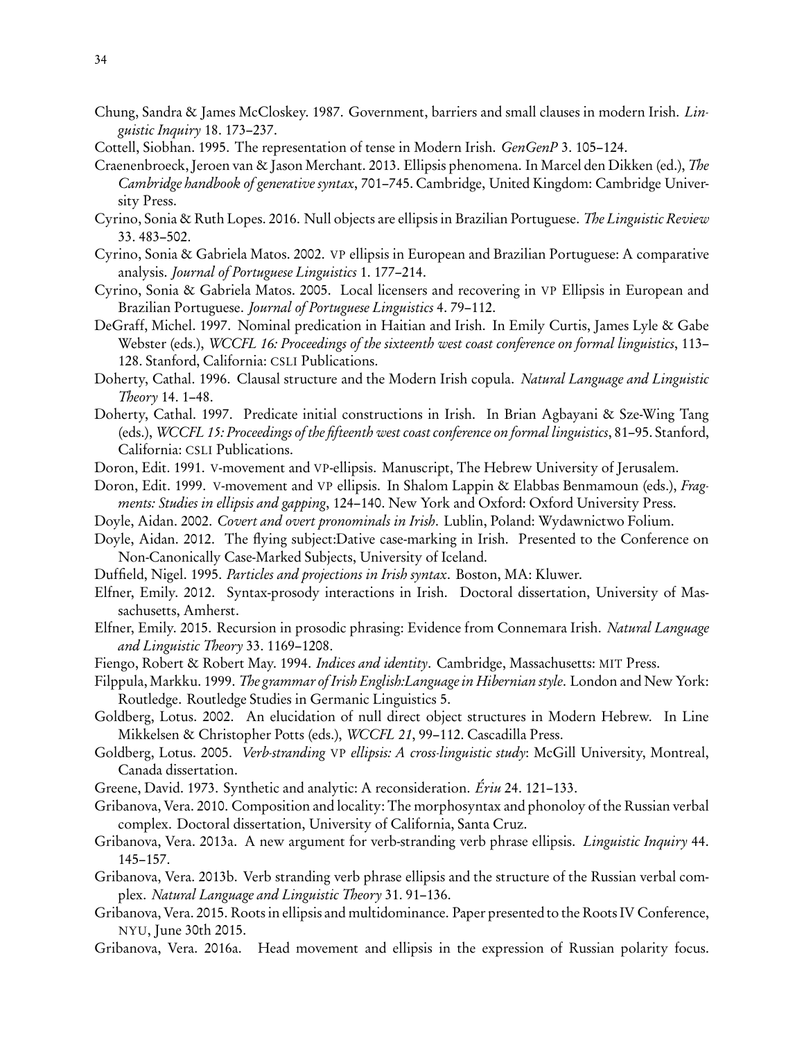Chung, Sandra & James McCloskey. 1987. Government, barriers and small clauses in modern Irish. *Linguistic Inquiry* 18. 173–237.

Cottell, Siobhan. 1995. The representation of tense in Modern Irish. *GenGenP* 3. 105–124.

Craenenbroeck, Jeroen van & Jason Merchant. 2013. Ellipsis phenomena. In Marcel den Dikken (ed.), *The Cambridge handbook of generative syntax*, 701–745. Cambridge, United Kingdom: Cambridge University Press.

Cyrino, Sonia & Ruth Lopes. 2016. Null objects are ellipsis in Brazilian Portuguese. *The Linguistic Review* 33. 483–502.

Cyrino, Sonia & Gabriela Matos. 2002. VP ellipsis in European and Brazilian Portuguese: A comparative analysis. *Journal of Portuguese Linguistics* 1. 177–214.

Cyrino, Sonia & Gabriela Matos. 2005. Local licensers and recovering in VP Ellipsis in European and Brazilian Portuguese. *Journal of Portuguese Linguistics* 4. 79–112.

DeGraff, Michel. 1997. Nominal predication in Haitian and Irish. In Emily Curtis, James Lyle & Gabe Webster (eds.), *WCCFL 16: Proceedings of the sixteenth west coast conference on formal linguistics*, 113–128. Stanford, California: CSLI Publications.

Doherty, Cathal. 1996. Clausal structure and the Modern Irish copula. *Natural Language and Linguistic Theory* 14. 1–48.

Doherty, Cathal. 1997. Predicate initial constructions in Irish. In Brian Agbayani & Sze-Wing Tang (eds.), *WCCFL 15: Proceedings of the fifteenth west coast conference on formal linguistics*, 81–95. Stanford, California: CSLI Publications.

Doron, Edit. 1991. V-movement and VP-ellipsis. Manuscript, The Hebrew University of Jerusalem.

Doron, Edit. 1999. V-movement and VP ellipsis. In Shalom Lappin & Elabbas Benmamoun (eds.), *Fragments: Studies in ellipsis and gapping*, 124–140. New York and Oxford: Oxford University Press.

Doyle, Aidan. 2002. *Covert and overt pronominals in Irish*. Lublin, Poland: Wydawnictwo Folium.

Doyle, Aidan. 2012. The flying subject:Dative case-marking in Irish. Presented to the Conference on Non-Canonically Case-Marked Subjects, University of Iceland.

Duffield, Nigel. 1995. *Particles and projections in Irish syntax*. Boston, MA: Kluwer.

Elfner, Emily. 2012. Syntax-prosody interactions in Irish. Doctoral dissertation, University of Massachusetts, Amherst.

Elfner, Emily. 2015. Recursion in prosodic phrasing: Evidence from Connemara Irish. *Natural Language and Linguistic Theory* 33. 1169–1208.

Fiengo, Robert & Robert May. 1994. *Indices and identity*. Cambridge, Massachusetts: MIT Press.

Filppula, Markku. 1999. *The grammar of Irish English:Language in Hibernian style*. London and New York: Routledge. Routledge Studies in Germanic Linguistics 5.

Goldberg, Lotus. 2002. An elucidation of null direct object structures in Modern Hebrew. In Line Mikkelsen & Christopher Potts (eds.), *WCCFL 21*, 99–112. Cascadilla Press.

Goldberg, Lotus. 2005. *Verb-stranding VP ellipsis: A cross-linguistic study*: McGill University, Montreal, Canada dissertation.

Greene, David. 1973. Synthetic and analytic: A reconsideration. *Ériu* 24. 121–133.

Gribanova, Vera. 2010. Composition and locality: The morphosyntax and phonoloy of the Russian verbal complex. Doctoral dissertation, University of California, Santa Cruz.

Gribanova, Vera. 2013a. A new argument for verb-stranding verb phrase ellipsis. *Linguistic Inquiry* 44. 145–157.

Gribanova, Vera. 2013b. Verb stranding verb phrase ellipsis and the structure of the Russian verbal complex. *Natural Language and Linguistic Theory* 31. 91–136.

Gribanova, Vera. 2015. Roots in ellipsis and multidominance. Paper presented to the Roots IV Conference, NYU, June 30th 2015.

Gribanova, Vera. 2016a. Head movement and ellipsis in the expression of Russian polarity focus.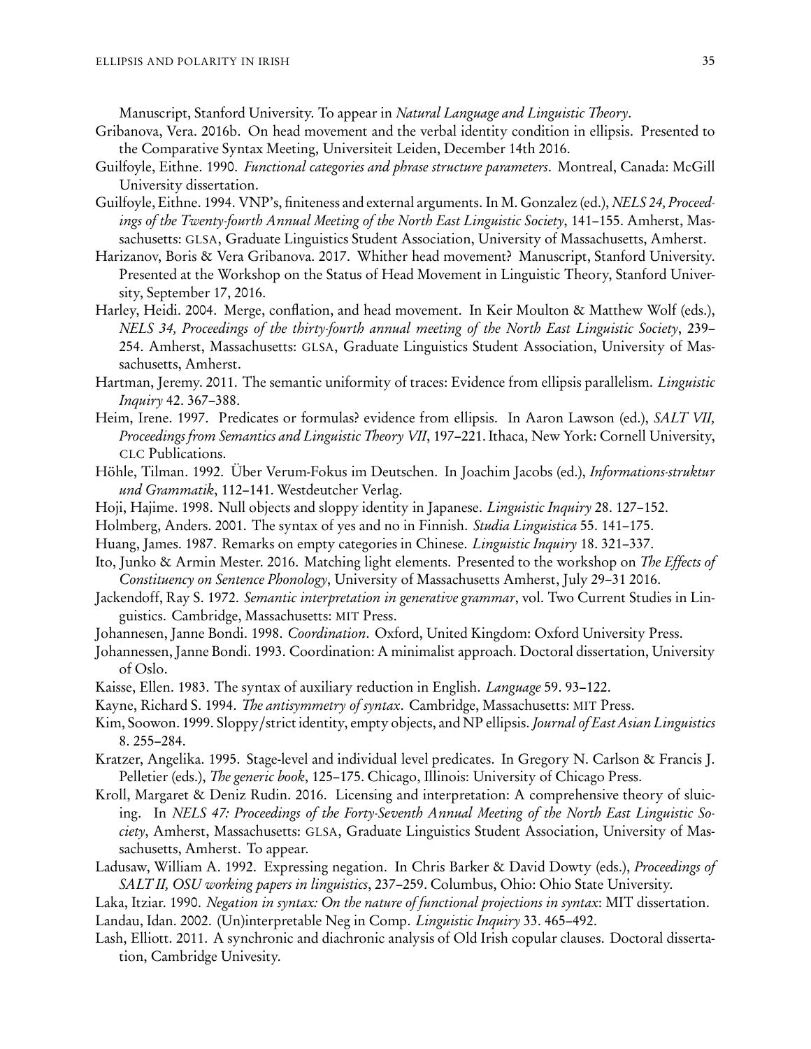Manuscript, Stanford University. To appear in *Natural Language and Linguistic Theory*.

Gribanova, Vera. 2016b. On head movement and the verbal identity condition in ellipsis. Presented to the Comparative Syntax Meeting, Universiteit Leiden, December 14th 2016.

Guilfoyle, Eithne. 1990. *Functional categories and phrase structure parameters*. Montreal, Canada: McGill University dissertation.

Guilfoyle, Eithne. 1994. VNP's, finiteness and external arguments. In M. Gonzalez (ed.), *NELS 24, Proceedings of the Twenty-fourth Annual Meeting of the North East Linguistic Society*, 141–155. Amherst, Massachusetts: GLSA, Graduate Linguistics Student Association, University of Massachusetts, Amherst.

Harizanov, Boris & Vera Gribanova. 2017. Whither head movement? Manuscript, Stanford University. Presented at the Workshop on the Status of Head Movement in Linguistic Theory, Stanford University, September 17, 2016.

Harley, Heidi. 2004. Merge, conflation, and head movement. In Keir Moulton & Matthew Wolf (eds.), *NELS 34, Proceedings of the thirty-fourth annual meeting of the North East Linguistic Society*, 239–254. Amherst, Massachusetts: GLSA, Graduate Linguistics Student Association, University of Massachusetts, Amherst.

Hartman, Jeremy. 2011. The semantic uniformity of traces: Evidence from ellipsis parallelism. *Linguistic Inquiry* 42. 367–388.

Heim, Irene. 1997. Predicates or formulas? evidence from ellipsis. In Aaron Lawson (ed.), *SALT VII, Proceedings from Semantics and Linguistic Theory VII*, 197–221. Ithaca, New York: Cornell University, CLC Publications.

Höhle, Tilman. 1992. Über Verum-Fokus im Deutschen. In Joachim Jacobs (ed.), *Informations-struktur und Grammatik*, 112–141. Westdeutcher Verlag.

Hoji, Hajime. 1998. Null objects and sloppy identity in Japanese. *Linguistic Inquiry* 28. 127–152.

Holmberg, Anders. 2001. The syntax of yes and no in Finnish. *Studia Linguistica* 55. 141–175.

Huang, James. 1987. Remarks on empty categories in Chinese. *Linguistic Inquiry* 18. 321–337.

Ito, Junko & Armin Mester. 2016. Matching light elements. Presented to the workshop on *The Effects of Constituency on Sentence Phonology*, University of Massachusetts Amherst, July 29–31 2016.

Jackendoff, Ray S. 1972. *Semantic interpretation in generative grammar*, vol. Two Current Studies in Linguistics. Cambridge, Massachusetts: MIT Press.

Johannesen, Janne Bondi. 1998. *Coordination*. Oxford, United Kingdom: Oxford University Press.

Johannessen, Janne Bondi. 1993. Coordination: A minimalist approach. Doctoral dissertation, University of Oslo.

Kaisse, Ellen. 1983. The syntax of auxiliary reduction in English. *Language* 59. 93–122.

Kayne, Richard S. 1994. *The antisymmetry of syntax*. Cambridge, Massachusetts: MIT Press.

Kim, Soowon. 1999. Sloppy/strict identity, empty objects, and NP ellipsis. *Journal of East Asian Linguistics* 8. 255–284.

Kratzer, Angelika. 1995. Stage-level and individual level predicates. In Gregory N. Carlson & Francis J. Pelletier (eds.), *The generic book*, 125–175. Chicago, Illinois: University of Chicago Press.

Kroll, Margaret & Deniz Rudin. 2016. Licensing and interpretation: A comprehensive theory of sluicing. In *NELS 47: Proceedings of the Forty-Seventh Annual Meeting of the North East Linguistic Society*, Amherst, Massachusetts: GLSA, Graduate Linguistics Student Association, University of Massachusetts, Amherst. To appear.

Ladusaw, William A. 1992. Expressing negation. In Chris Barker & David Dowty (eds.), *Proceedings of SALT II, OSU working papers in linguistics*, 237–259. Columbus, Ohio: Ohio State University.

Laka, Itziar. 1990. *Negation in syntax: On the nature of functional projections in syntax*: MIT dissertation.

Landau, Idan. 2002. (Un)interpretable Neg in Comp. *Linguistic Inquiry* 33. 465–492.

Lash, Elliott. 2011. A synchronic and diachronic analysis of Old Irish copular clauses. Doctoral dissertation, Cambridge Univesity.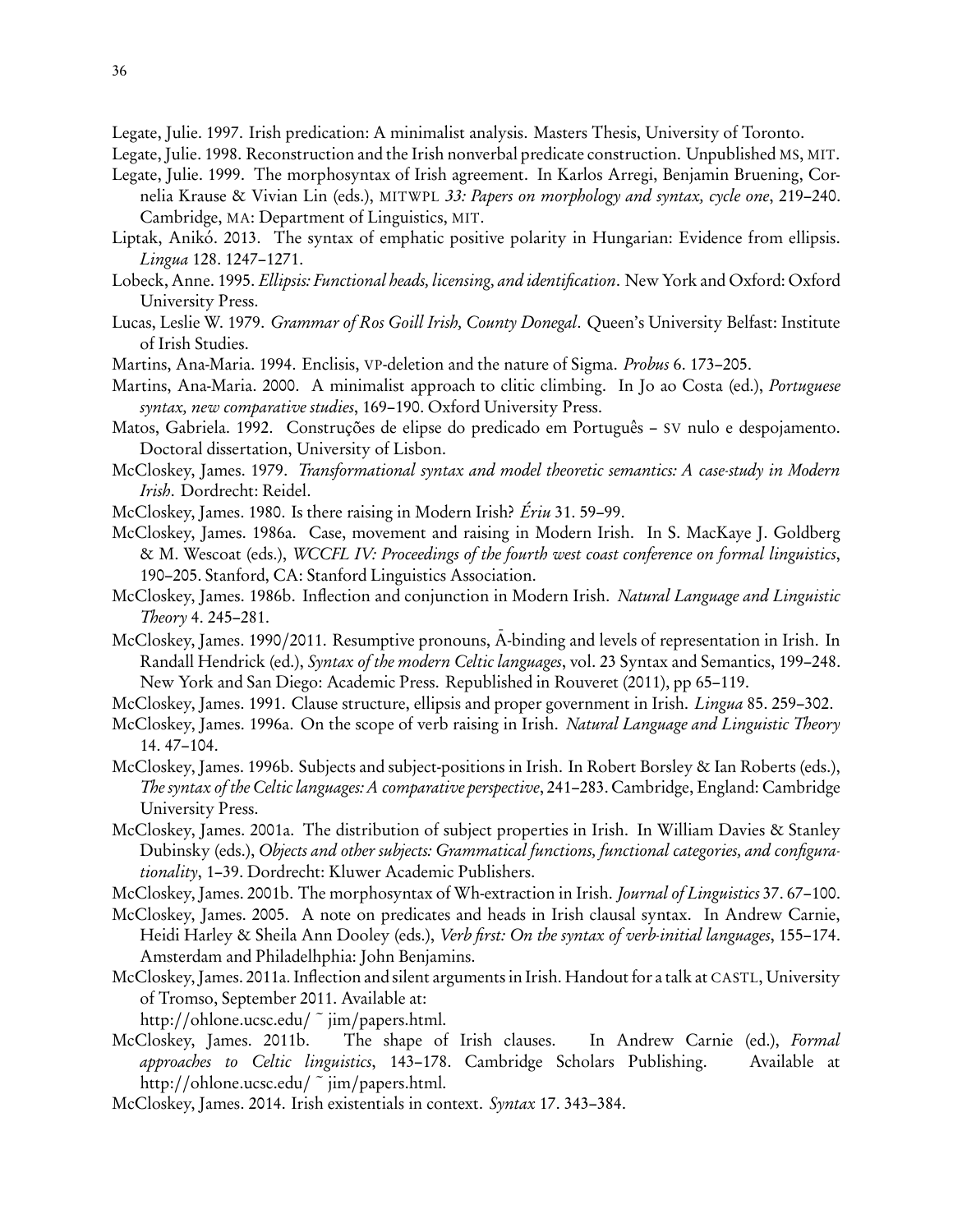Legate, Julie. 1997. Irish predication: A minimalist analysis. Masters Thesis, University of Toronto.

Legate, Julie. 1998. Reconstruction and the Irish nonverbal predicate construction. Unpublished MS, MIT.

Legate, Julie. 1999. The morphosyntax of Irish agreement. In Karlos Arregi, Benjamin Bruening, Cornelia Krause & Vivian Lin (eds.), MITWPL *33: Papers on morphology and syntax, cycle one*, 219–240. Cambridge, MA: Department of Linguistics, MIT.

Liptak, Anikó. 2013. The syntax of emphatic positive polarity in Hungarian: Evidence from ellipsis. *Lingua* 128. 1247–1271.

Lobeck, Anne. 1995. *Ellipsis: Functional heads, licensing, and identification*. New York and Oxford: Oxford University Press.

Lucas, Leslie W. 1979. *Grammar of Ros Goill Irish, County Donegal*. Queen's University Belfast: Institute of Irish Studies.

Martins, Ana-Maria. 1994. Enclisis, VP-deletion and the nature of Sigma. *Probus* 6. 173–205.

Martins, Ana-Maria. 2000. A minimalist approach to clitic climbing. In Jo ao Costa (ed.), *Portuguese syntax, new comparative studies*, 169–190. Oxford University Press.

Matos, Gabriela. 1992. Construções de elipse do predicado em Português – SV nulo e despojamento. Doctoral dissertation, University of Lisbon.

McCloskey, James. 1979. *Transformational syntax and model theoretic semantics: A case-study in Modern Irish*. Dordrecht: Reidel.

McCloskey, James. 1980. Is there raising in Modern Irish? *Ériu* 31. 59–99.

McCloskey, James. 1986a. Case, movement and raising in Modern Irish. In S. MacKaye J. Goldberg & M. Wescoat (eds.), *WCCFL IV: Proceedings of the fourth west coast conference on formal linguistics*, 190–205. Stanford, CA: Stanford Linguistics Association.

McCloskey, James. 1986b. Inflection and conjunction in Modern Irish. *Natural Language and Linguistic Theory* 4. 245–281.

McCloskey, James. 1990/2011. Resumptive pronouns, Ā-binding and levels of representation in Irish. In Randall Hendrick (ed.), *Syntax of the modern Celtic languages*, vol. 23 Syntax and Semantics, 199–248. New York and San Diego: Academic Press. Republished in Rouveret (2011), pp 65–119.

McCloskey, James. 1991. Clause structure, ellipsis and proper government in Irish. *Lingua* 85. 259–302.

McCloskey, James. 1996a. On the scope of verb raising in Irish. *Natural Language and Linguistic Theory* 14. 47–104.

McCloskey, James. 1996b. Subjects and subject-positions in Irish. In Robert Borsley & Ian Roberts (eds.), *The syntax of the Celtic languages: A comparative perspective*, 241–283. Cambridge, England: Cambridge University Press.

McCloskey, James. 2001a. The distribution of subject properties in Irish. In William Davies & Stanley Dubinsky (eds.), *Objects and other subjects: Grammatical functions, functional categories, and configurationality*, 1–39. Dordrecht: Kluwer Academic Publishers.

McCloskey, James. 2001b. The morphosyntax of Wh-extraction in Irish. *Journal of Linguistics* 37. 67–100.

McCloskey, James. 2005. A note on predicates and heads in Irish clausal syntax. In Andrew Carnie, Heidi Harley & Sheila Ann Dooley (eds.), *Verb first: On the syntax of verb-initial languages*, 155–174. Amsterdam and Philadelhphia: John Benjamins.

McCloskey, James. 2011a. Inflection and silent arguments in Irish. Handout for a talk at CASTL, University of Tromso, September 2011. Available at: http://ohlone.ucsc.edu/ ~ jim/papers.html.

McCloskey, James. 2011b. The shape of Irish clauses. In Andrew Carnie (ed.), *Formal approaches to Celtic linguistics*, 143–178. Cambridge Scholars Publishing. Available at http://ohlone.ucsc.edu/ ~ jim/papers.html.

McCloskey, James. 2014. Irish existentials in context. *Syntax* 17. 343–384.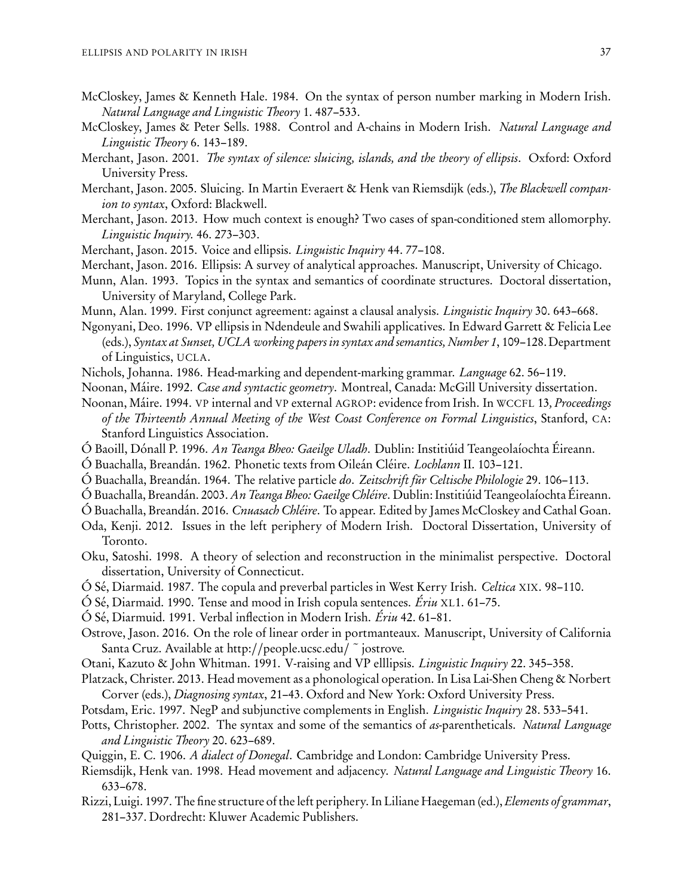McCloskey, James & Kenneth Hale. 1984. On the syntax of person number marking in Modern Irish. *Natural Language and Linguistic Theory* 1. 487–533.

McCloskey, James & Peter Sells. 1988. Control and A-chains in Modern Irish. *Natural Language and Linguistic Theory* 6. 143–189.

Merchant, Jason. 2001. *The syntax of silence: sluicing, islands, and the theory of ellipsis*. Oxford: Oxford University Press.

Merchant, Jason. 2005. Sluicing. In Martin Everaert & Henk van Riemsdijk (eds.), *The Blackwell companion to syntax*, Oxford: Blackwell.

Merchant, Jason. 2013. How much context is enough? Two cases of span-conditioned stem allomorphy. *Linguistic Inquiry.* 46. 273–303.

Merchant, Jason. 2015. Voice and ellipsis. *Linguistic Inquiry* 44. 77–108.

Merchant, Jason. 2016. Ellipsis: A survey of analytical approaches. Manuscript, University of Chicago.

Munn, Alan. 1993. Topics in the syntax and semantics of coordinate structures. Doctoral dissertation, University of Maryland, College Park.

Munn, Alan. 1999. First conjunct agreement: against a clausal analysis. *Linguistic Inquiry* 30. 643–668.

Ngonyani, Deo. 1996. VP ellipsis in Ndendeule and Swahili applicatives. In Edward Garrett & Felicia Lee (eds.), *Syntax at Sunset, UCLA working papers in syntax and semantics, Number 1*, 109–128. Department of Linguistics, UCLA.

Nichols, Johanna. 1986. Head-marking and dependent-marking grammar. *Language* 62. 56–119.

Noonan, Máire. 1992. *Case and syntactic geometry*. Montreal, Canada: McGill University dissertation.

Noonan, Máire. 1994. VP internal and VP external AGROP: evidence from Irish. In WCCFL 13, *Proceedings of the Thirteenth Annual Meeting of the West Coast Conference on Formal Linguistics*, Stanford, CA: Stanford Linguistics Association.

Ó Baoill, Dónall P. 1996. *An Teanga Bheo: Gaeilge Uladh*. Dublin: Institiúid Teangeolaíochta Éireann.

Ó Buachalla, Breandán. 1962. Phonetic texts from Oileán Cléire. *Lochlann* II. 103–121.

Ó Buachalla, Breandán. 1964. The relative particle *do*. *Zeitschrift für Celtische Philologie* 29. 106–113.

Ó Buachalla, Breandán. 2003. *An Teanga Bheo: Gaeilge Chléire*. Dublin: Institiúid Teangeolaíochta Éireann.

Ó Buachalla, Breandán. 2016. *Cnuasach Chléire*. To appear. Edited by James McCloskey and Cathal Goan.

Oda, Kenji. 2012. Issues in the left periphery of Modern Irish. Doctoral Dissertation, University of Toronto.

Oku, Satoshi. 1998. A theory of selection and reconstruction in the minimalist perspective. Doctoral dissertation, University of Connecticut.

Ó Sé, Diarmaid. 1987. The copula and preverbal particles in West Kerry Irish. *Celtica* XIX. 98–110.

Ó Sé, Diarmaid. 1990. Tense and mood in Irish copula sentences. *Ériu* XL1. 61–75.

Ó Sé, Diarmuid. 1991. Verbal inflection in Modern Irish. *Ériu* 42. 61–81.

Ostrove, Jason. 2016. On the role of linear order in portmanteaux. Manuscript, University of California Santa Cruz. Available at http://people.ucsc.edu/ ~ jostrove.

Otani, Kazuto & John Whitman. 1991. V-raising and VP elllipsis. *Linguistic Inquiry* 22. 345–358.

Platzack, Christer. 2013. Head movement as a phonological operation. In Lisa Lai-Shen Cheng & Norbert Corver (eds.), *Diagnosing syntax*, 21–43. Oxford and New York: Oxford University Press.

Potsdam, Eric. 1997. NegP and subjunctive complements in English. *Linguistic Inquiry* 28. 533–541.

Potts, Christopher. 2002. The syntax and some of the semantics of *as*-parentheticals. *Natural Language and Linguistic Theory* 20. 623–689.

Quiggin, E. C. 1906. *A dialect of Donegal*. Cambridge and London: Cambridge University Press.

Riemsdijk, Henk van. 1998. Head movement and adjacency. *Natural Language and Linguistic Theory* 16. 633–678.

Rizzi, Luigi. 1997. The fine structure of the left periphery. In Liliane Haegeman (ed.), *Elements of grammar*, 281–337. Dordrecht: Kluwer Academic Publishers.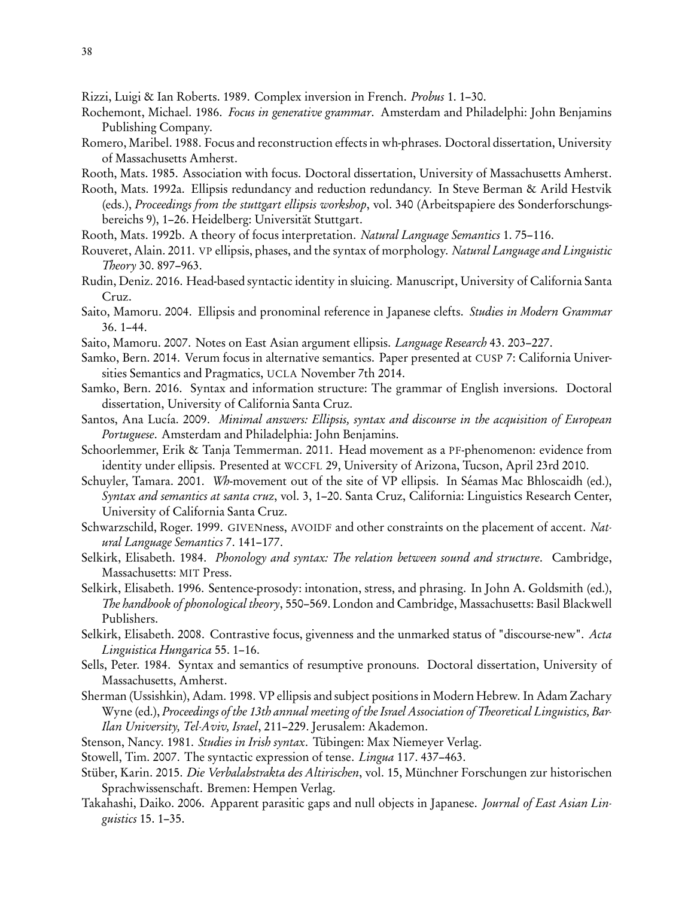Rizzi, Luigi & Ian Roberts. 1989. Complex inversion in French. *Probus* 1. 1–30.

Rochemont, Michael. 1986. *Focus in generative grammar*. Amsterdam and Philadelphi: John Benjamins Publishing Company.

Romero, Maribel. 1988. Focus and reconstruction effects in wh-phrases. Doctoral dissertation, University of Massachusetts Amherst.

Rooth, Mats. 1985. Association with focus. Doctoral dissertation, University of Massachusetts Amherst.

Rooth, Mats. 1992a. Ellipsis redundancy and reduction redundancy. In Steve Berman & Arild Hestvik (eds.), *Proceedings from the stuttgart ellipsis workshop*, vol. 340 (Arbeitspapiere des Sonderforschungsbereichs 9), 1–26. Heidelberg: Universität Stuttgart.

Rooth, Mats. 1992b. A theory of focus interpretation. *Natural Language Semantics* 1. 75–116.

Rouveret, Alain. 2011. VP ellipsis, phases, and the syntax of morphology. *Natural Language and Linguistic Theory* 30. 897–963.

Rudin, Deniz. 2016. Head-based syntactic identity in sluicing. Manuscript, University of California Santa Cruz.

Saito, Mamoru. 2004. Ellipsis and pronominal reference in Japanese clefts. *Studies in Modern Grammar* 36. 1–44.

Saito, Mamoru. 2007. Notes on East Asian argument ellipsis. *Language Research* 43. 203–227.

Samko, Bern. 2014. Verum focus in alternative semantics. Paper presented at CUSP 7: California Universities Semantics and Pragmatics, UCLA November 7th 2014.

Samko, Bern. 2016. Syntax and information structure: The grammar of English inversions. Doctoral dissertation, University of California Santa Cruz.

Santos, Ana Lucía. 2009. *Minimal answers: Ellipsis, syntax and discourse in the acquisition of European Portuguese*. Amsterdam and Philadelphia: John Benjamins.

Schoorlemmer, Erik & Tanja Temmerman. 2011. Head movement as a PF-phenomenon: evidence from identity under ellipsis. Presented at WCCFL 29, University of Arizona, Tucson, April 23rd 2010.

Schuyler, Tamara. 2001. *Wh*-movement out of the site of VP ellipsis. In Séamas Mac Bhloscaidh (ed.), *Syntax and semantics at santa cruz*, vol. 3, 1–20. Santa Cruz, California: Linguistics Research Center, University of California Santa Cruz.

Schwarzschild, Roger. 1999. GIVENness, AVOIDF and other constraints on the placement of accent. *Natural Language Semantics* 7. 141–177.

Selkirk, Elisabeth. 1984. *Phonology and syntax: The relation between sound and structure*. Cambridge, Massachusetts: MIT Press.

Selkirk, Elisabeth. 1996. Sentence-prosody: intonation, stress, and phrasing. In John A. Goldsmith (ed.), *The handbook of phonological theory*, 550–569. London and Cambridge, Massachusetts: Basil Blackwell Publishers.

Selkirk, Elisabeth. 2008. Contrastive focus, givenness and the unmarked status of "discourse-new". *Acta Linguistica Hungarica* 55. 1–16.

Sells, Peter. 1984. Syntax and semantics of resumptive pronouns. Doctoral dissertation, University of Massachusetts, Amherst.

Sherman (Ussishkin), Adam. 1998. VP ellipsis and subject positions in Modern Hebrew. In Adam Zachary Wyne (ed.), *Proceedings of the 13th annual meeting of the Israel Association of Theoretical Linguistics, Bar-Ilan University, Tel-Aviv, Israel*, 211–229. Jerusalem: Akademon.

Stenson, Nancy. 1981. *Studies in Irish syntax*. Tübingen: Max Niemeyer Verlag.

Stowell, Tim. 2007. The syntactic expression of tense. *Lingua* 117. 437–463.

Stüber, Karin. 2015. *Die Verbalabstrakta des Altirischen*, vol. 15, Münchner Forschungen zur historischen Sprachwissenschaft. Bremen: Hempen Verlag.

Takahashi, Daiko. 2006. Apparent parasitic gaps and null objects in Japanese. *Journal of East Asian Linguistics* 15. 1–35.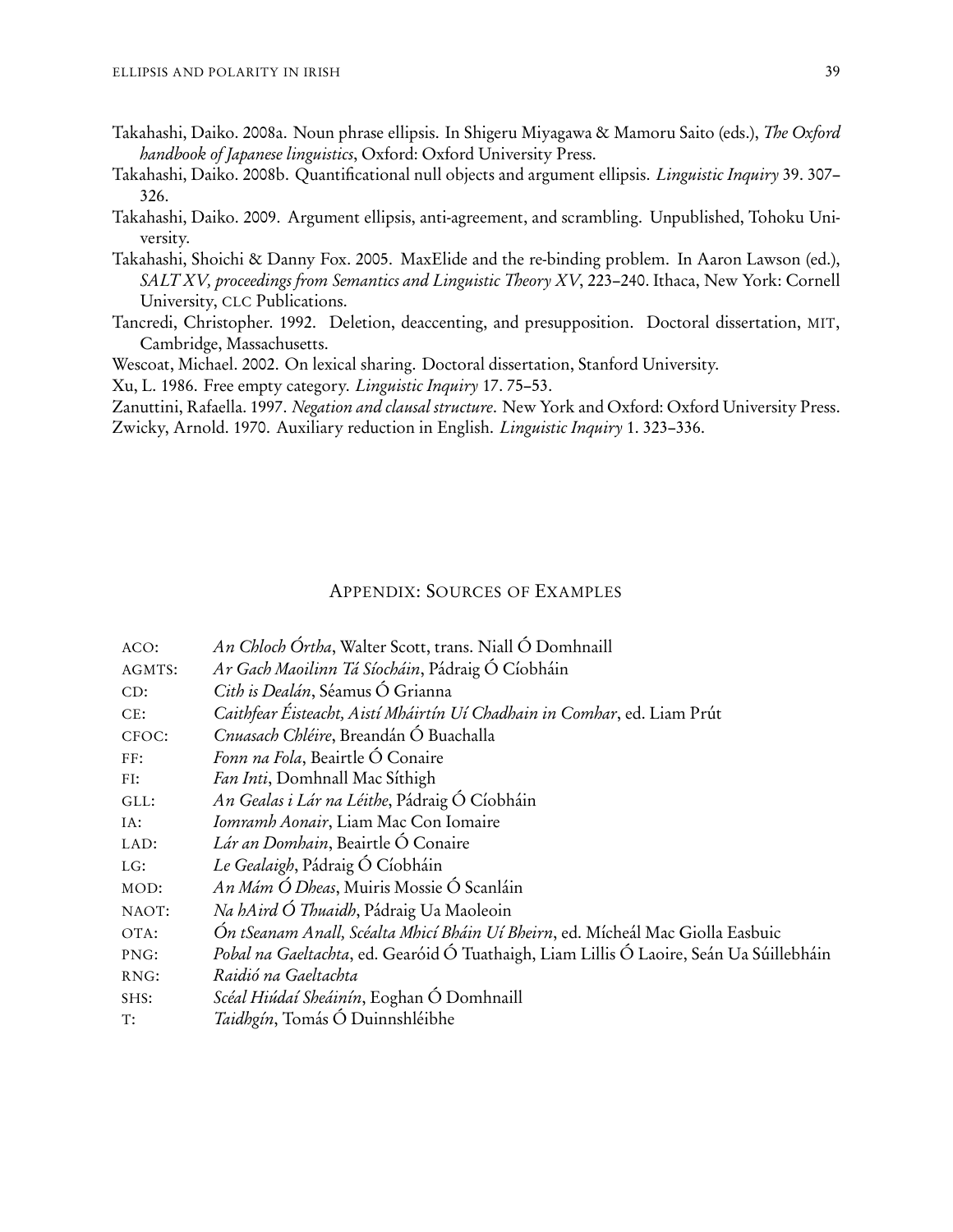Takahashi, Daiko. 2008a. Noun phrase ellipsis. In Shigeru Miyagawa & Mamoru Saito (eds.), *The Oxford handbook of Japanese linguistics*, Oxford: Oxford University Press.

Takahashi, Daiko. 2008b. Quantificational null objects and argument ellipsis. *Linguistic Inquiry* 39. 307–326.

Takahashi, Daiko. 2009. Argument ellipsis, anti-agreement, and scrambling. Unpublished, Tohoku University.

Takahashi, Shoichi & Danny Fox. 2005. MaxElide and the re-binding problem. In Aaron Lawson (ed.), *SALT XV, proceedings from Semantics and Linguistic Theory XV*, 223–240. Ithaca, New York: Cornell University, CLC Publications.

Tancredi, Christopher. 1992. Deletion, deaccenting, and presupposition. Doctoral dissertation, MIT, Cambridge, Massachusetts.

Wescoat, Michael. 2002. On lexical sharing. Doctoral dissertation, Stanford University.

Xu, L. 1986. Free empty category. *Linguistic Inquiry* 17. 75–53.

Zanuttini, Rafaella. 1997. *Negation and clausal structure*. New York and Oxford: Oxford University Press.

Zwicky, Arnold. 1970. Auxiliary reduction in English. *Linguistic Inquiry* 1. 323–336.

## Appendix: Sources of Examples

| | |
|---|---|
| ACO: | *An Chloch Órtha*, Walter Scott, trans. Niall Ó Domhnaill |
| AGMTS: | *Ar Gach Maoilinn Tá Síocháin*, Pádraig Ó Cíobháin |
| CD: | *Cith is Dealán*, Séamus Ó Grianna |
| CE: | *Caithfear Éisteacht, Aistí Mháirtín Uí Chadhain in Comhar*, ed. Liam Prút |
| CFOC: | *Cnuasach Chléire*, Breandán Ó Buachalla |
| FF: | *Fonn na Fola*, Beairtle Ó Conaire |
| FI: | *Fan Inti*, Domhnall Mac Síthigh |
| GLL: | *An Gealas i Lár na Léithe*, Pádraig Ó Cíobháin |
| IA: | *Iomramh Aonair*, Liam Mac Con Iomaire |
| LAD: | *Lár an Domhain*, Beairtle Ó Conaire |
| LG: | *Le Gealaigh*, Pádraig Ó Cíobháin |
| MOD: | *An Mám Ó Dheas*, Muiris Mossie Ó Scanláin |
| NAOT: | *Na hAird Ó Thuaidh*, Pádraig Ua Maoleoin |
| OTA: | *Ón tSeanam Anall, Scéalta Mhicí Bháin Uí Bheirn*, ed. Mícheál Mac Giolla Easbuic |
| PNG: | *Pobal na Gaeltachta*, ed. Gearóid Ó Tuathaigh, Liam Lillis Ó Laoire, Seán Ua Súillebháin |
| RNG: | *Raidió na Gaeltachta* |
| SHS: | *Scéal Hiúdaí Sheáinín*, Eoghan Ó Domhnaill |
| T: | *Taidhgín*, Tomás Ó Duinnshléibhe |